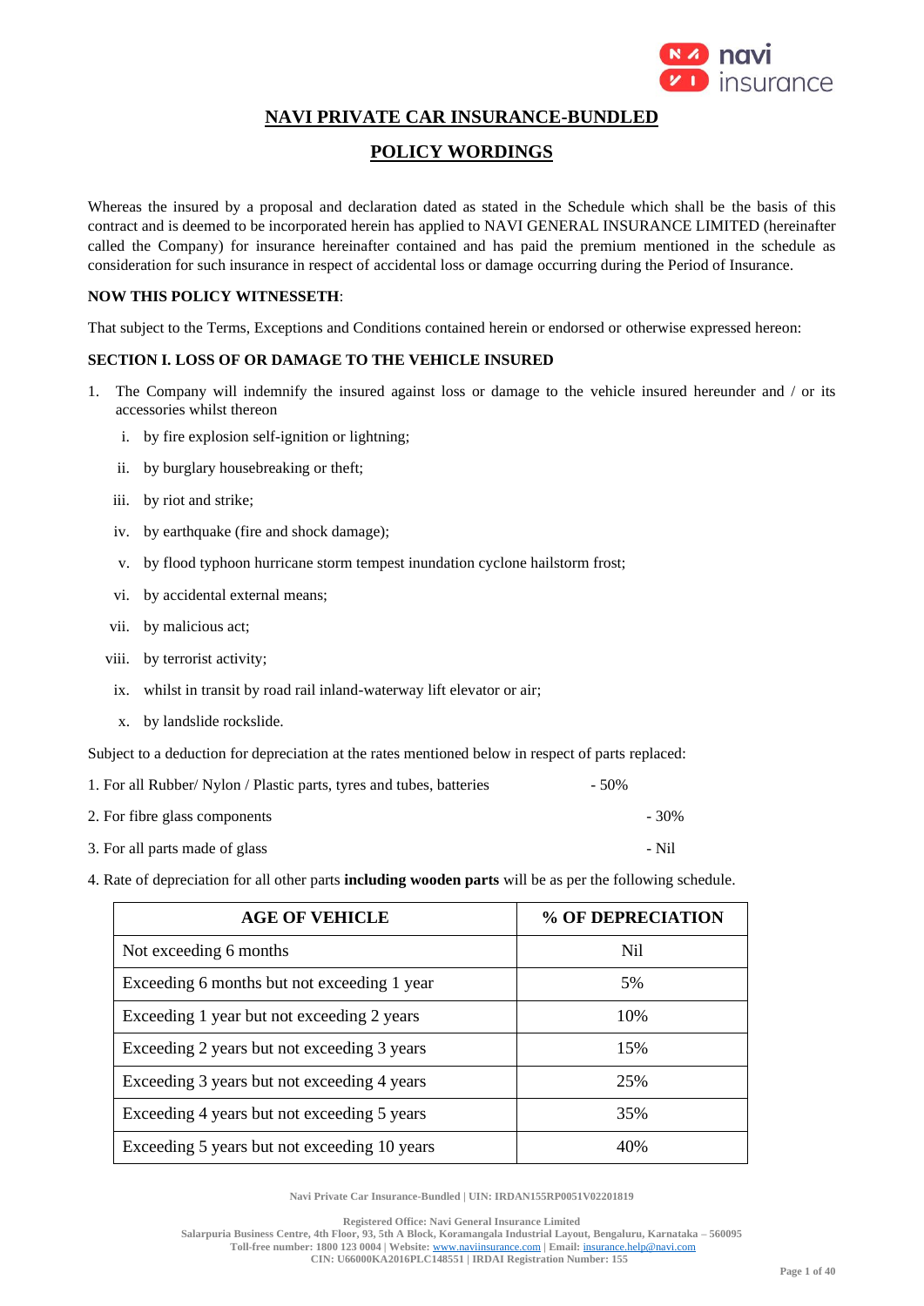# NAVI PRIVATE CAR INSURANCE-BUNDLED

## POLICY WORDINGS

Whereas the insured by a proposal and declaration dated as stated in the Schedule which shall be the basis of this contract and is deemed to be incorporated herein has applied to NAVI GENERAL INSURANCE LIMITED (hereinafter called the Company) for insurance hereinafter contained and has paid the premium mentioned in the schedule as consideration for such insurance in respect of accidental loss or damage occurring during the Period of Insurance.

**NOW THIS POLICY WITNESSETH**:

That subject to the Terms, Exceptions and Conditions contained herein or endorsed or otherwise expressed hereon:

**SECTION I. LOSS OF OR DAMAGE TO THE VEHICLE INSURED**

1. The Company will indemnify the insured against loss or damage to the vehicle insured hereunder and / or its accessories whilst thereon

   i. by fire explosion self-ignition or lightning;

   ii. by burglary housebreaking or theft;

   iii. by riot and strike;

   iv. by earthquake (fire and shock damage);

   v. by flood typhoon hurricane storm tempest inundation cyclone hailstorm frost;

   vi. by accidental external means;

   vii. by malicious act;

   viii. by terrorist activity;

   ix. whilst in transit by road rail inland-waterway lift elevator or air;

   x. by landslide rockslide.

Subject to a deduction for depreciation at the rates mentioned below in respect of parts replaced:

1. For all Rubber/ Nylon / Plastic parts, tyres and tubes, batteries - 50%
2. For fibre glass components - 30%
3. For all parts made of glass - Nil
4. Rate of depreciation for all other parts **including wooden parts** will be as per the following schedule.

| AGE OF VEHICLE | % OF DEPRECIATION |
|---|---|
| Not exceeding 6 months | Nil |
| Exceeding 6 months but not exceeding 1 year | 5% |
| Exceeding 1 year but not exceeding 2 years | 10% |
| Exceeding 2 years but not exceeding 3 years | 15% |
| Exceeding 3 years but not exceeding 4 years | 25% |
| Exceeding 4 years but not exceeding 5 years | 35% |
| Exceeding 5 years but not exceeding 10 years | 40% |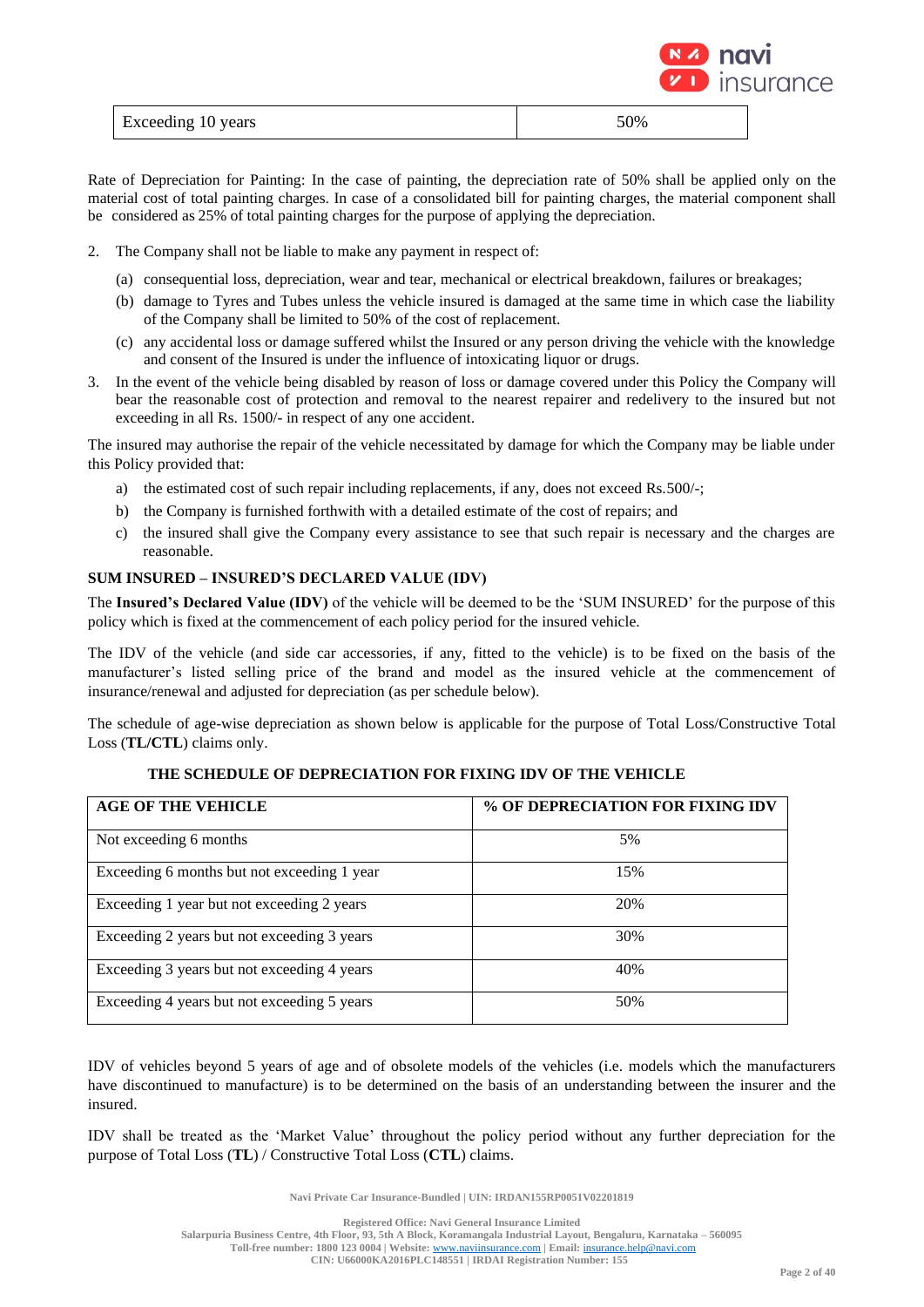| Exceeding 10 years | 50% |
|---|---|

Rate of Depreciation for Painting: In the case of painting, the depreciation rate of 50% shall be applied only on the material cost of total painting charges. In case of a consolidated bill for painting charges, the material component shall be considered as 25% of total painting charges for the purpose of applying the depreciation.

2. The Company shall not be liable to make any payment in respect of:
   (a) consequential loss, depreciation, wear and tear, mechanical or electrical breakdown, failures or breakages;
   (b) damage to Tyres and Tubes unless the vehicle insured is damaged at the same time in which case the liability of the Company shall be limited to 50% of the cost of replacement.
   (c) any accidental loss or damage suffered whilst the Insured or any person driving the vehicle with the knowledge and consent of the Insured is under the influence of intoxicating liquor or drugs.
3. In the event of the vehicle being disabled by reason of loss or damage covered under this Policy the Company will bear the reasonable cost of protection and removal to the nearest repairer and redelivery to the insured but not exceeding in all Rs. 1500/- in respect of any one accident.

The insured may authorise the repair of the vehicle necessitated by damage for which the Company may be liable under this Policy provided that:

a) the estimated cost of such repair including replacements, if any, does not exceed Rs.500/-;
b) the Company is furnished forthwith with a detailed estimate of the cost of repairs; and
c) the insured shall give the Company every assistance to see that such repair is necessary and the charges are reasonable.

**SUM INSURED – INSURED'S DECLARED VALUE (IDV)**

The **Insured's Declared Value (IDV)** of the vehicle will be deemed to be the 'SUM INSURED' for the purpose of this policy which is fixed at the commencement of each policy period for the insured vehicle.

The IDV of the vehicle (and side car accessories, if any, fitted to the vehicle) is to be fixed on the basis of the manufacturer's listed selling price of the brand and model as the insured vehicle at the commencement of insurance/renewal and adjusted for depreciation (as per schedule below).

The schedule of age-wise depreciation as shown below is applicable for the purpose of Total Loss/Constructive Total Loss (**TL/CTL**) claims only.

**THE SCHEDULE OF DEPRECIATION FOR FIXING IDV OF THE VEHICLE**

| AGE OF THE VEHICLE | % OF DEPRECIATION FOR FIXING IDV |
|---|---|
| Not exceeding 6 months | 5% |
| Exceeding 6 months but not exceeding 1 year | 15% |
| Exceeding 1 year but not exceeding 2 years | 20% |
| Exceeding 2 years but not exceeding 3 years | 30% |
| Exceeding 3 years but not exceeding 4 years | 40% |
| Exceeding 4 years but not exceeding 5 years | 50% |

IDV of vehicles beyond 5 years of age and of obsolete models of the vehicles (i.e. models which the manufacturers have discontinued to manufacture) is to be determined on the basis of an understanding between the insurer and the insured.

IDV shall be treated as the 'Market Value' throughout the policy period without any further depreciation for the purpose of Total Loss (**TL**) / Constructive Total Loss (**CTL**) claims.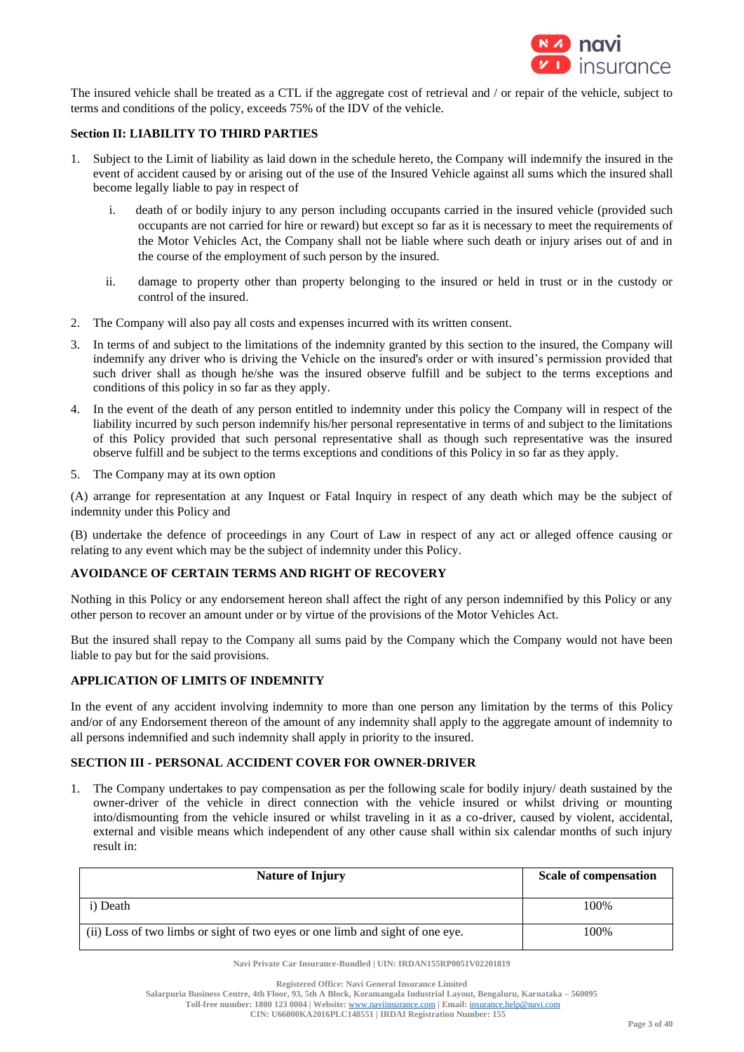The insured vehicle shall be treated as a CTL if the aggregate cost of retrieval and / or repair of the vehicle, subject to terms and conditions of the policy, exceeds 75% of the IDV of the vehicle.

**Section II: LIABILITY TO THIRD PARTIES**

1. Subject to the Limit of liability as laid down in the schedule hereto, the Company will indemnify the insured in the event of accident caused by or arising out of the use of the Insured Vehicle against all sums which the insured shall become legally liable to pay in respect of

   i. death of or bodily injury to any person including occupants carried in the insured vehicle (provided such occupants are not carried for hire or reward) but except so far as it is necessary to meet the requirements of the Motor Vehicles Act, the Company shall not be liable where such death or injury arises out of and in the course of the employment of such person by the insured.

   ii. damage to property other than property belonging to the insured or held in trust or in the custody or control of the insured.

2. The Company will also pay all costs and expenses incurred with its written consent.

3. In terms of and subject to the limitations of the indemnity granted by this section to the insured, the Company will indemnify any driver who is driving the Vehicle on the insured's order or with insured's permission provided that such driver shall as though he/she was the insured observe fulfill and be subject to the terms exceptions and conditions of this policy in so far as they apply.

4. In the event of the death of any person entitled to indemnity under this policy the Company will in respect of the liability incurred by such person indemnify his/her personal representative in terms of and subject to the limitations of this Policy provided that such personal representative shall as though such representative was the insured observe fulfill and be subject to the terms exceptions and conditions of this Policy in so far as they apply.

5. The Company may at its own option

(A) arrange for representation at any Inquest or Fatal Inquiry in respect of any death which may be the subject of indemnity under this Policy and

(B) undertake the defence of proceedings in any Court of Law in respect of any act or alleged offence causing or relating to any event which may be the subject of indemnity under this Policy.

**AVOIDANCE OF CERTAIN TERMS AND RIGHT OF RECOVERY**

Nothing in this Policy or any endorsement hereon shall affect the right of any person indemnified by this Policy or any other person to recover an amount under or by virtue of the provisions of the Motor Vehicles Act.

But the insured shall repay to the Company all sums paid by the Company which the Company would not have been liable to pay but for the said provisions.

**APPLICATION OF LIMITS OF INDEMNITY**

In the event of any accident involving indemnity to more than one person any limitation by the terms of this Policy and/or of any Endorsement thereon of the amount of any indemnity shall apply to the aggregate amount of indemnity to all persons indemnified and such indemnity shall apply in priority to the insured.

**SECTION III - PERSONAL ACCIDENT COVER FOR OWNER-DRIVER**

1. The Company undertakes to pay compensation as per the following scale for bodily injury/ death sustained by the owner-driver of the vehicle in direct connection with the vehicle insured or whilst driving or mounting into/dismounting from the vehicle insured or whilst traveling in it as a co-driver, caused by violent, accidental, external and visible means which independent of any other cause shall within six calendar months of such injury result in:

| Nature of Injury | Scale of compensation |
|---|---|
| i) Death | 100% |
| (ii) Loss of two limbs or sight of two eyes or one limb and sight of one eye. | 100% |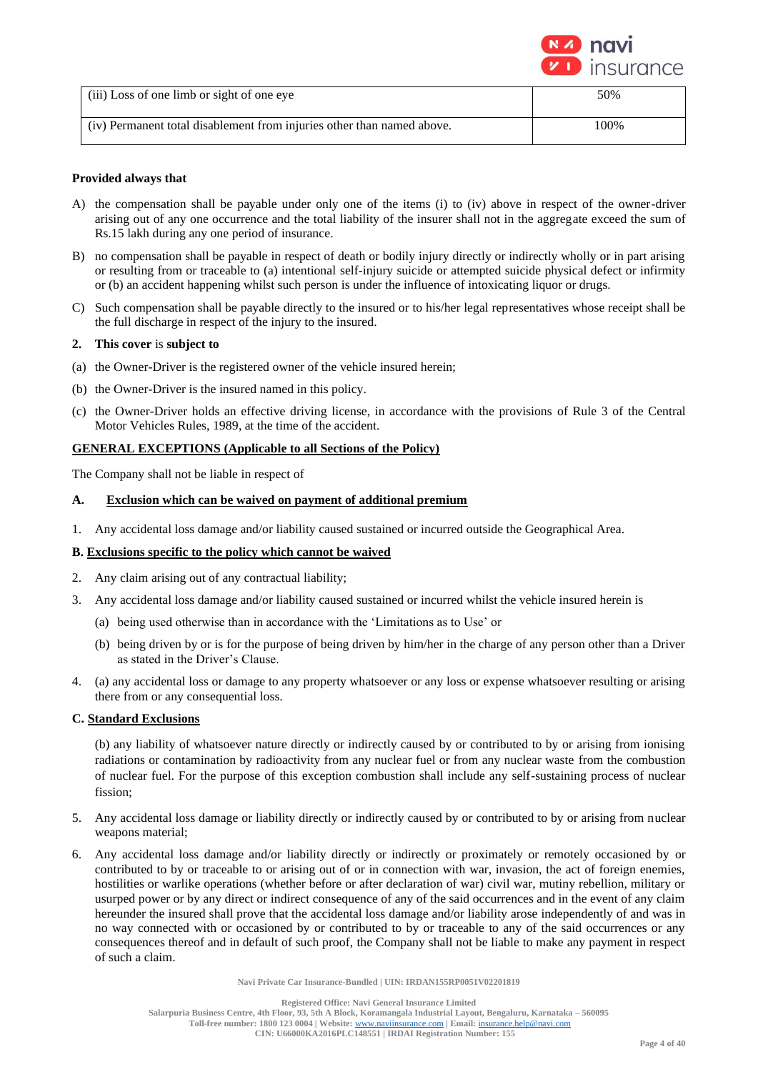| (iii) Loss of one limb or sight of one eye | 50% |
| --- | --- |
| (iv) Permanent total disablement from injuries other than named above. | 100% |

**Provided always that**

A) the compensation shall be payable under only one of the items (i) to (iv) above in respect of the owner-driver arising out of any one occurrence and the total liability of the insurer shall not in the aggregate exceed the sum of Rs.15 lakh during any one period of insurance.

B) no compensation shall be payable in respect of death or bodily injury directly or indirectly wholly or in part arising or resulting from or traceable to (a) intentional self-injury suicide or attempted suicide physical defect or infirmity or (b) an accident happening whilst such person is under the influence of intoxicating liquor or drugs.

C) Such compensation shall be payable directly to the insured or to his/her legal representatives whose receipt shall be the full discharge in respect of the injury to the insured.

**2. This cover** is **subject to**

(a) the Owner-Driver is the registered owner of the vehicle insured herein;

(b) the Owner-Driver is the insured named in this policy.

(c) the Owner-Driver holds an effective driving license, in accordance with the provisions of Rule 3 of the Central Motor Vehicles Rules, 1989, at the time of the accident.

**GENERAL EXCEPTIONS (Applicable to all Sections of the Policy)**

The Company shall not be liable in respect of

**A. Exclusion which can be waived on payment of additional premium**

1. Any accidental loss damage and/or liability caused sustained or incurred outside the Geographical Area.

**B. Exclusions specific to the policy which cannot be waived**

2. Any claim arising out of any contractual liability;
3. Any accidental loss damage and/or liability caused sustained or incurred whilst the vehicle insured herein is
   (a) being used otherwise than in accordance with the 'Limitations as to Use' or
   (b) being driven by or is for the purpose of being driven by him/her in the charge of any person other than a Driver as stated in the Driver's Clause.
4. (a) any accidental loss or damage to any property whatsoever or any loss or expense whatsoever resulting or arising there from or any consequential loss.

**C. Standard Exclusions**

(b) any liability of whatsoever nature directly or indirectly caused by or contributed to by or arising from ionising radiations or contamination by radioactivity from any nuclear fuel or from any nuclear waste from the combustion of nuclear fuel. For the purpose of this exception combustion shall include any self-sustaining process of nuclear fission;

5. Any accidental loss damage or liability directly or indirectly caused by or contributed to by or arising from nuclear weapons material;
6. Any accidental loss damage and/or liability directly or indirectly or proximately or remotely occasioned by or contributed to by or traceable to or arising out of or in connection with war, invasion, the act of foreign enemies, hostilities or warlike operations (whether before or after declaration of war) civil war, mutiny rebellion, military or usurped power or by any direct or indirect consequence of any of the said occurrences and in the event of any claim hereunder the insured shall prove that the accidental loss damage and/or liability arose independently of and was in no way connected with or occasioned by or contributed to by or traceable to any of the said occurrences or any consequences thereof and in default of such proof, the Company shall not be liable to make any payment in respect of such a claim.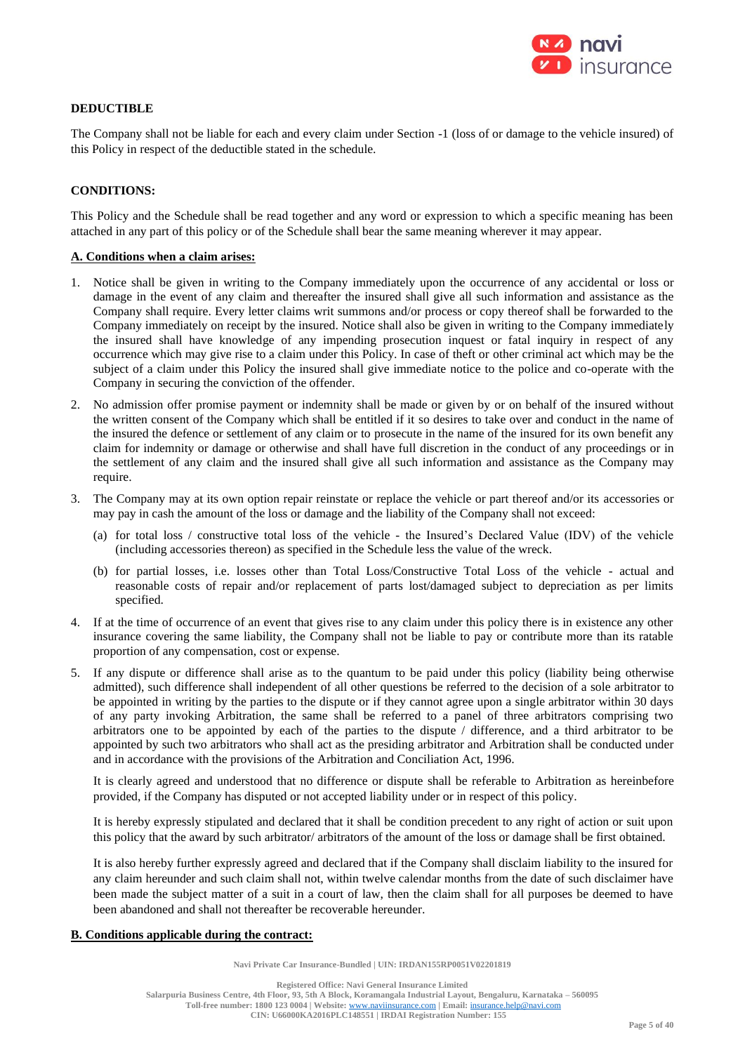**DEDUCTIBLE**

The Company shall not be liable for each and every claim under Section -1 (loss of or damage to the vehicle insured) of this Policy in respect of the deductible stated in the schedule.

**CONDITIONS:**

This Policy and the Schedule shall be read together and any word or expression to which a specific meaning has been attached in any part of this policy or of the Schedule shall bear the same meaning wherever it may appear.

**A. Conditions when a claim arises:**

1. Notice shall be given in writing to the Company immediately upon the occurrence of any accidental or loss or damage in the event of any claim and thereafter the insured shall give all such information and assistance as the Company shall require. Every letter claims writ summons and/or process or copy thereof shall be forwarded to the Company immediately on receipt by the insured. Notice shall also be given in writing to the Company immediately the insured shall have knowledge of any impending prosecution inquest or fatal inquiry in respect of any occurrence which may give rise to a claim under this Policy. In case of theft or other criminal act which may be the subject of a claim under this Policy the insured shall give immediate notice to the police and co-operate with the Company in securing the conviction of the offender.

2. No admission offer promise payment or indemnity shall be made or given by or on behalf of the insured without the written consent of the Company which shall be entitled if it so desires to take over and conduct in the name of the insured the defence or settlement of any claim or to prosecute in the name of the insured for its own benefit any claim for indemnity or damage or otherwise and shall have full discretion in the conduct of any proceedings or in the settlement of any claim and the insured shall give all such information and assistance as the Company may require.

3. The Company may at its own option repair reinstate or replace the vehicle or part thereof and/or its accessories or may pay in cash the amount of the loss or damage and the liability of the Company shall not exceed:

   (a) for total loss / constructive total loss of the vehicle - the Insured's Declared Value (IDV) of the vehicle (including accessories thereon) as specified in the Schedule less the value of the wreck.

   (b) for partial losses, i.e. losses other than Total Loss/Constructive Total Loss of the vehicle - actual and reasonable costs of repair and/or replacement of parts lost/damaged subject to depreciation as per limits specified.

4. If at the time of occurrence of an event that gives rise to any claim under this policy there is in existence any other insurance covering the same liability, the Company shall not be liable to pay or contribute more than its ratable proportion of any compensation, cost or expense.

5. If any dispute or difference shall arise as to the quantum to be paid under this policy (liability being otherwise admitted), such difference shall independent of all other questions be referred to the decision of a sole arbitrator to be appointed in writing by the parties to the dispute or if they cannot agree upon a single arbitrator within 30 days of any party invoking Arbitration, the same shall be referred to a panel of three arbitrators comprising two arbitrators one to be appointed by each of the parties to the dispute / difference, and a third arbitrator to be appointed by such two arbitrators who shall act as the presiding arbitrator and Arbitration shall be conducted under and in accordance with the provisions of the Arbitration and Conciliation Act, 1996.

   It is clearly agreed and understood that no difference or dispute shall be referable to Arbitration as hereinbefore provided, if the Company has disputed or not accepted liability under or in respect of this policy.

   It is hereby expressly stipulated and declared that it shall be condition precedent to any right of action or suit upon this policy that the award by such arbitrator/ arbitrators of the amount of the loss or damage shall be first obtained.

   It is also hereby further expressly agreed and declared that if the Company shall disclaim liability to the insured for any claim hereunder and such claim shall not, within twelve calendar months from the date of such disclaimer have been made the subject matter of a suit in a court of law, then the claim shall for all purposes be deemed to have been abandoned and shall not thereafter be recoverable hereunder.

**B. Conditions applicable during the contract:**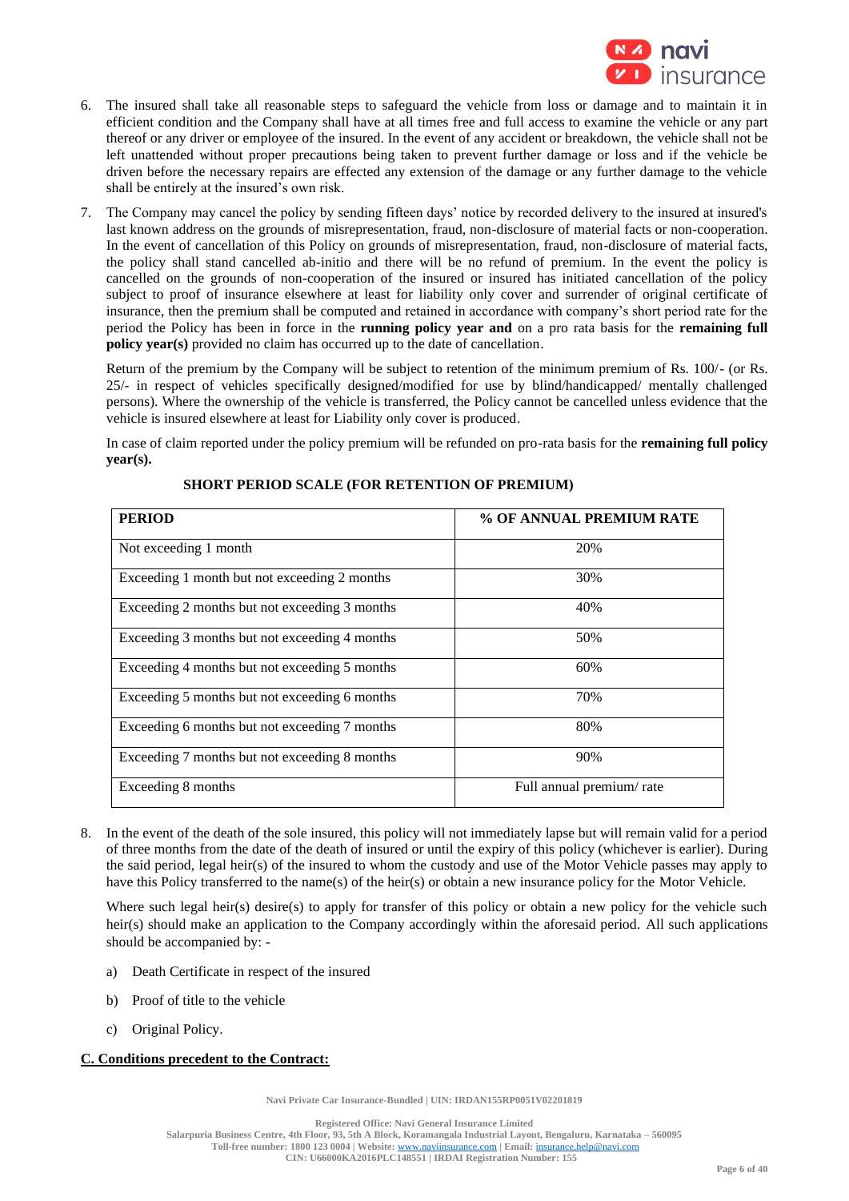6. The insured shall take all reasonable steps to safeguard the vehicle from loss or damage and to maintain it in efficient condition and the Company shall have at all times free and full access to examine the vehicle or any part thereof or any driver or employee of the insured. In the event of any accident or breakdown, the vehicle shall not be left unattended without proper precautions being taken to prevent further damage or loss and if the vehicle be driven before the necessary repairs are effected any extension of the damage or any further damage to the vehicle shall be entirely at the insured's own risk.

7. The Company may cancel the policy by sending fifteen days' notice by recorded delivery to the insured at insured's last known address on the grounds of misrepresentation, fraud, non-disclosure of material facts or non-cooperation. In the event of cancellation of this Policy on grounds of misrepresentation, fraud, non-disclosure of material facts, the policy shall stand cancelled ab-initio and there will be no refund of premium. In the event the policy is cancelled on the grounds of non-cooperation of the insured or insured has initiated cancellation of the policy subject to proof of insurance elsewhere at least for liability only cover and surrender of original certificate of insurance, then the premium shall be computed and retained in accordance with company's short period rate for the period the Policy has been in force in the **running policy year and** on a pro rata basis for the **remaining full policy year(s)** provided no claim has occurred up to the date of cancellation.

   Return of the premium by the Company will be subject to retention of the minimum premium of Rs. 100/- (or Rs. 25/- in respect of vehicles specifically designed/modified for use by blind/handicapped/ mentally challenged persons). Where the ownership of the vehicle is transferred, the Policy cannot be cancelled unless evidence that the vehicle is insured elsewhere at least for Liability only cover is produced.

   In case of claim reported under the policy premium will be refunded on pro-rata basis for the **remaining full policy year(s).**

**SHORT PERIOD SCALE (FOR RETENTION OF PREMIUM)**

| PERIOD | % OF ANNUAL PREMIUM RATE |
|---|---|
| Not exceeding 1 month | 20% |
| Exceeding 1 month but not exceeding 2 months | 30% |
| Exceeding 2 months but not exceeding 3 months | 40% |
| Exceeding 3 months but not exceeding 4 months | 50% |
| Exceeding 4 months but not exceeding 5 months | 60% |
| Exceeding 5 months but not exceeding 6 months | 70% |
| Exceeding 6 months but not exceeding 7 months | 80% |
| Exceeding 7 months but not exceeding 8 months | 90% |
| Exceeding 8 months | Full annual premium/ rate |

8. In the event of the death of the sole insured, this policy will not immediately lapse but will remain valid for a period of three months from the date of the death of insured or until the expiry of this policy (whichever is earlier). During the said period, legal heir(s) of the insured to whom the custody and use of the Motor Vehicle passes may apply to have this Policy transferred to the name(s) of the heir(s) or obtain a new insurance policy for the Motor Vehicle.

   Where such legal heir(s) desire(s) to apply for transfer of this policy or obtain a new policy for the vehicle such heir(s) should make an application to the Company accordingly within the aforesaid period. All such applications should be accompanied by: -

   a) Death Certificate in respect of the insured

   b) Proof of title to the vehicle

   c) Original Policy.

**C. Conditions precedent to the Contract:**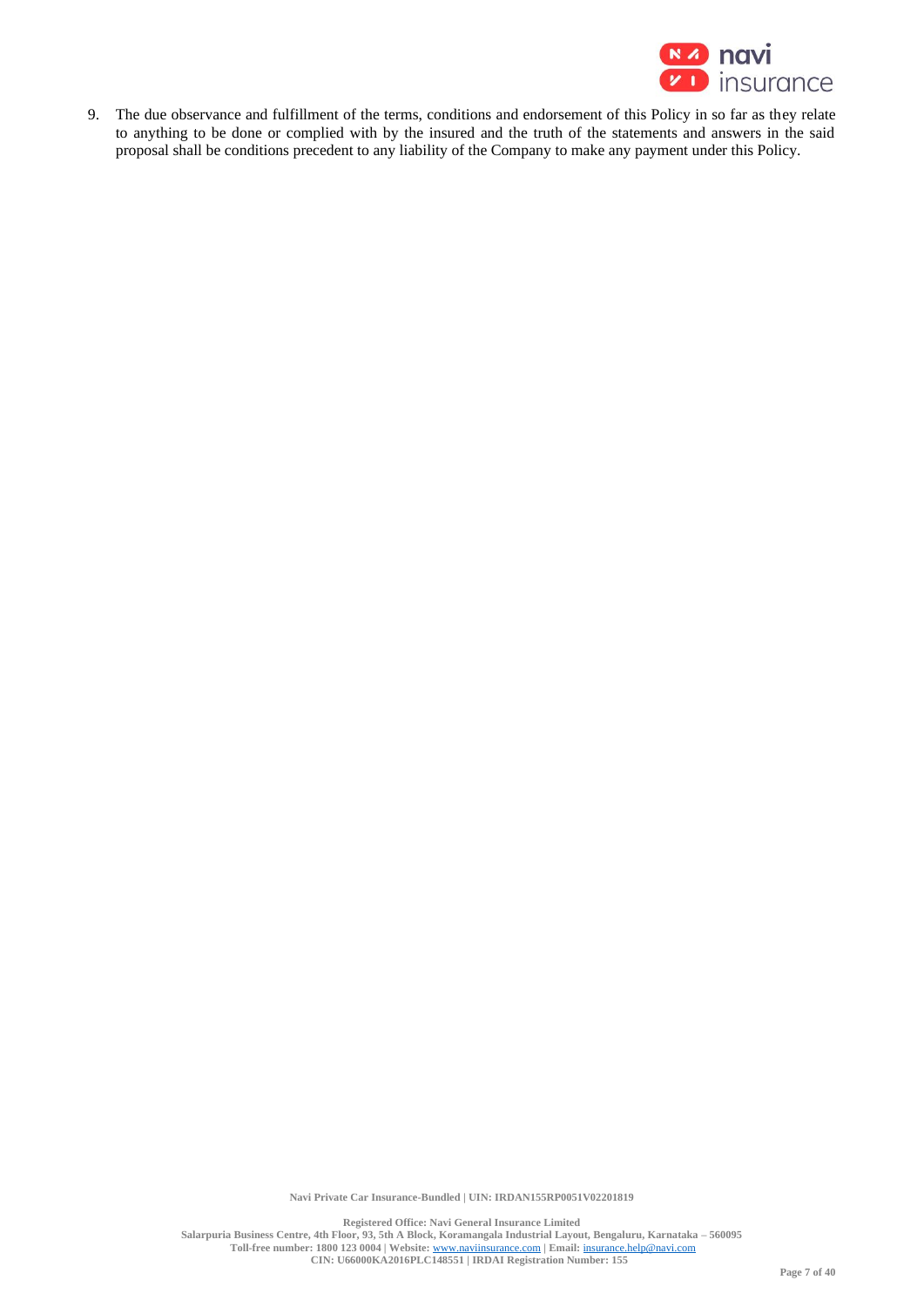9. The due observance and fulfillment of the terms, conditions and endorsement of this Policy in so far as they relate to anything to be done or complied with by the insured and the truth of the statements and answers in the said proposal shall be conditions precedent to any liability of the Company to make any payment under this Policy.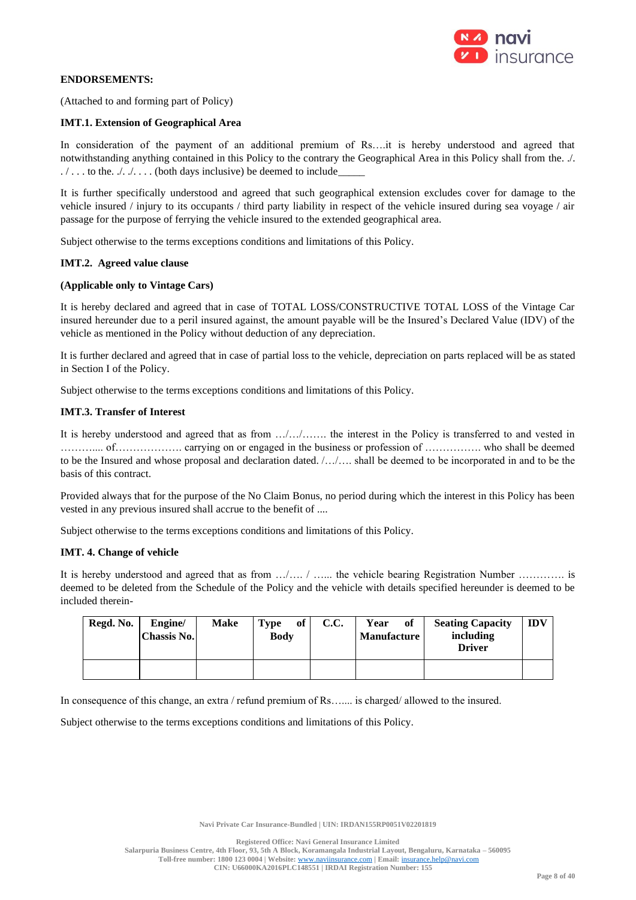**ENDORSEMENTS:**

(Attached to and forming part of Policy)

**IMT.1. Extension of Geographical Area**

In consideration of the payment of an additional premium of Rs….it is hereby understood and agreed that notwithstanding anything contained in this Policy to the contrary the Geographical Area in this Policy shall from the. ./. . / . . . to the. ./. ./. . . . (both days inclusive) be deemed to include_____

It is further specifically understood and agreed that such geographical extension excludes cover for damage to the vehicle insured / injury to its occupants / third party liability in respect of the vehicle insured during sea voyage / air passage for the purpose of ferrying the vehicle insured to the extended geographical area.

Subject otherwise to the terms exceptions conditions and limitations of this Policy.

**IMT.2. Agreed value clause**

**(Applicable only to Vintage Cars)**

It is hereby declared and agreed that in case of TOTAL LOSS/CONSTRUCTIVE TOTAL LOSS of the Vintage Car insured hereunder due to a peril insured against, the amount payable will be the Insured's Declared Value (IDV) of the vehicle as mentioned in the Policy without deduction of any depreciation.

It is further declared and agreed that in case of partial loss to the vehicle, depreciation on parts replaced will be as stated in Section I of the Policy.

Subject otherwise to the terms exceptions conditions and limitations of this Policy.

**IMT.3. Transfer of Interest**

It is hereby understood and agreed that as from …/…/……. the interest in the Policy is transferred to and vested in ……….... of………………. carrying on or engaged in the business or profession of ……………. who shall be deemed to be the Insured and whose proposal and declaration dated. /…/…. shall be deemed to be incorporated in and to be the basis of this contract.

Provided always that for the purpose of the No Claim Bonus, no period during which the interest in this Policy has been vested in any previous insured shall accrue to the benefit of ....

Subject otherwise to the terms exceptions conditions and limitations of this Policy.

**IMT. 4. Change of vehicle**

It is hereby understood and agreed that as from …/…. / …... the vehicle bearing Registration Number …………. is deemed to be deleted from the Schedule of the Policy and the vehicle with details specified hereunder is deemed to be included therein-

| Regd. No. | Engine/ Chassis No. | Make | Type of Body | C.C. | Year of Manufacture | Seating Capacity including Driver | IDV |
|---|---|---|---|---|---|---|---|
| | | | | | | | |

In consequence of this change, an extra / refund premium of Rs…..,. is charged/ allowed to the insured.

Subject otherwise to the terms exceptions conditions and limitations of this Policy.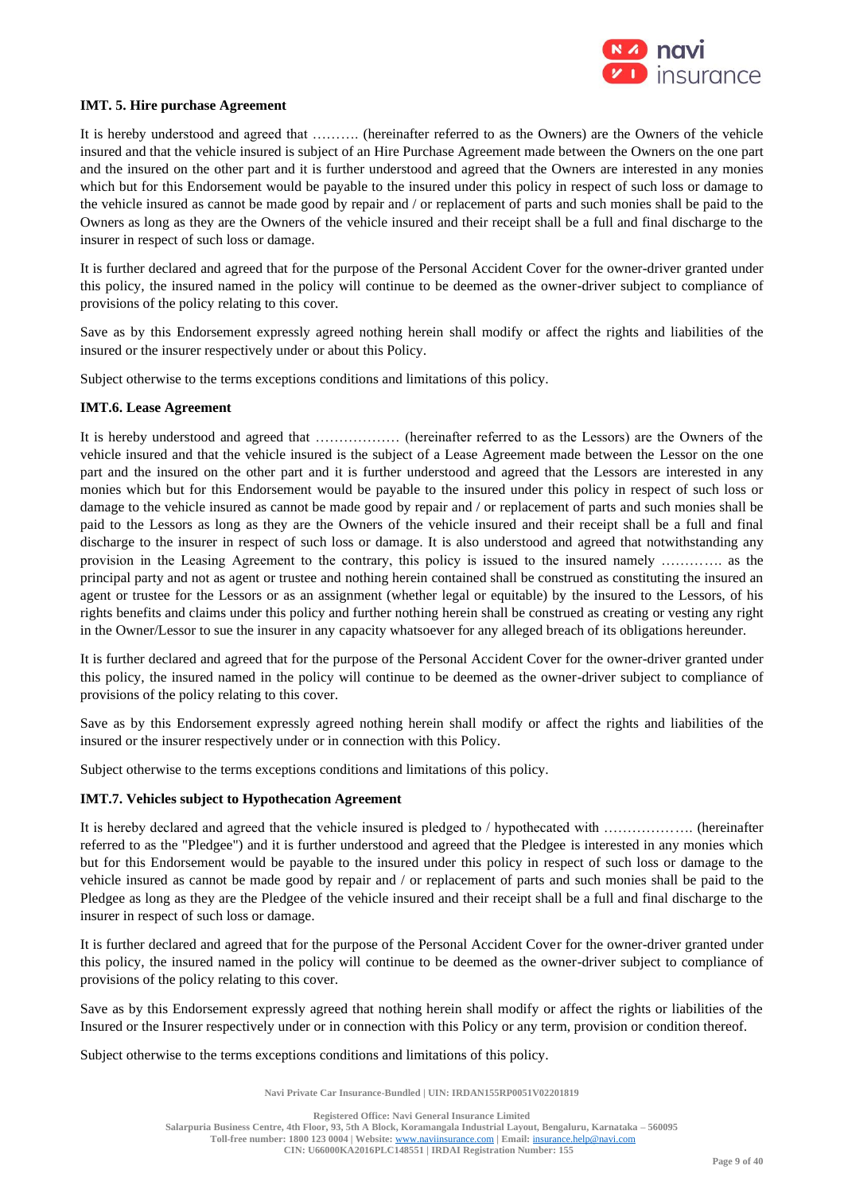**IMT. 5. Hire purchase Agreement**

It is hereby understood and agreed that ………. (hereinafter referred to as the Owners) are the Owners of the vehicle insured and that the vehicle insured is subject of an Hire Purchase Agreement made between the Owners on the one part and the insured on the other part and it is further understood and agreed that the Owners are interested in any monies which but for this Endorsement would be payable to the insured under this policy in respect of such loss or damage to the vehicle insured as cannot be made good by repair and / or replacement of parts and such monies shall be paid to the Owners as long as they are the Owners of the vehicle insured and their receipt shall be a full and final discharge to the insurer in respect of such loss or damage.

It is further declared and agreed that for the purpose of the Personal Accident Cover for the owner-driver granted under this policy, the insured named in the policy will continue to be deemed as the owner-driver subject to compliance of provisions of the policy relating to this cover.

Save as by this Endorsement expressly agreed nothing herein shall modify or affect the rights and liabilities of the insured or the insurer respectively under or about this Policy.

Subject otherwise to the terms exceptions conditions and limitations of this policy.

**IMT.6. Lease Agreement**

It is hereby understood and agreed that ……………… (hereinafter referred to as the Lessors) are the Owners of the vehicle insured and that the vehicle insured is the subject of a Lease Agreement made between the Lessor on the one part and the insured on the other part and it is further understood and agreed that the Lessors are interested in any monies which but for this Endorsement would be payable to the insured under this policy in respect of such loss or damage to the vehicle insured as cannot be made good by repair and / or replacement of parts and such monies shall be paid to the Lessors as long as they are the Owners of the vehicle insured and their receipt shall be a full and final discharge to the insurer in respect of such loss or damage. It is also understood and agreed that notwithstanding any provision in the Leasing Agreement to the contrary, this policy is issued to the insured namely …………. as the principal party and not as agent or trustee and nothing herein contained shall be construed as constituting the insured an agent or trustee for the Lessors or as an assignment (whether legal or equitable) by the insured to the Lessors, of his rights benefits and claims under this policy and further nothing herein shall be construed as creating or vesting any right in the Owner/Lessor to sue the insurer in any capacity whatsoever for any alleged breach of its obligations hereunder.

It is further declared and agreed that for the purpose of the Personal Accident Cover for the owner-driver granted under this policy, the insured named in the policy will continue to be deemed as the owner-driver subject to compliance of provisions of the policy relating to this cover.

Save as by this Endorsement expressly agreed nothing herein shall modify or affect the rights and liabilities of the insured or the insurer respectively under or in connection with this Policy.

Subject otherwise to the terms exceptions conditions and limitations of this policy.

**IMT.7. Vehicles subject to Hypothecation Agreement**

It is hereby declared and agreed that the vehicle insured is pledged to / hypothecated with ………………. (hereinafter referred to as the "Pledgee") and it is further understood and agreed that the Pledgee is interested in any monies which but for this Endorsement would be payable to the insured under this policy in respect of such loss or damage to the vehicle insured as cannot be made good by repair and / or replacement of parts and such monies shall be paid to the Pledgee as long as they are the Pledgee of the vehicle insured and their receipt shall be a full and final discharge to the insurer in respect of such loss or damage.

It is further declared and agreed that for the purpose of the Personal Accident Cover for the owner-driver granted under this policy, the insured named in the policy will continue to be deemed as the owner-driver subject to compliance of provisions of the policy relating to this cover.

Save as by this Endorsement expressly agreed that nothing herein shall modify or affect the rights or liabilities of the Insured or the Insurer respectively under or in connection with this Policy or any term, provision or condition thereof.

Subject otherwise to the terms exceptions conditions and limitations of this policy.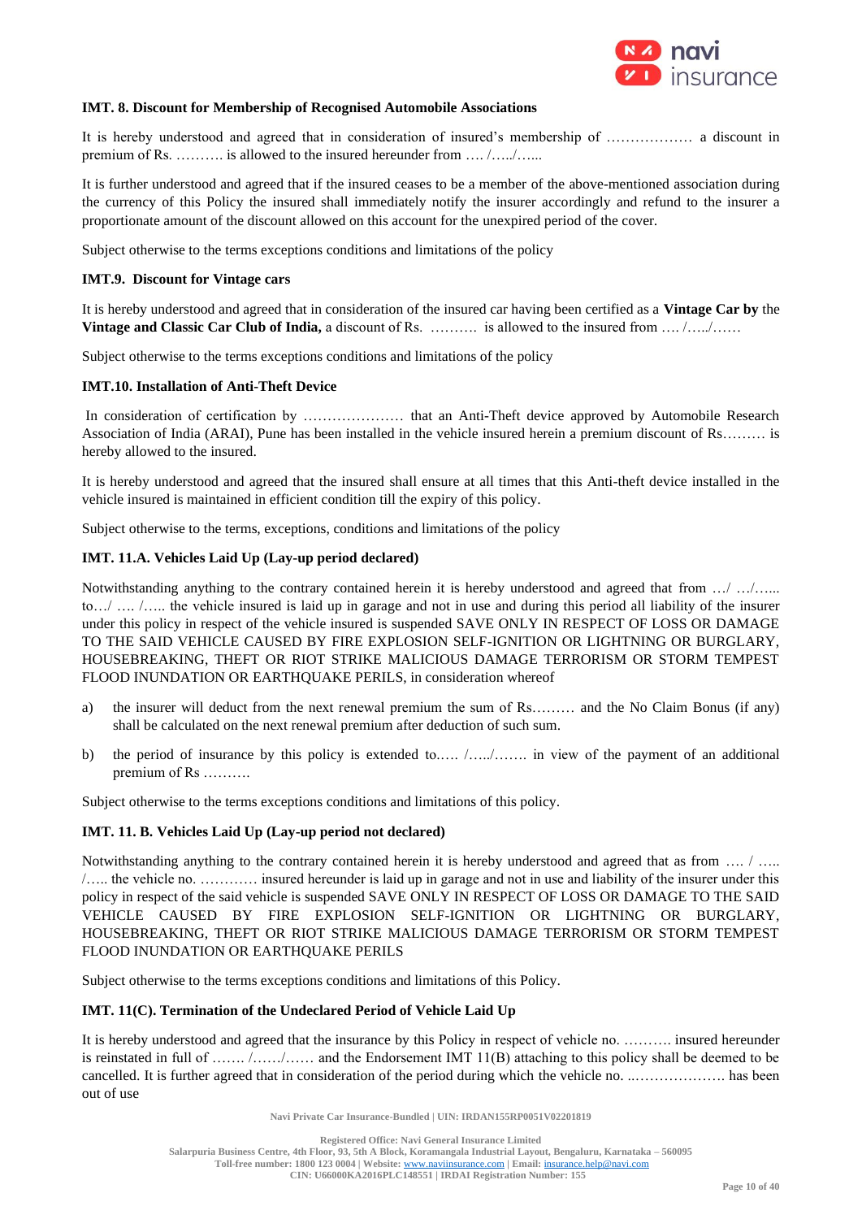**IMT. 8. Discount for Membership of Recognised Automobile Associations**

It is hereby understood and agreed that in consideration of insured's membership of ……………… a discount in premium of Rs. ………. is allowed to the insured hereunder from …. /…../…...

It is further understood and agreed that if the insured ceases to be a member of the above-mentioned association during the currency of this Policy the insured shall immediately notify the insurer accordingly and refund to the insurer a proportionate amount of the discount allowed on this account for the unexpired period of the cover.

Subject otherwise to the terms exceptions conditions and limitations of the policy

**IMT.9. Discount for Vintage cars**

It is hereby understood and agreed that in consideration of the insured car having been certified as a **Vintage Car by** the **Vintage and Classic Car Club of India,** a discount of Rs. ………. is allowed to the insured from …. /…../……

Subject otherwise to the terms exceptions conditions and limitations of the policy

**IMT.10. Installation of Anti-Theft Device**

In consideration of certification by ………………… that an Anti-Theft device approved by Automobile Research Association of India (ARAI), Pune has been installed in the vehicle insured herein a premium discount of Rs……… is hereby allowed to the insured.

It is hereby understood and agreed that the insured shall ensure at all times that this Anti-theft device installed in the vehicle insured is maintained in efficient condition till the expiry of this policy.

Subject otherwise to the terms, exceptions, conditions and limitations of the policy

**IMT. 11.A. Vehicles Laid Up (Lay-up period declared)**

Notwithstanding anything to the contrary contained herein it is hereby understood and agreed that from …/ …/….. to…/ …. /….. the vehicle insured is laid up in garage and not in use and during this period all liability of the insurer under this policy in respect of the vehicle insured is suspended SAVE ONLY IN RESPECT OF LOSS OR DAMAGE TO THE SAID VEHICLE CAUSED BY FIRE EXPLOSION SELF-IGNITION OR LIGHTNING OR BURGLARY, HOUSEBREAKING, THEFT OR RIOT STRIKE MALICIOUS DAMAGE TERRORISM OR STORM TEMPEST FLOOD INUNDATION OR EARTHQUAKE PERILS, in consideration whereof

a) the insurer will deduct from the next renewal premium the sum of Rs……… and the No Claim Bonus (if any) shall be calculated on the next renewal premium after deduction of such sum.

b) the period of insurance by this policy is extended to.…. /…../……. in view of the payment of an additional premium of Rs ……….

Subject otherwise to the terms exceptions conditions and limitations of this policy.

**IMT. 11. B. Vehicles Laid Up (Lay-up period not declared)**

Notwithstanding anything to the contrary contained herein it is hereby understood and agreed that as from …. / ….. /….. the vehicle no. ………… insured hereunder is laid up in garage and not in use and liability of the insurer under this policy in respect of the said vehicle is suspended SAVE ONLY IN RESPECT OF LOSS OR DAMAGE TO THE SAID VEHICLE CAUSED BY FIRE EXPLOSION SELF-IGNITION OR LIGHTNING OR BURGLARY, HOUSEBREAKING, THEFT OR RIOT STRIKE MALICIOUS DAMAGE TERRORISM OR STORM TEMPEST FLOOD INUNDATION OR EARTHQUAKE PERILS

Subject otherwise to the terms exceptions conditions and limitations of this Policy.

**IMT. 11(C). Termination of the Undeclared Period of Vehicle Laid Up**

It is hereby understood and agreed that the insurance by this Policy in respect of vehicle no. ………. insured hereunder is reinstated in full of ……. /……/…… and the Endorsement IMT 11(B) attaching to this policy shall be deemed to be cancelled. It is further agreed that in consideration of the period during which the vehicle no. ..………………. has been out of use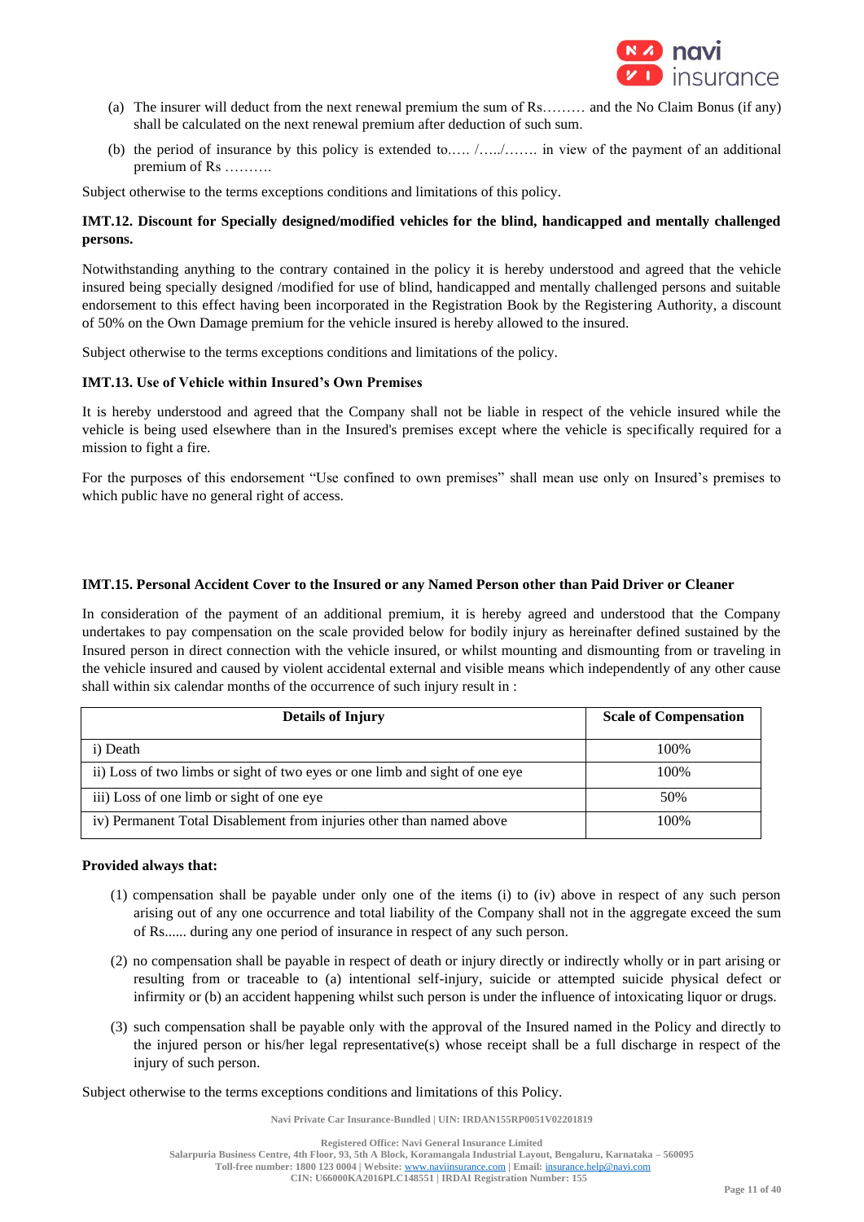(a) The insurer will deduct from the next renewal premium the sum of Rs……… and the No Claim Bonus (if any) shall be calculated on the next renewal premium after deduction of such sum.

(b) the period of insurance by this policy is extended to….. /…../……. in view of the payment of an additional premium of Rs ……….

Subject otherwise to the terms exceptions conditions and limitations of this policy.

**IMT.12. Discount for Specially designed/modified vehicles for the blind, handicapped and mentally challenged persons.**

Notwithstanding anything to the contrary contained in the policy it is hereby understood and agreed that the vehicle insured being specially designed /modified for use of blind, handicapped and mentally challenged persons and suitable endorsement to this effect having been incorporated in the Registration Book by the Registering Authority, a discount of 50% on the Own Damage premium for the vehicle insured is hereby allowed to the insured.

Subject otherwise to the terms exceptions conditions and limitations of the policy.

**IMT.13. Use of Vehicle within Insured's Own Premises**

It is hereby understood and agreed that the Company shall not be liable in respect of the vehicle insured while the vehicle is being used elsewhere than in the Insured's premises except where the vehicle is specifically required for a mission to fight a fire.

For the purposes of this endorsement "Use confined to own premises" shall mean use only on Insured's premises to which public have no general right of access.

**IMT.15. Personal Accident Cover to the Insured or any Named Person other than Paid Driver or Cleaner**

In consideration of the payment of an additional premium, it is hereby agreed and understood that the Company undertakes to pay compensation on the scale provided below for bodily injury as hereinafter defined sustained by the Insured person in direct connection with the vehicle insured, or whilst mounting and dismounting from or traveling in the vehicle insured and caused by violent accidental external and visible means which independently of any other cause shall within six calendar months of the occurrence of such injury result in :

| Details of Injury | Scale of Compensation |
|---|---|
| i) Death | 100% |
| ii) Loss of two limbs or sight of two eyes or one limb and sight of one eye | 100% |
| iii) Loss of one limb or sight of one eye | 50% |
| iv) Permanent Total Disablement from injuries other than named above | 100% |

**Provided always that:**

(1) compensation shall be payable under only one of the items (i) to (iv) above in respect of any such person arising out of any one occurrence and total liability of the Company shall not in the aggregate exceed the sum of Rs...... during any one period of insurance in respect of any such person.

(2) no compensation shall be payable in respect of death or injury directly or indirectly wholly or in part arising or resulting from or traceable to (a) intentional self-injury, suicide or attempted suicide physical defect or infirmity or (b) an accident happening whilst such person is under the influence of intoxicating liquor or drugs.

(3) such compensation shall be payable only with the approval of the Insured named in the Policy and directly to the injured person or his/her legal representative(s) whose receipt shall be a full discharge in respect of the injury of such person.

Subject otherwise to the terms exceptions conditions and limitations of this Policy.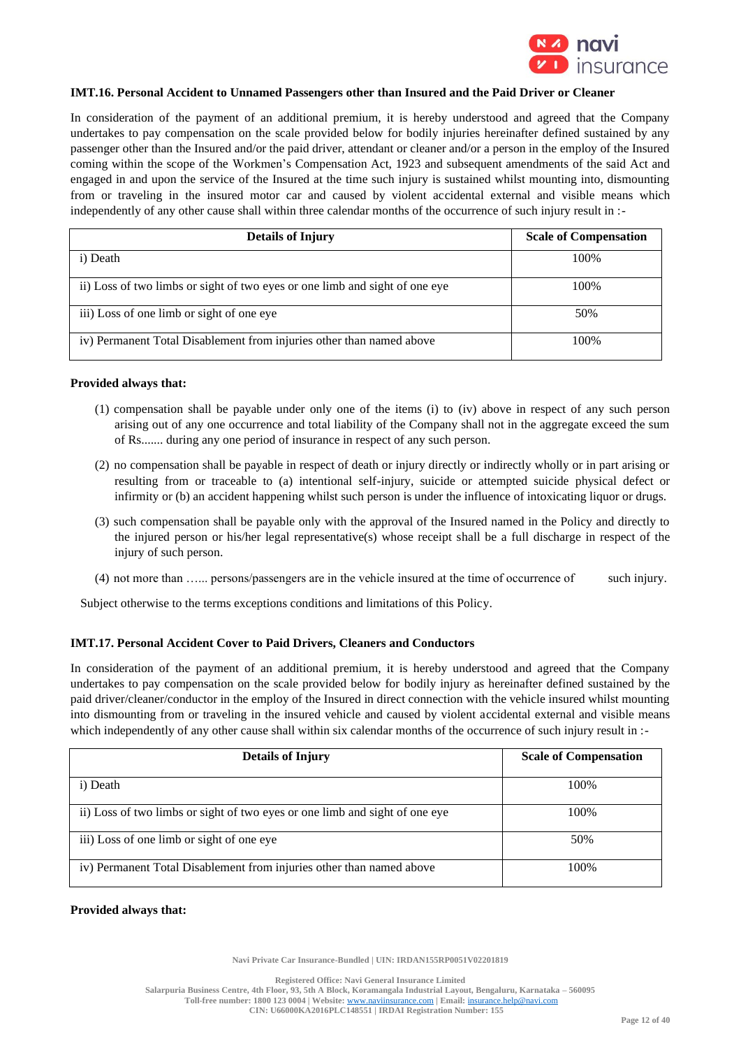### IMT.16. Personal Accident to Unnamed Passengers other than Insured and the Paid Driver or Cleaner

In consideration of the payment of an additional premium, it is hereby understood and agreed that the Company undertakes to pay compensation on the scale provided below for bodily injuries hereinafter defined sustained by any passenger other than the Insured and/or the paid driver, attendant or cleaner and/or a person in the employ of the Insured coming within the scope of the Workmen's Compensation Act, 1923 and subsequent amendments of the said Act and engaged in and upon the service of the Insured at the time such injury is sustained whilst mounting into, dismounting from or traveling in the insured motor car and caused by violent accidental external and visible means which independently of any other cause shall within three calendar months of the occurrence of such injury result in :-

| Details of Injury | Scale of Compensation |
|---|---|
| i) Death | 100% |
| ii) Loss of two limbs or sight of two eyes or one limb and sight of one eye | 100% |
| iii) Loss of one limb or sight of one eye | 50% |
| iv) Permanent Total Disablement from injuries other than named above | 100% |

**Provided always that:**

(1) compensation shall be payable under only one of the items (i) to (iv) above in respect of any such person arising out of any one occurrence and total liability of the Company shall not in the aggregate exceed the sum of Rs....... during any one period of insurance in respect of any such person.

(2) no compensation shall be payable in respect of death or injury directly or indirectly wholly or in part arising or resulting from or traceable to (a) intentional self-injury, suicide or attempted suicide physical defect or infirmity or (b) an accident happening whilst such person is under the influence of intoxicating liquor or drugs.

(3) such compensation shall be payable only with the approval of the Insured named in the Policy and directly to the injured person or his/her legal representative(s) whose receipt shall be a full discharge in respect of the injury of such person.

(4) not more than …... persons/passengers are in the vehicle insured at the time of occurrence of such injury.

Subject otherwise to the terms exceptions conditions and limitations of this Policy.

### IMT.17. Personal Accident Cover to Paid Drivers, Cleaners and Conductors

In consideration of the payment of an additional premium, it is hereby understood and agreed that the Company undertakes to pay compensation on the scale provided below for bodily injury as hereinafter defined sustained by the paid driver/cleaner/conductor in the employ of the Insured in direct connection with the vehicle insured whilst mounting into dismounting from or traveling in the insured vehicle and caused by violent accidental external and visible means which independently of any other cause shall within six calendar months of the occurrence of such injury result in :-

| Details of Injury | Scale of Compensation |
|---|---|
| i) Death | 100% |
| ii) Loss of two limbs or sight of two eyes or one limb and sight of one eye | 100% |
| iii) Loss of one limb or sight of one eye | 50% |
| iv) Permanent Total Disablement from injuries other than named above | 100% |

**Provided always that:**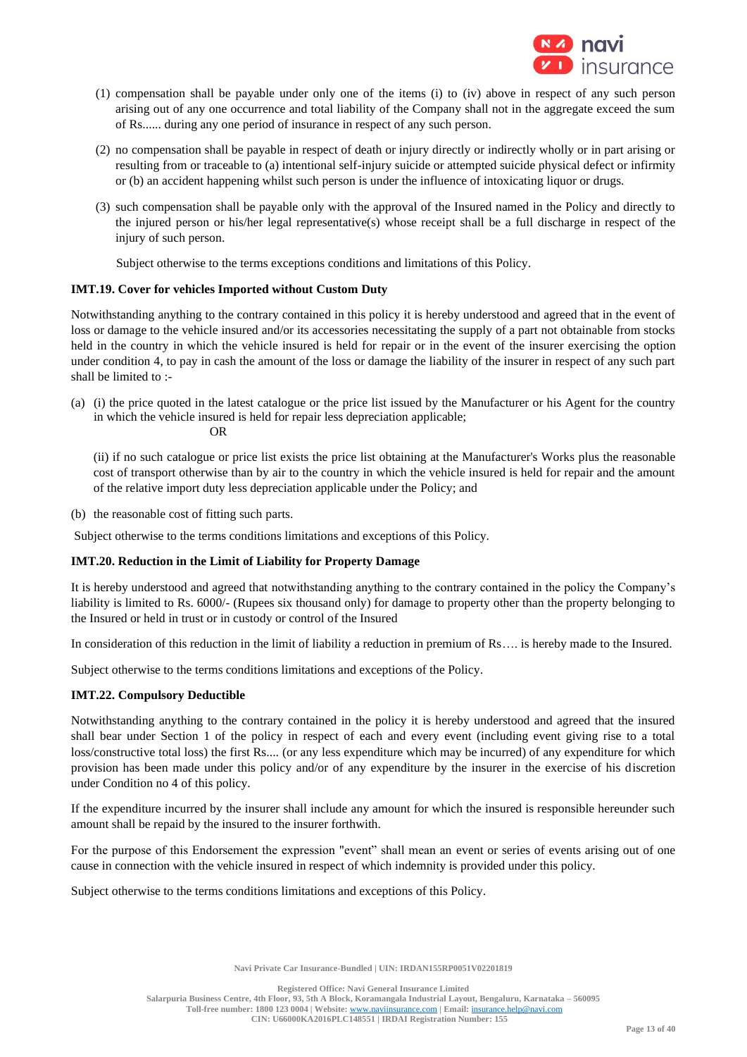(1) compensation shall be payable under only one of the items (i) to (iv) above in respect of any such person arising out of any one occurrence and total liability of the Company shall not in the aggregate exceed the sum of Rs...... during any one period of insurance in respect of any such person.

(2) no compensation shall be payable in respect of death or injury directly or indirectly wholly or in part arising or resulting from or traceable to (a) intentional self-injury suicide or attempted suicide physical defect or infirmity or (b) an accident happening whilst such person is under the influence of intoxicating liquor or drugs.

(3) such compensation shall be payable only with the approval of the Insured named in the Policy and directly to the injured person or his/her legal representative(s) whose receipt shall be a full discharge in respect of the injury of such person.

Subject otherwise to the terms exceptions conditions and limitations of this Policy.

**IMT.19. Cover for vehicles Imported without Custom Duty**

Notwithstanding anything to the contrary contained in this policy it is hereby understood and agreed that in the event of loss or damage to the vehicle insured and/or its accessories necessitating the supply of a part not obtainable from stocks held in the country in which the vehicle insured is held for repair or in the event of the insurer exercising the option under condition 4, to pay in cash the amount of the loss or damage the liability of the insurer in respect of any such part shall be limited to :-

(a) (i) the price quoted in the latest catalogue or the price list issued by the Manufacturer or his Agent for the country in which the vehicle insured is held for repair less depreciation applicable;

OR

(ii) if no such catalogue or price list exists the price list obtaining at the Manufacturer's Works plus the reasonable cost of transport otherwise than by air to the country in which the vehicle insured is held for repair and the amount of the relative import duty less depreciation applicable under the Policy; and

(b) the reasonable cost of fitting such parts.

Subject otherwise to the terms conditions limitations and exceptions of this Policy.

**IMT.20. Reduction in the Limit of Liability for Property Damage**

It is hereby understood and agreed that notwithstanding anything to the contrary contained in the policy the Company's liability is limited to Rs. 6000/- (Rupees six thousand only) for damage to property other than the property belonging to the Insured or held in trust or in custody or control of the Insured

In consideration of this reduction in the limit of liability a reduction in premium of Rs…. is hereby made to the Insured.

Subject otherwise to the terms conditions limitations and exceptions of the Policy.

**IMT.22. Compulsory Deductible**

Notwithstanding anything to the contrary contained in the policy it is hereby understood and agreed that the insured shall bear under Section 1 of the policy in respect of each and every event (including event giving rise to a total loss/constructive total loss) the first Rs.... (or any less expenditure which may be incurred) of any expenditure for which provision has been made under this policy and/or of any expenditure by the insurer in the exercise of his discretion under Condition no 4 of this policy.

If the expenditure incurred by the insurer shall include any amount for which the insured is responsible hereunder such amount shall be repaid by the insured to the insurer forthwith.

For the purpose of this Endorsement the expression "event" shall mean an event or series of events arising out of one cause in connection with the vehicle insured in respect of which indemnity is provided under this policy.

Subject otherwise to the terms conditions limitations and exceptions of this Policy.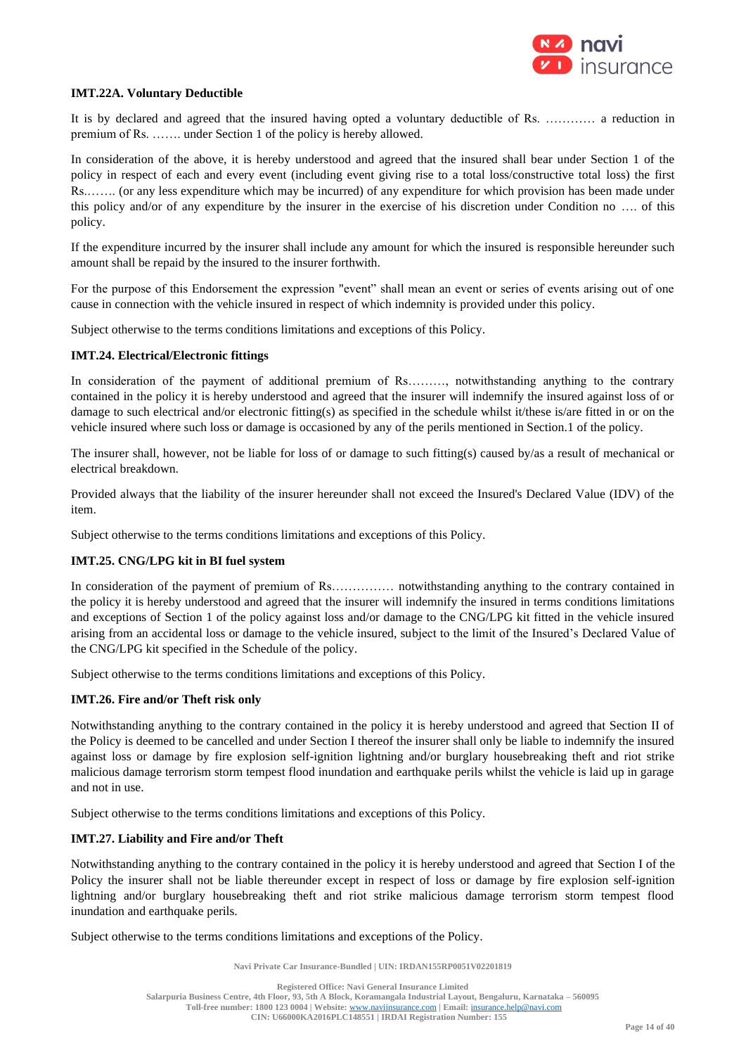### IMT.22A. Voluntary Deductible

It is by declared and agreed that the insured having opted a voluntary deductible of Rs. ………… a reduction in premium of Rs. ……. under Section 1 of the policy is hereby allowed.

In consideration of the above, it is hereby understood and agreed that the insured shall bear under Section 1 of the policy in respect of each and every event (including event giving rise to a total loss/constructive total loss) the first Rs.……. (or any less expenditure which may be incurred) of any expenditure for which provision has been made under this policy and/or of any expenditure by the insurer in the exercise of his discretion under Condition no …. of this policy.

If the expenditure incurred by the insurer shall include any amount for which the insured is responsible hereunder such amount shall be repaid by the insured to the insurer forthwith.

For the purpose of this Endorsement the expression "event" shall mean an event or series of events arising out of one cause in connection with the vehicle insured in respect of which indemnity is provided under this policy.

Subject otherwise to the terms conditions limitations and exceptions of this Policy.

### IMT.24. Electrical/Electronic fittings

In consideration of the payment of additional premium of Rs………, notwithstanding anything to the contrary contained in the policy it is hereby understood and agreed that the insurer will indemnify the insured against loss of or damage to such electrical and/or electronic fitting(s) as specified in the schedule whilst it/these is/are fitted in or on the vehicle insured where such loss or damage is occasioned by any of the perils mentioned in Section.1 of the policy.

The insurer shall, however, not be liable for loss of or damage to such fitting(s) caused by/as a result of mechanical or electrical breakdown.

Provided always that the liability of the insurer hereunder shall not exceed the Insured's Declared Value (IDV) of the item.

Subject otherwise to the terms conditions limitations and exceptions of this Policy.

### IMT.25. CNG/LPG kit in BI fuel system

In consideration of the payment of premium of Rs…………… notwithstanding anything to the contrary contained in the policy it is hereby understood and agreed that the insurer will indemnify the insured in terms conditions limitations and exceptions of Section 1 of the policy against loss and/or damage to the CNG/LPG kit fitted in the vehicle insured arising from an accidental loss or damage to the vehicle insured, subject to the limit of the Insured's Declared Value of the CNG/LPG kit specified in the Schedule of the policy.

Subject otherwise to the terms conditions limitations and exceptions of this Policy.

### IMT.26. Fire and/or Theft risk only

Notwithstanding anything to the contrary contained in the policy it is hereby understood and agreed that Section II of the Policy is deemed to be cancelled and under Section I thereof the insurer shall only be liable to indemnify the insured against loss or damage by fire explosion self-ignition lightning and/or burglary housebreaking theft and riot strike malicious damage terrorism storm tempest flood inundation and earthquake perils whilst the vehicle is laid up in garage and not in use.

Subject otherwise to the terms conditions limitations and exceptions of this Policy.

### IMT.27. Liability and Fire and/or Theft

Notwithstanding anything to the contrary contained in the policy it is hereby understood and agreed that Section I of the Policy the insurer shall not be liable thereunder except in respect of loss or damage by fire explosion self-ignition lightning and/or burglary housebreaking theft and riot strike malicious damage terrorism storm tempest flood inundation and earthquake perils.

Subject otherwise to the terms conditions limitations and exceptions of the Policy.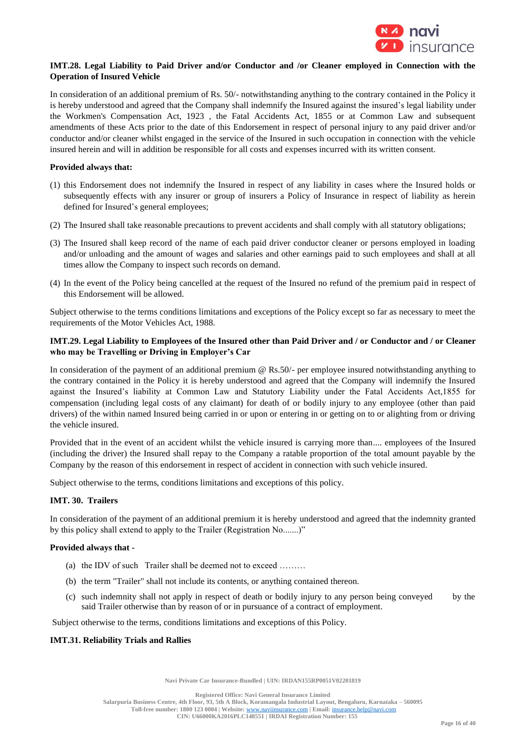### IMT.28. Legal Liability to Paid Driver and/or Conductor and /or Cleaner employed in Connection with the Operation of Insured Vehicle

In consideration of an additional premium of Rs. 50/- notwithstanding anything to the contrary contained in the Policy it is hereby understood and agreed that the Company shall indemnify the Insured against the insured's legal liability under the Workmen's Compensation Act, 1923 , the Fatal Accidents Act, 1855 or at Common Law and subsequent amendments of these Acts prior to the date of this Endorsement in respect of personal injury to any paid driver and/or conductor and/or cleaner whilst engaged in the service of the Insured in such occupation in connection with the vehicle insured herein and will in addition be responsible for all costs and expenses incurred with its written consent.

**Provided always that:**

(1) this Endorsement does not indemnify the Insured in respect of any liability in cases where the Insured holds or subsequently effects with any insurer or group of insurers a Policy of Insurance in respect of liability as herein defined for Insured's general employees;

(2) The Insured shall take reasonable precautions to prevent accidents and shall comply with all statutory obligations;

(3) The Insured shall keep record of the name of each paid driver conductor cleaner or persons employed in loading and/or unloading and the amount of wages and salaries and other earnings paid to such employees and shall at all times allow the Company to inspect such records on demand.

(4) In the event of the Policy being cancelled at the request of the Insured no refund of the premium paid in respect of this Endorsement will be allowed.

Subject otherwise to the terms conditions limitations and exceptions of the Policy except so far as necessary to meet the requirements of the Motor Vehicles Act, 1988.

### IMT.29. Legal Liability to Employees of the Insured other than Paid Driver and / or Conductor and / or Cleaner who may be Travelling or Driving in Employer's Car

In consideration of the payment of an additional premium @ Rs.50/- per employee insured notwithstanding anything to the contrary contained in the Policy it is hereby understood and agreed that the Company will indemnify the Insured against the Insured's liability at Common Law and Statutory Liability under the Fatal Accidents Act,1855 for compensation (including legal costs of any claimant) for death of or bodily injury to any employee (other than paid drivers) of the within named Insured being carried in or upon or entering in or getting on to or alighting from or driving the vehicle insured.

Provided that in the event of an accident whilst the vehicle insured is carrying more than.... employees of the Insured (including the driver) the Insured shall repay to the Company a ratable proportion of the total amount payable by the Company by the reason of this endorsement in respect of accident in connection with such vehicle insured.

Subject otherwise to the terms, conditions limitations and exceptions of this policy.

### IMT. 30. Trailers

In consideration of the payment of an additional premium it is hereby understood and agreed that the indemnity granted by this policy shall extend to apply to the Trailer (Registration No.......)"

**Provided always that -**

(a) the IDV of such Trailer shall be deemed not to exceed .........

(b) the term "Trailer" shall not include its contents, or anything contained thereon.

(c) such indemnity shall not apply in respect of death or bodily injury to any person being conveyed by the said Trailer otherwise than by reason of or in pursuance of a contract of employment.

Subject otherwise to the terms, conditions limitations and exceptions of this Policy.

### IMT.31. Reliability Trials and Rallies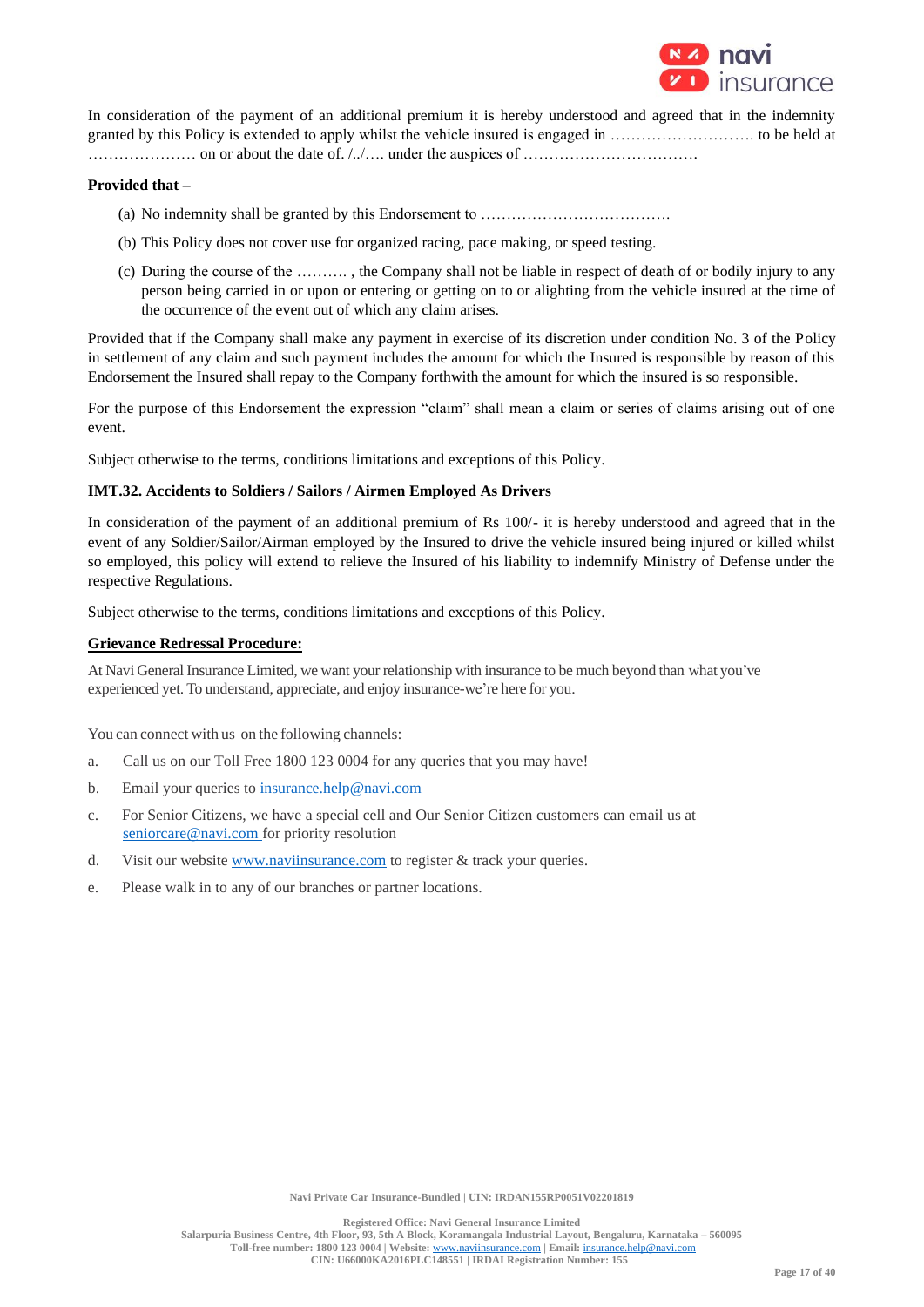In consideration of the payment of an additional premium it is hereby understood and agreed that in the indemnity granted by this Policy is extended to apply whilst the vehicle insured is engaged in ………………………. to be held at ………………… on or about the date of. /../…. under the auspices of …………………………….

**Provided that –**

(a) No indemnity shall be granted by this Endorsement to ……………………………….

(b) This Policy does not cover use for organized racing, pace making, or speed testing.

(c) During the course of the ………. , the Company shall not be liable in respect of death of or bodily injury to any person being carried in or upon or entering or getting on to or alighting from the vehicle insured at the time of the occurrence of the event out of which any claim arises.

Provided that if the Company shall make any payment in exercise of its discretion under condition No. 3 of the Policy in settlement of any claim and such payment includes the amount for which the Insured is responsible by reason of this Endorsement the Insured shall repay to the Company forthwith the amount for which the insured is so responsible.

For the purpose of this Endorsement the expression "claim" shall mean a claim or series of claims arising out of one event.

Subject otherwise to the terms, conditions limitations and exceptions of this Policy.

**IMT.32. Accidents to Soldiers / Sailors / Airmen Employed As Drivers**

In consideration of the payment of an additional premium of Rs 100/- it is hereby understood and agreed that in the event of any Soldier/Sailor/Airman employed by the Insured to drive the vehicle insured being injured or killed whilst so employed, this policy will extend to relieve the Insured of his liability to indemnify Ministry of Defense under the respective Regulations.

Subject otherwise to the terms, conditions limitations and exceptions of this Policy.

**Grievance Redressal Procedure:**

At Navi General Insurance Limited, we want your relationship with insurance to be much beyond than what you've experienced yet. To understand, appreciate, and enjoy insurance-we're here for you.

You can connect with us on the following channels:

a. Call us on our Toll Free 1800 123 0004 for any queries that you may have!

b. Email your queries to insurance.help@navi.com

c. For Senior Citizens, we have a special cell and Our Senior Citizen customers can email us at seniorcare@navi.com for priority resolution

d. Visit our website www.naviinsurance.com to register & track your queries.

e. Please walk in to any of our branches or partner locations.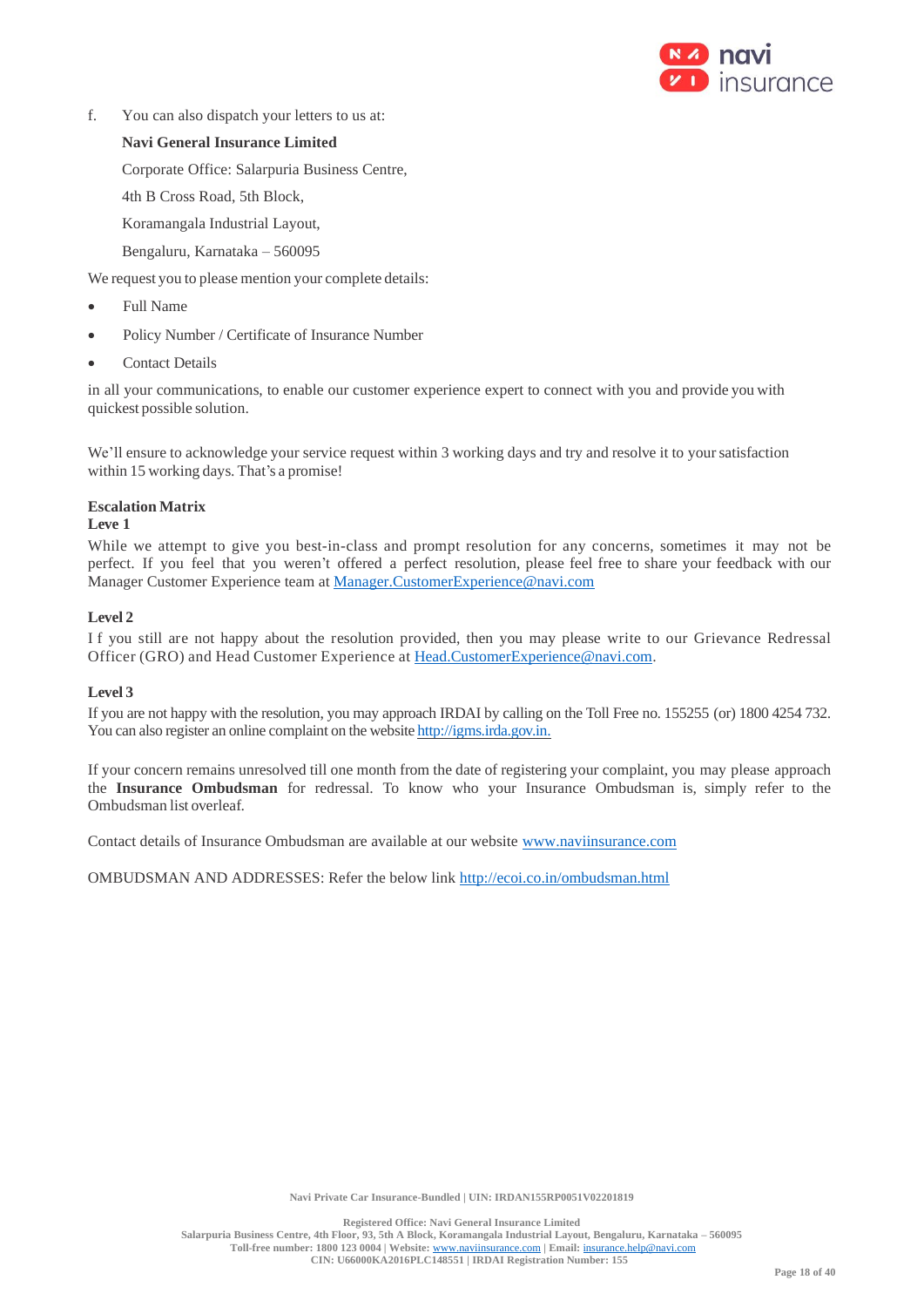f. You can also dispatch your letters to us at:

   **Navi General Insurance Limited**

   Corporate Office: Salarpuria Business Centre,

   4th B Cross Road, 5th Block,

   Koramangala Industrial Layout,

   Bengaluru, Karnataka – 560095

We request you to please mention your complete details:

- Full Name
- Policy Number / Certificate of Insurance Number
- Contact Details

in all your communications, to enable our customer experience expert to connect with you and provide you with quickest possible solution.

We'll ensure to acknowledge your service request within 3 working days and try and resolve it to your satisfaction within 15 working days. That's a promise!

**Escalation Matrix**

**Leve 1**

While we attempt to give you best-in-class and prompt resolution for any concerns, sometimes it may not be perfect. If you feel that you weren't offered a perfect resolution, please feel free to share your feedback with our Manager Customer Experience team at Manager.CustomerExperience@navi.com

**Level 2**

I f you still are not happy about the resolution provided, then you may please write to our Grievance Redressal Officer (GRO) and Head Customer Experience at Head.CustomerExperience@navi.com.

**Level 3**

If you are not happy with the resolution, you may approach IRDAI by calling on the Toll Free no. 155255 (or) 1800 4254 732. You can also register an online complaint on the website http://igms.irda.gov.in.

If your concern remains unresolved till one month from the date of registering your complaint, you may please approach the **Insurance Ombudsman** for redressal. To know who your Insurance Ombudsman is, simply refer to the Ombudsman list overleaf.

Contact details of Insurance Ombudsman are available at our website www.naviinsurance.com

OMBUDSMAN AND ADDRESSES: Refer the below link http://ecoi.co.in/ombudsman.html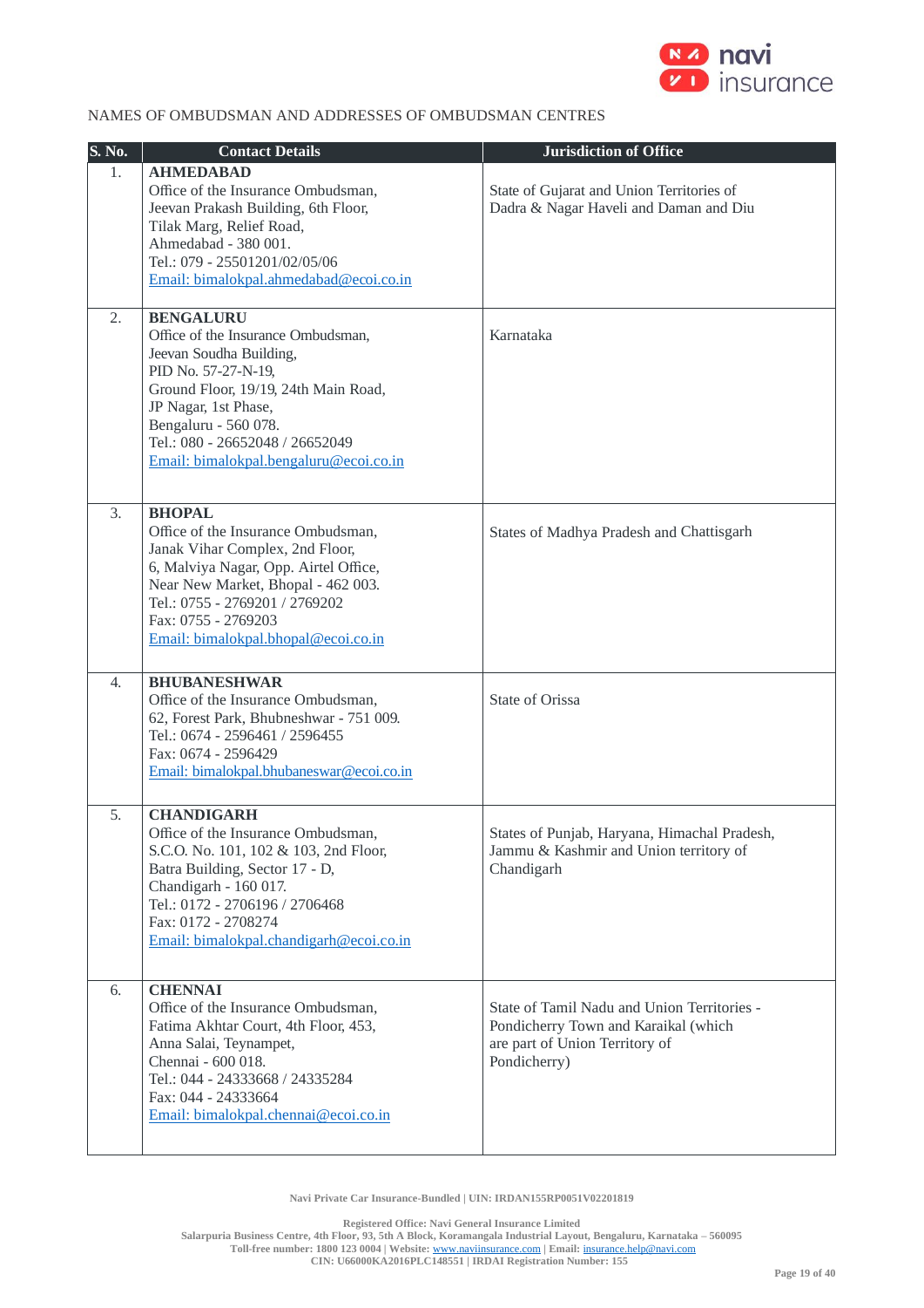NAMES OF OMBUDSMAN AND ADDRESSES OF OMBUDSMAN CENTRES

| S. No. | Contact Details | Jurisdiction of Office |
|---|---|---|
| 1. | **AHMEDABAD**<br>Office of the Insurance Ombudsman,<br>Jeevan Prakash Building, 6th Floor,<br>Tilak Marg, Relief Road,<br>Ahmedabad - 380 001.<br>Tel.: 079 - 25501201/02/05/06<br>Email: bimalokpal.ahmedabad@ecoi.co.in | State of Gujarat and Union Territories of Dadra & Nagar Haveli and Daman and Diu |
| 2. | **BENGALURU**<br>Office of the Insurance Ombudsman,<br>Jeevan Soudha Building,<br>PID No. 57-27-N-19,<br>Ground Floor, 19/19, 24th Main Road,<br>JP Nagar, 1st Phase,<br>Bengaluru - 560 078.<br>Tel.: 080 - 26652048 / 26652049<br>Email: bimalokpal.bengaluru@ecoi.co.in | Karnataka |
| 3. | **BHOPAL**<br>Office of the Insurance Ombudsman,<br>Janak Vihar Complex, 2nd Floor,<br>6, Malviya Nagar, Opp. Airtel Office,<br>Near New Market, Bhopal - 462 003.<br>Tel.: 0755 - 2769201 / 2769202<br>Fax: 0755 - 2769203<br>Email: bimalokpal.bhopal@ecoi.co.in | States of Madhya Pradesh and Chattisgarh |
| 4. | **BHUBANESHWAR**<br>Office of the Insurance Ombudsman,<br>62, Forest Park, Bhubneshwar - 751 009.<br>Tel.: 0674 - 2596461 / 2596455<br>Fax: 0674 - 2596429<br>Email: bimalokpal.bhubaneswar@ecoi.co.in | State of Orissa |
| 5. | **CHANDIGARH**<br>Office of the Insurance Ombudsman,<br>S.C.O. No. 101, 102 & 103, 2nd Floor,<br>Batra Building, Sector 17 - D,<br>Chandigarh - 160 017.<br>Tel.: 0172 - 2706196 / 2706468<br>Fax: 0172 - 2708274<br>Email: bimalokpal.chandigarh@ecoi.co.in | States of Punjab, Haryana, Himachal Pradesh, Jammu & Kashmir and Union territory of Chandigarh |
| 6. | **CHENNAI**<br>Office of the Insurance Ombudsman,<br>Fatima Akhtar Court, 4th Floor, 453,<br>Anna Salai, Teynampet,<br>Chennai - 600 018.<br>Tel.: 044 - 24333668 / 24335284<br>Fax: 044 - 24333664<br>Email: bimalokpal.chennai@ecoi.co.in | State of Tamil Nadu and Union Territories - Pondicherry Town and Karaikal (which are part of Union Territory of Pondicherry) |

Navi Private Car Insurance-Bundled | UIN: IRDAN155RP0051V02201819

Registered Office: Navi General Insurance Limited
Salarpuria Business Centre, 4th Floor, 93, 5th A Block, Koramangala Industrial Layout, Bengaluru, Karnataka – 560095
Toll-free number: 1800 123 0004 | Website: www.naviinsurance.com | Email: insurance.help@navi.com
CIN: U66000KA2016PLC148551 | IRDAI Registration Number: 155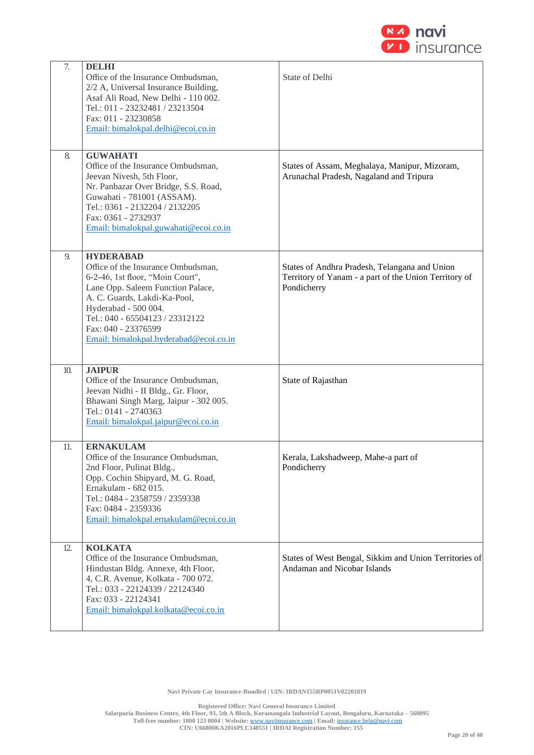| | | |
|---|---|---|
| 7. | **DELHI**<br>Office of the Insurance Ombudsman,<br>2/2 A, Universal Insurance Building,<br>Asaf Ali Road, New Delhi - 110 002.<br>Tel.: 011 - 23232481 / 23213504<br>Fax: 011 - 23230858<br>Email: bimalokpal.delhi@ecoi.co.in | State of Delhi |
| 8. | **GUWAHATI**<br>Office of the Insurance Ombudsman,<br>Jeevan Nivesh, 5th Floor,<br>Nr. Panbazar Over Bridge, S.S. Road,<br>Guwahati - 781001 (ASSAM).<br>Tel.: 0361 - 2132204 / 2132205<br>Fax: 0361 - 2732937<br>Email: bimalokpal.guwahati@ecoi.co.in | States of Assam, Meghalaya, Manipur, Mizoram, Arunachal Pradesh, Nagaland and Tripura |
| 9. | **HYDERABAD**<br>Office of the Insurance Ombudsman,<br>6-2-46, 1st floor, "Moin Court",<br>Lane Opp. Saleem Function Palace,<br>A. C. Guards, Lakdi-Ka-Pool,<br>Hyderabad - 500 004.<br>Tel.: 040 - 65504123 / 23312122<br>Fax: 040 - 23376599<br>Email: bimalokpal.hyderabad@ecoi.co.in | States of Andhra Pradesh, Telangana and Union Territory of Yanam - a part of the Union Territory of Pondicherry |
| 10. | **JAIPUR**<br>Office of the Insurance Ombudsman,<br>Jeevan Nidhi - II Bldg., Gr. Floor,<br>Bhawani Singh Marg, Jaipur - 302 005.<br>Tel.: 0141 - 2740363<br>Email: bimalokpal.jaipur@ecoi.co.in | State of Rajasthan |
| 11. | **ERNAKULAM**<br>Office of the Insurance Ombudsman,<br>2nd Floor, Pulinat Bldg.,<br>Opp. Cochin Shipyard, M. G. Road,<br>Ernakulam - 682 015.<br>Tel.: 0484 - 2358759 / 2359338<br>Fax: 0484 - 2359336<br>Email: bimalokpal.ernakulam@ecoi.co.in | Kerala, Lakshadweep, Mahe-a part of Pondicherry |
| 12. | **KOLKATA**<br>Office of the Insurance Ombudsman,<br>Hindustan Bldg. Annexe, 4th Floor,<br>4, C.R. Avenue, Kolkata - 700 072.<br>Tel.: 033 - 22124339 / 22124340<br>Fax: 033 - 22124341<br>Email: bimalokpal.kolkata@ecoi.co.in | States of West Bengal, Sikkim and Union Territories of Andaman and Nicobar Islands |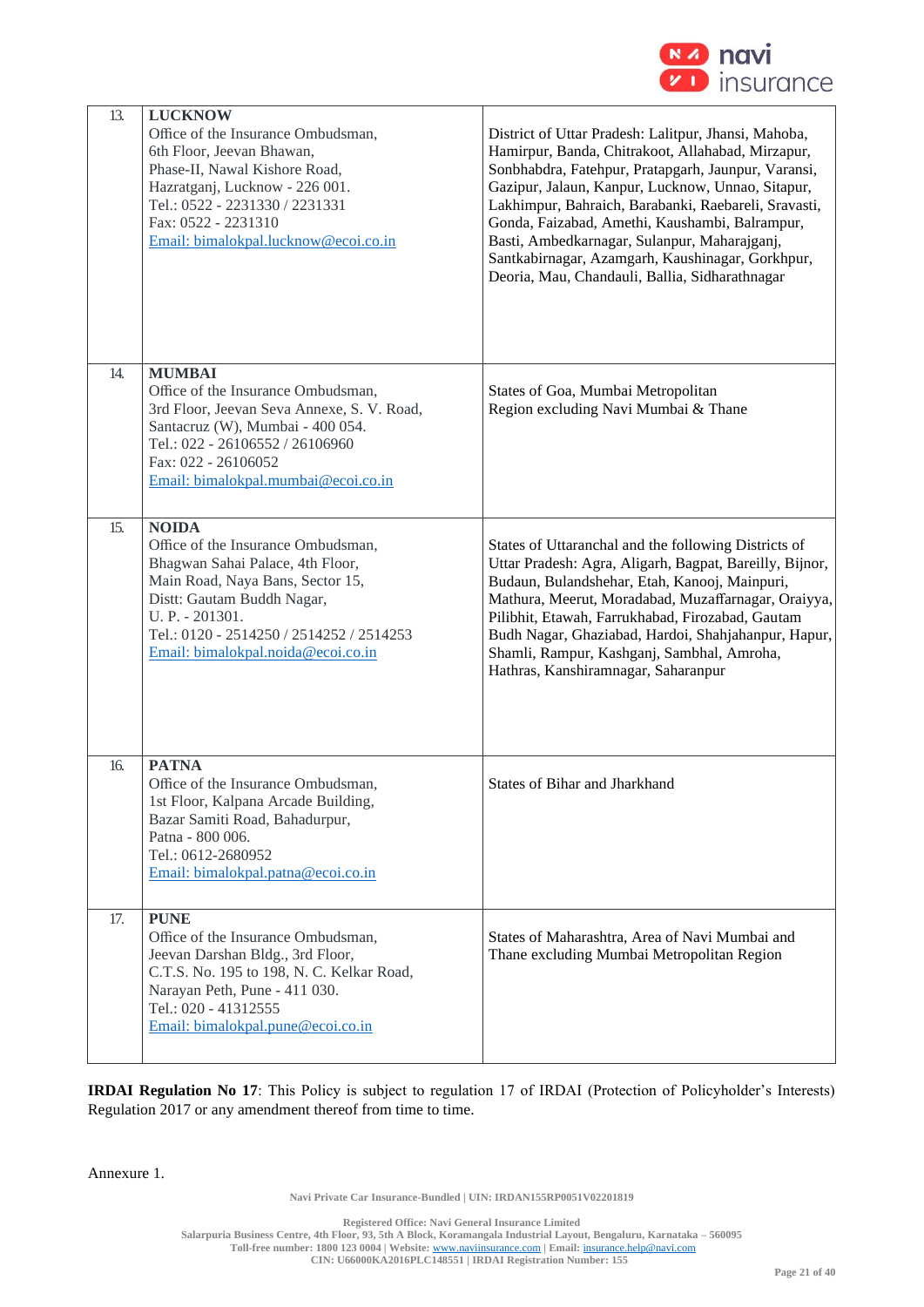| | | |
|---|---|---|
| 13. | **LUCKNOW**<br>Office of the Insurance Ombudsman,<br>6th Floor, Jeevan Bhawan,<br>Phase-II, Nawal Kishore Road,<br>Hazratganj, Lucknow - 226 001.<br>Tel.: 0522 - 2231330 / 2231331<br>Fax: 0522 - 2231310<br>Email: bimalokpal.lucknow@ecoi.co.in | District of Uttar Pradesh: Lalitpur, Jhansi, Mahoba, Hamirpur, Banda, Chitrakoot, Allahabad, Mirzapur, Sonbhabdra, Fatehpur, Pratapgarh, Jaunpur, Varansi, Gazipur, Jalaun, Kanpur, Lucknow, Unnao, Sitapur, Lakhimpur, Bahraich, Barabanki, Raebareli, Sravasti, Gonda, Faizabad, Amethi, Kaushambi, Balrampur, Basti, Ambedkarnagar, Sulanpur, Maharajganj, Santkabirnagar, Azamgarh, Kaushinagar, Gorkhpur, Deoria, Mau, Chandauli, Ballia, Sidharathnagar |
| 14. | **MUMBAI**<br>Office of the Insurance Ombudsman,<br>3rd Floor, Jeevan Seva Annexe, S. V. Road,<br>Santacruz (W), Mumbai - 400 054.<br>Tel.: 022 - 26106552 / 26106960<br>Fax: 022 - 26106052<br>Email: bimalokpal.mumbai@ecoi.co.in | States of Goa, Mumbai Metropolitan Region excluding Navi Mumbai & Thane |
| 15. | **NOIDA**<br>Office of the Insurance Ombudsman,<br>Bhagwan Sahai Palace, 4th Floor,<br>Main Road, Naya Bans, Sector 15,<br>Distt: Gautam Buddh Nagar,<br>U. P. - 201301.<br>Tel.: 0120 - 2514250 / 2514252 / 2514253<br>Email: bimalokpal.noida@ecoi.co.in | States of Uttaranchal and the following Districts of Uttar Pradesh: Agra, Aligarh, Bagpat, Bareilly, Bijnor, Budaun, Bulandshehar, Etah, Kanooj, Mainpuri, Mathura, Meerut, Moradabad, Muzaffarnagar, Oraiyya, Pilibhit, Etawah, Farrukhabad, Firozabad, Gautam Budh Nagar, Ghaziabad, Hardoi, Shahjahanpur, Hapur, Shamli, Rampur, Kashganj, Sambhal, Amroha, Hathras, Kanshiramnagar, Saharanpur |
| 16. | **PATNA**<br>Office of the Insurance Ombudsman,<br>1st Floor, Kalpana Arcade Building,<br>Bazar Samiti Road, Bahadurpur,<br>Patna - 800 006.<br>Tel.: 0612-2680952<br>Email: bimalokpal.patna@ecoi.co.in | States of Bihar and Jharkhand |
| 17. | **PUNE**<br>Office of the Insurance Ombudsman,<br>Jeevan Darshan Bldg., 3rd Floor,<br>C.T.S. No. 195 to 198, N. C. Kelkar Road,<br>Narayan Peth, Pune - 411 030.<br>Tel.: 020 - 41312555<br>Email: bimalokpal.pune@ecoi.co.in | States of Maharashtra, Area of Navi Mumbai and Thane excluding Mumbai Metropolitan Region |

**IRDAI Regulation No 17**: This Policy is subject to regulation 17 of IRDAI (Protection of Policyholder's Interests) Regulation 2017 or any amendment thereof from time to time.

Annexure 1.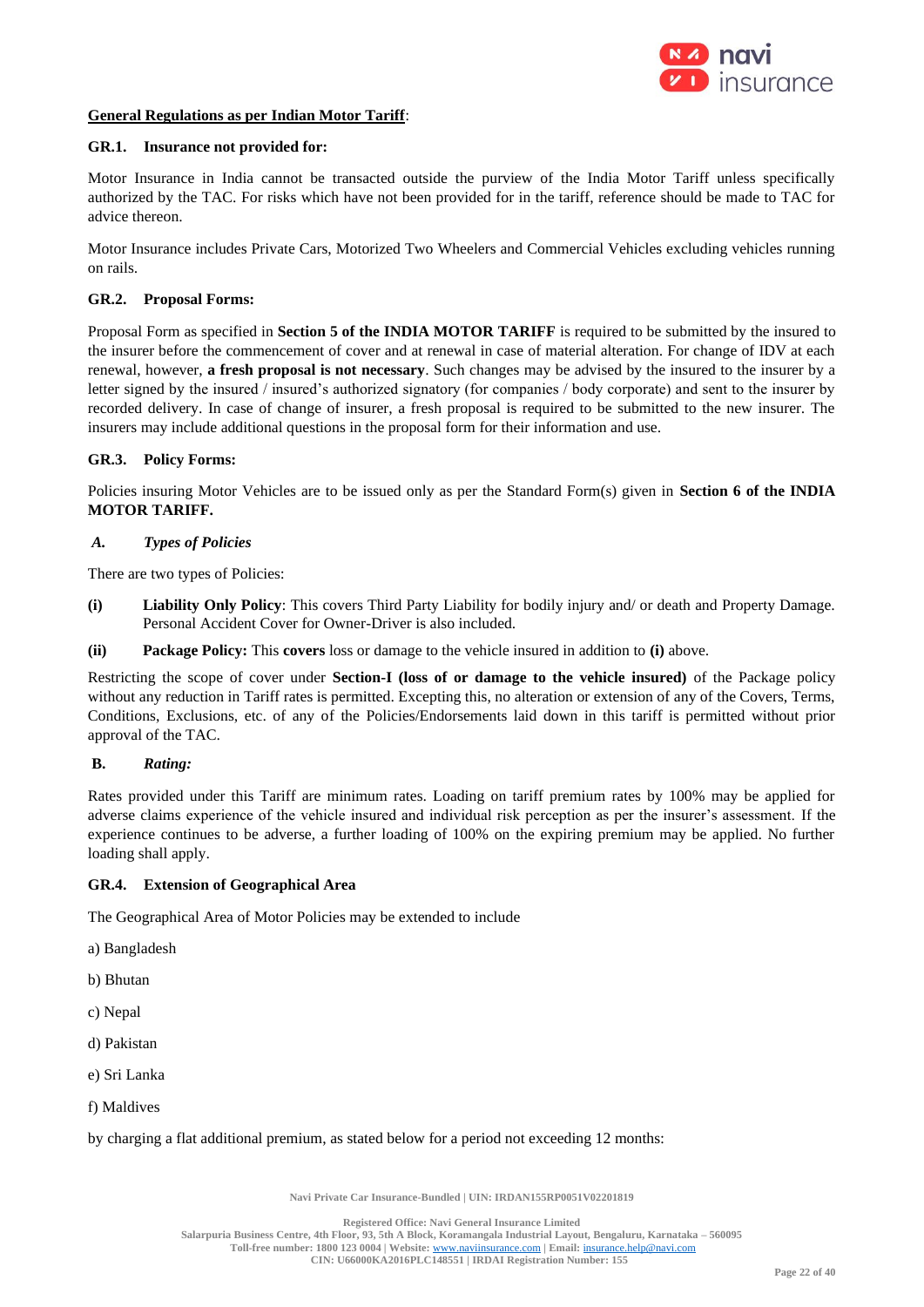**General Regulations as per Indian Motor Tariff**:

**GR.1. Insurance not provided for:**

Motor Insurance in India cannot be transacted outside the purview of the India Motor Tariff unless specifically authorized by the TAC. For risks which have not been provided for in the tariff, reference should be made to TAC for advice thereon.

Motor Insurance includes Private Cars, Motorized Two Wheelers and Commercial Vehicles excluding vehicles running on rails.

**GR.2. Proposal Forms:**

Proposal Form as specified in **Section 5 of the INDIA MOTOR TARIFF** is required to be submitted by the insured to the insurer before the commencement of cover and at renewal in case of material alteration. For change of IDV at each renewal, however, **a fresh proposal is not necessary**. Such changes may be advised by the insured to the insurer by a letter signed by the insured / insured's authorized signatory (for companies / body corporate) and sent to the insurer by recorded delivery. In case of change of insurer, a fresh proposal is required to be submitted to the new insurer. The insurers may include additional questions in the proposal form for their information and use.

**GR.3. Policy Forms:**

Policies insuring Motor Vehicles are to be issued only as per the Standard Form(s) given in **Section 6 of the INDIA MOTOR TARIFF.**

***A. Types of Policies***

There are two types of Policies:

**(i)** **Liability Only Policy**: This covers Third Party Liability for bodily injury and/ or death and Property Damage. Personal Accident Cover for Owner-Driver is also included.

**(ii)** **Package Policy:** This **covers** loss or damage to the vehicle insured in addition to **(i)** above.

Restricting the scope of cover under **Section-I (loss of or damage to the vehicle insured)** of the Package policy without any reduction in Tariff rates is permitted. Excepting this, no alteration or extension of any of the Covers, Terms, Conditions, Exclusions, etc. of any of the Policies/Endorsements laid down in this tariff is permitted without prior approval of the TAC.

**B. *Rating:***

Rates provided under this Tariff are minimum rates. Loading on tariff premium rates by 100% may be applied for adverse claims experience of the vehicle insured and individual risk perception as per the insurer's assessment. If the experience continues to be adverse, a further loading of 100% on the expiring premium may be applied. No further loading shall apply.

**GR.4. Extension of Geographical Area**

The Geographical Area of Motor Policies may be extended to include

a) Bangladesh

b) Bhutan

c) Nepal

d) Pakistan

e) Sri Lanka

f) Maldives

by charging a flat additional premium, as stated below for a period not exceeding 12 months: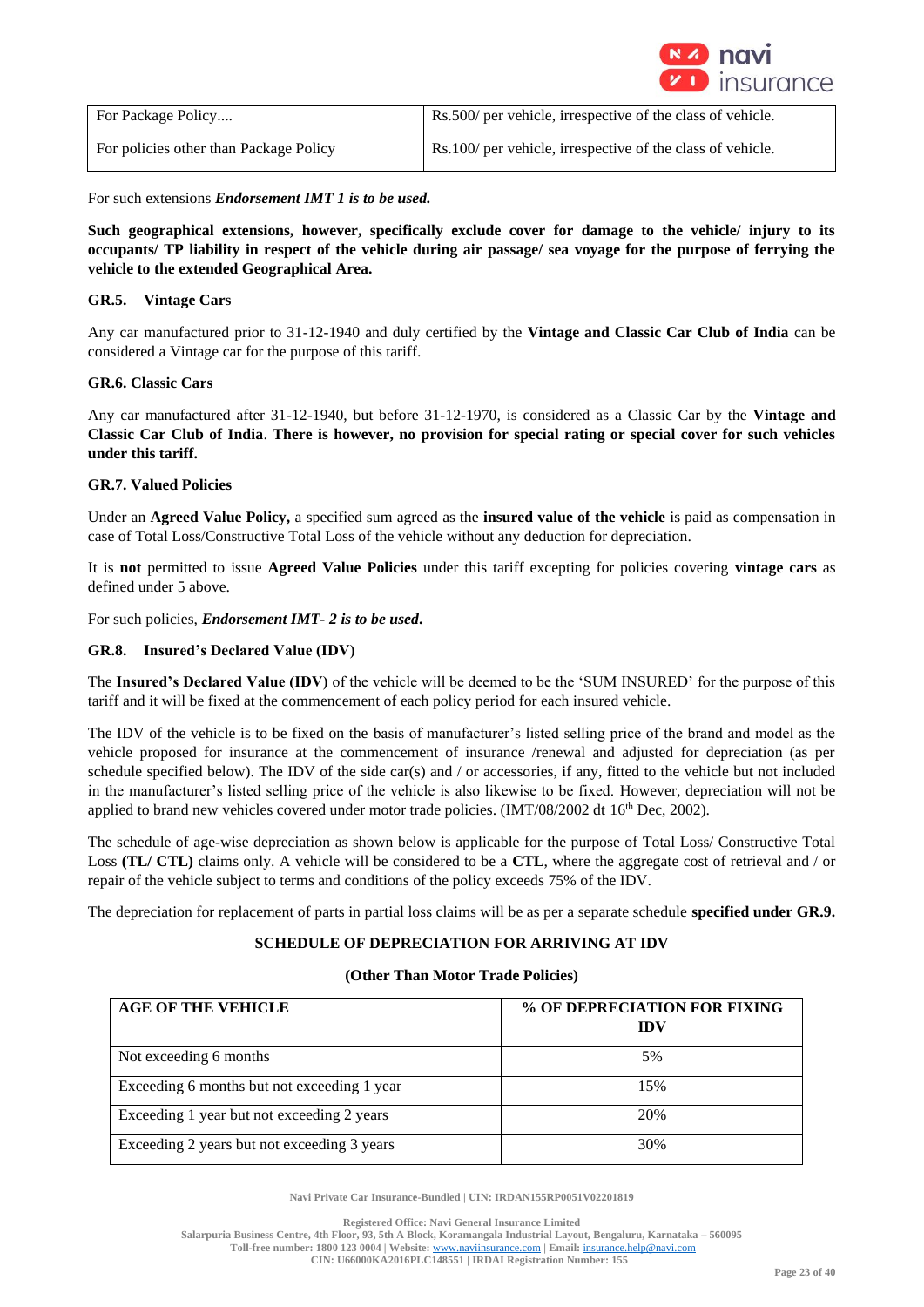| For Package Policy.... | Rs.500/ per vehicle, irrespective of the class of vehicle. |
|---|---|
| For policies other than Package Policy | Rs.100/ per vehicle, irrespective of the class of vehicle. |

For such extensions ***Endorsement IMT 1 is to be used.***

**Such geographical extensions, however, specifically exclude cover for damage to the vehicle/ injury to its occupants/ TP liability in respect of the vehicle during air passage/ sea voyage for the purpose of ferrying the vehicle to the extended Geographical Area.**

### GR.5. Vintage Cars

Any car manufactured prior to 31-12-1940 and duly certified by the **Vintage and Classic Car Club of India** can be considered a Vintage car for the purpose of this tariff.

### GR.6. Classic Cars

Any car manufactured after 31-12-1940, but before 31-12-1970, is considered as a Classic Car by the **Vintage and Classic Car Club of India**. **There is however, no provision for special rating or special cover for such vehicles under this tariff.**

### GR.7. Valued Policies

Under an **Agreed Value Policy,** a specified sum agreed as the **insured value of the vehicle** is paid as compensation in case of Total Loss/Constructive Total Loss of the vehicle without any deduction for depreciation.

It is **not** permitted to issue **Agreed Value Policies** under this tariff excepting for policies covering **vintage cars** as defined under 5 above.

For such policies, ***Endorsement IMT- 2 is to be used***.

### GR.8. Insured's Declared Value (IDV)

The **Insured's Declared Value (IDV)** of the vehicle will be deemed to be the 'SUM INSURED' for the purpose of this tariff and it will be fixed at the commencement of each policy period for each insured vehicle.

The IDV of the vehicle is to be fixed on the basis of manufacturer's listed selling price of the brand and model as the vehicle proposed for insurance at the commencement of insurance /renewal and adjusted for depreciation (as per schedule specified below). The IDV of the side car(s) and / or accessories, if any, fitted to the vehicle but not included in the manufacturer's listed selling price of the vehicle is also likewise to be fixed. However, depreciation will not be applied to brand new vehicles covered under motor trade policies. (IMT/08/2002 dt 16th Dec, 2002).

The schedule of age-wise depreciation as shown below is applicable for the purpose of Total Loss/ Constructive Total Loss **(TL/ CTL)** claims only. A vehicle will be considered to be a **CTL**, where the aggregate cost of retrieval and / or repair of the vehicle subject to terms and conditions of the policy exceeds 75% of the IDV.

The depreciation for replacement of parts in partial loss claims will be as per a separate schedule **specified under GR.9.**

**SCHEDULE OF DEPRECIATION FOR ARRIVING AT IDV**

**(Other Than Motor Trade Policies)**

| AGE OF THE VEHICLE | % OF DEPRECIATION FOR FIXING IDV |
|---|---|
| Not exceeding 6 months | 5% |
| Exceeding 6 months but not exceeding 1 year | 15% |
| Exceeding 1 year but not exceeding 2 years | 20% |
| Exceeding 2 years but not exceeding 3 years | 30% |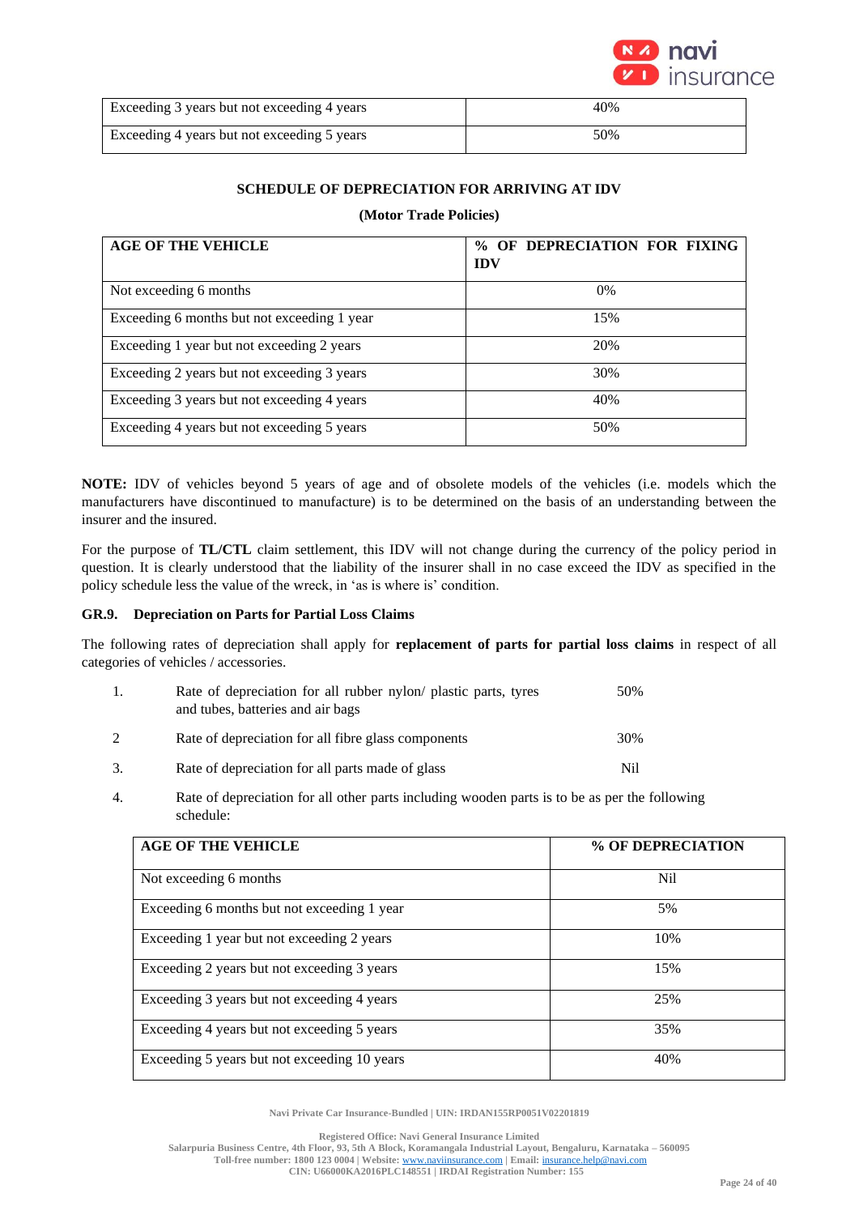| | |
|---|---|
| Exceeding 3 years but not exceeding 4 years | 40% |
| Exceeding 4 years but not exceeding 5 years | 50% |

**SCHEDULE OF DEPRECIATION FOR ARRIVING AT IDV**

**(Motor Trade Policies)**

| AGE OF THE VEHICLE | % OF DEPRECIATION FOR FIXING IDV |
|---|---|
| Not exceeding 6 months | 0% |
| Exceeding 6 months but not exceeding 1 year | 15% |
| Exceeding 1 year but not exceeding 2 years | 20% |
| Exceeding 2 years but not exceeding 3 years | 30% |
| Exceeding 3 years but not exceeding 4 years | 40% |
| Exceeding 4 years but not exceeding 5 years | 50% |

**NOTE:** IDV of vehicles beyond 5 years of age and of obsolete models of the vehicles (i.e. models which the manufacturers have discontinued to manufacture) is to be determined on the basis of an understanding between the insurer and the insured.

For the purpose of **TL/CTL** claim settlement, this IDV will not change during the currency of the policy period in question. It is clearly understood that the liability of the insurer shall in no case exceed the IDV as specified in the policy schedule less the value of the wreck, in 'as is where is' condition.

### GR.9. Depreciation on Parts for Partial Loss Claims

The following rates of depreciation shall apply for **replacement of parts for partial loss claims** in respect of all categories of vehicles / accessories.

1. Rate of depreciation for all rubber nylon/ plastic parts, tyres and tubes, batteries and air bags — 50%
2. Rate of depreciation for all fibre glass components — 30%
3. Rate of depreciation for all parts made of glass — Nil
4. Rate of depreciation for all other parts including wooden parts is to be as per the following schedule:

| AGE OF THE VEHICLE | % OF DEPRECIATION |
|---|---|
| Not exceeding 6 months | Nil |
| Exceeding 6 months but not exceeding 1 year | 5% |
| Exceeding 1 year but not exceeding 2 years | 10% |
| Exceeding 2 years but not exceeding 3 years | 15% |
| Exceeding 3 years but not exceeding 4 years | 25% |
| Exceeding 4 years but not exceeding 5 years | 35% |
| Exceeding 5 years but not exceeding 10 years | 40% |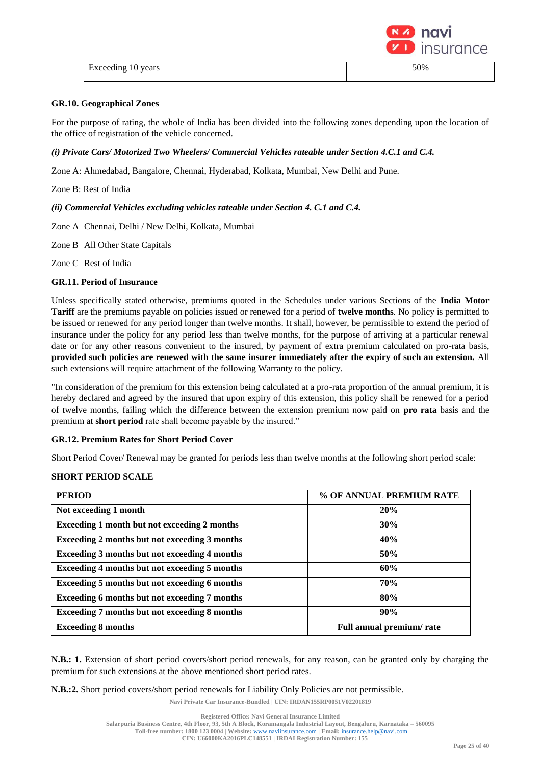| Exceeding 10 years | 50% |
|---|---|

**GR.10. Geographical Zones**

For the purpose of rating, the whole of India has been divided into the following zones depending upon the location of the office of registration of the vehicle concerned.

***(i) Private Cars/ Motorized Two Wheelers/ Commercial Vehicles rateable under Section 4.C.1 and C.4.***

Zone A: Ahmedabad, Bangalore, Chennai, Hyderabad, Kolkata, Mumbai, New Delhi and Pune.

Zone B: Rest of India

***(ii) Commercial Vehicles excluding vehicles rateable under Section 4. C.1 and C.4.***

Zone A Chennai, Delhi / New Delhi, Kolkata, Mumbai

Zone B All Other State Capitals

Zone C Rest of India

**GR.11. Period of Insurance**

Unless specifically stated otherwise, premiums quoted in the Schedules under various Sections of the **India Motor Tariff** are the premiums payable on policies issued or renewed for a period of **twelve months**. No policy is permitted to be issued or renewed for any period longer than twelve months. It shall, however, be permissible to extend the period of insurance under the policy for any period less than twelve months, for the purpose of arriving at a particular renewal date or for any other reasons convenient to the insured, by payment of extra premium calculated on pro-rata basis, **provided such policies are renewed with the same insurer immediately after the expiry of such an extension.** All such extensions will require attachment of the following Warranty to the policy.

"In consideration of the premium for this extension being calculated at a pro-rata proportion of the annual premium, it is hereby declared and agreed by the insured that upon expiry of this extension, this policy shall be renewed for a period of twelve months, failing which the difference between the extension premium now paid on **pro rata** basis and the premium at **short period** rate shall become payable by the insured."

**GR.12. Premium Rates for Short Period Cover**

Short Period Cover/ Renewal may be granted for periods less than twelve months at the following short period scale:

**SHORT PERIOD SCALE**

| PERIOD | % OF ANNUAL PREMIUM RATE |
|---|---|
| **Not exceeding 1 month** | **20%** |
| **Exceeding 1 month but not exceeding 2 months** | **30%** |
| **Exceeding 2 months but not exceeding 3 months** | **40%** |
| **Exceeding 3 months but not exceeding 4 months** | **50%** |
| **Exceeding 4 months but not exceeding 5 months** | **60%** |
| **Exceeding 5 months but not exceeding 6 months** | **70%** |
| **Exceeding 6 months but not exceeding 7 months** | **80%** |
| **Exceeding 7 months but not exceeding 8 months** | **90%** |
| **Exceeding 8 months** | **Full annual premium/ rate** |

**N.B.: 1.** Extension of short period covers/short period renewals, for any reason, can be granted only by charging the premium for such extensions at the above mentioned short period rates.

**N.B.:2.** Short period covers/short period renewals for Liability Only Policies are not permissible.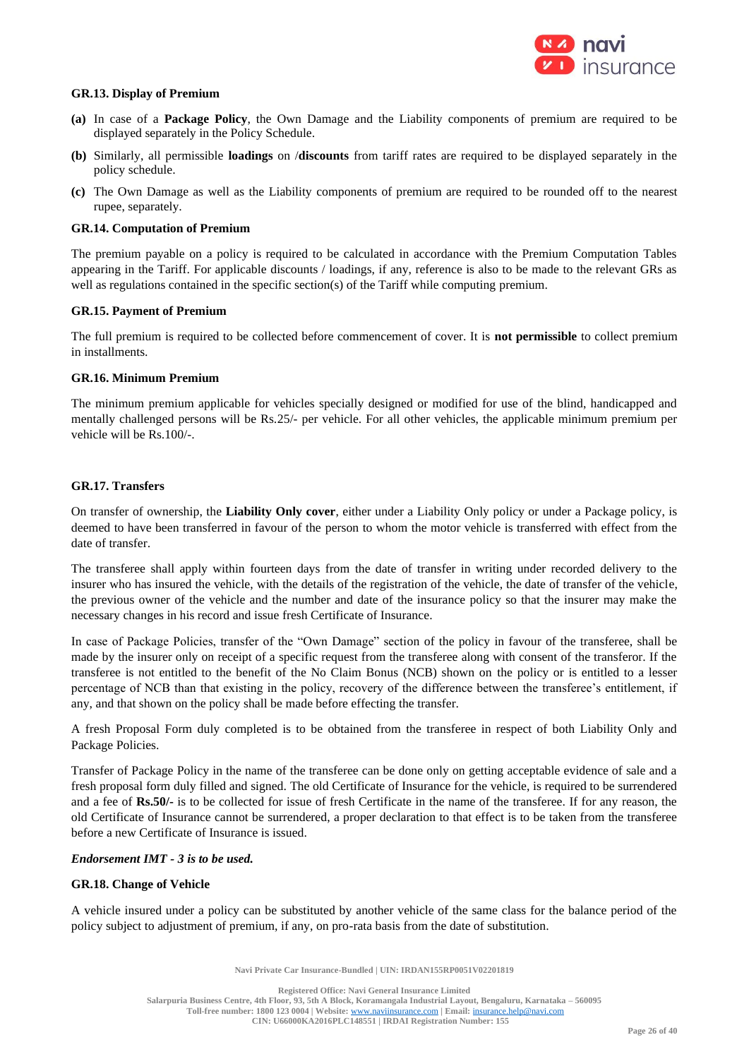**GR.13. Display of Premium**

**(a)** In case of a **Package Policy**, the Own Damage and the Liability components of premium are required to be displayed separately in the Policy Schedule.

**(b)** Similarly, all permissible **loadings** on /**discounts** from tariff rates are required to be displayed separately in the policy schedule.

**(c)** The Own Damage as well as the Liability components of premium are required to be rounded off to the nearest rupee, separately.

**GR.14. Computation of Premium**

The premium payable on a policy is required to be calculated in accordance with the Premium Computation Tables appearing in the Tariff. For applicable discounts / loadings, if any, reference is also to be made to the relevant GRs as well as regulations contained in the specific section(s) of the Tariff while computing premium.

**GR.15. Payment of Premium**

The full premium is required to be collected before commencement of cover. It is **not permissible** to collect premium in installments.

**GR.16. Minimum Premium**

The minimum premium applicable for vehicles specially designed or modified for use of the blind, handicapped and mentally challenged persons will be Rs.25/- per vehicle. For all other vehicles, the applicable minimum premium per vehicle will be Rs.100/-.

**GR.17. Transfers**

On transfer of ownership, the **Liability Only cover**, either under a Liability Only policy or under a Package policy, is deemed to have been transferred in favour of the person to whom the motor vehicle is transferred with effect from the date of transfer.

The transferee shall apply within fourteen days from the date of transfer in writing under recorded delivery to the insurer who has insured the vehicle, with the details of the registration of the vehicle, the date of transfer of the vehicle, the previous owner of the vehicle and the number and date of the insurance policy so that the insurer may make the necessary changes in his record and issue fresh Certificate of Insurance.

In case of Package Policies, transfer of the "Own Damage" section of the policy in favour of the transferee, shall be made by the insurer only on receipt of a specific request from the transferee along with consent of the transferor. If the transferee is not entitled to the benefit of the No Claim Bonus (NCB) shown on the policy or is entitled to a lesser percentage of NCB than that existing in the policy, recovery of the difference between the transferee's entitlement, if any, and that shown on the policy shall be made before effecting the transfer.

A fresh Proposal Form duly completed is to be obtained from the transferee in respect of both Liability Only and Package Policies.

Transfer of Package Policy in the name of the transferee can be done only on getting acceptable evidence of sale and a fresh proposal form duly filled and signed. The old Certificate of Insurance for the vehicle, is required to be surrendered and a fee of **Rs.50/-** is to be collected for issue of fresh Certificate in the name of the transferee. If for any reason, the old Certificate of Insurance cannot be surrendered, a proper declaration to that effect is to be taken from the transferee before a new Certificate of Insurance is issued.

***Endorsement IMT - 3 is to be used.***

**GR.18. Change of Vehicle**

A vehicle insured under a policy can be substituted by another vehicle of the same class for the balance period of the policy subject to adjustment of premium, if any, on pro-rata basis from the date of substitution.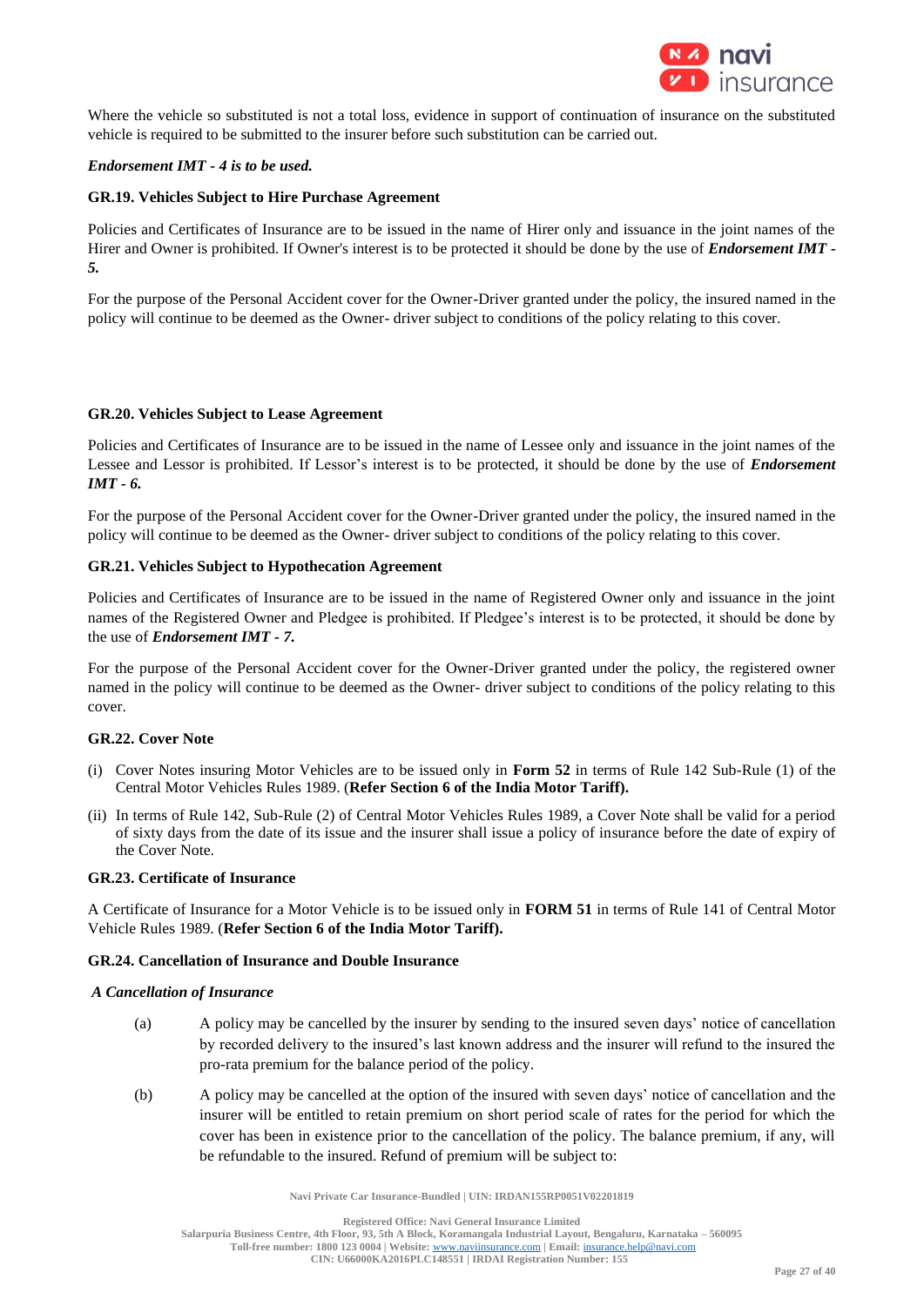Where the vehicle so substituted is not a total loss, evidence in support of continuation of insurance on the substituted vehicle is required to be submitted to the insurer before such substitution can be carried out.

***Endorsement IMT - 4 is to be used.***

**GR.19. Vehicles Subject to Hire Purchase Agreement**

Policies and Certificates of Insurance are to be issued in the name of Hirer only and issuance in the joint names of the Hirer and Owner is prohibited. If Owner's interest is to be protected it should be done by the use of ***Endorsement IMT - 5.***

For the purpose of the Personal Accident cover for the Owner-Driver granted under the policy, the insured named in the policy will continue to be deemed as the Owner- driver subject to conditions of the policy relating to this cover.

**GR.20. Vehicles Subject to Lease Agreement**

Policies and Certificates of Insurance are to be issued in the name of Lessee only and issuance in the joint names of the Lessee and Lessor is prohibited. If Lessor's interest is to be protected, it should be done by the use of ***Endorsement IMT - 6.***

For the purpose of the Personal Accident cover for the Owner-Driver granted under the policy, the insured named in the policy will continue to be deemed as the Owner- driver subject to conditions of the policy relating to this cover.

**GR.21. Vehicles Subject to Hypothecation Agreement**

Policies and Certificates of Insurance are to be issued in the name of Registered Owner only and issuance in the joint names of the Registered Owner and Pledgee is prohibited. If Pledgee's interest is to be protected, it should be done by the use of ***Endorsement IMT - 7.***

For the purpose of the Personal Accident cover for the Owner-Driver granted under the policy, the registered owner named in the policy will continue to be deemed as the Owner- driver subject to conditions of the policy relating to this cover.

**GR.22. Cover Note**

(i) Cover Notes insuring Motor Vehicles are to be issued only in **Form 52** in terms of Rule 142 Sub-Rule (1) of the Central Motor Vehicles Rules 1989. (**Refer Section 6 of the India Motor Tariff).**

(ii) In terms of Rule 142, Sub-Rule (2) of Central Motor Vehicles Rules 1989, a Cover Note shall be valid for a period of sixty days from the date of its issue and the insurer shall issue a policy of insurance before the date of expiry of the Cover Note.

**GR.23. Certificate of Insurance**

A Certificate of Insurance for a Motor Vehicle is to be issued only in **FORM 51** in terms of Rule 141 of Central Motor Vehicle Rules 1989. (**Refer Section 6 of the India Motor Tariff).**

**GR.24. Cancellation of Insurance and Double Insurance**

***A Cancellation of Insurance***

(a) A policy may be cancelled by the insurer by sending to the insured seven days' notice of cancellation by recorded delivery to the insured's last known address and the insurer will refund to the insured the pro-rata premium for the balance period of the policy.

(b) A policy may be cancelled at the option of the insured with seven days' notice of cancellation and the insurer will be entitled to retain premium on short period scale of rates for the period for which the cover has been in existence prior to the cancellation of the policy. The balance premium, if any, will be refundable to the insured. Refund of premium will be subject to: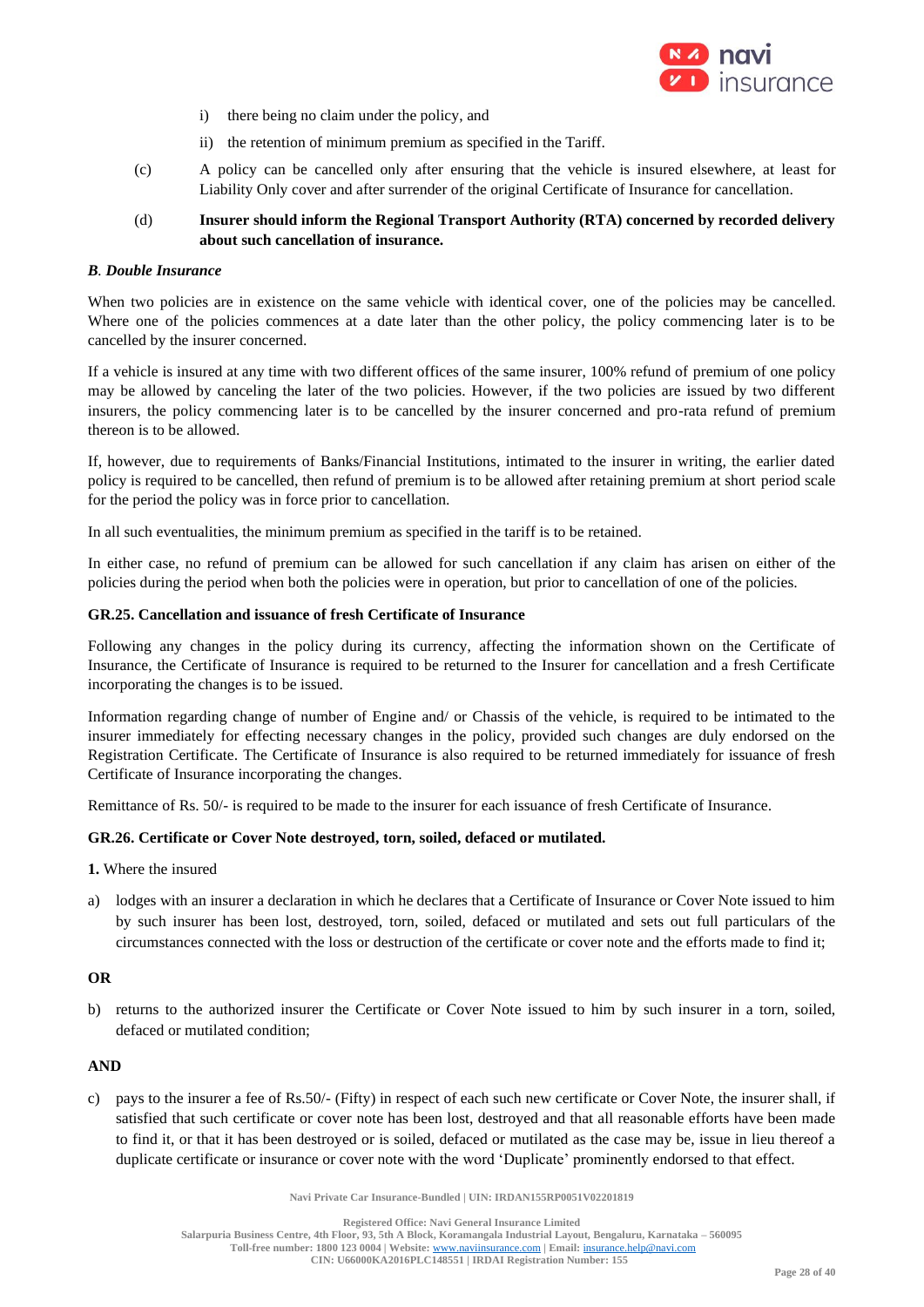i) there being no claim under the policy, and

ii) the retention of minimum premium as specified in the Tariff.

(c) A policy can be cancelled only after ensuring that the vehicle is insured elsewhere, at least for Liability Only cover and after surrender of the original Certificate of Insurance for cancellation.

(d) **Insurer should inform the Regional Transport Authority (RTA) concerned by recorded delivery about such cancellation of insurance.**

***B. Double Insurance***

When two policies are in existence on the same vehicle with identical cover, one of the policies may be cancelled. Where one of the policies commences at a date later than the other policy, the policy commencing later is to be cancelled by the insurer concerned.

If a vehicle is insured at any time with two different offices of the same insurer, 100% refund of premium of one policy may be allowed by canceling the later of the two policies. However, if the two policies are issued by two different insurers, the policy commencing later is to be cancelled by the insurer concerned and pro-rata refund of premium thereon is to be allowed.

If, however, due to requirements of Banks/Financial Institutions, intimated to the insurer in writing, the earlier dated policy is required to be cancelled, then refund of premium is to be allowed after retaining premium at short period scale for the period the policy was in force prior to cancellation.

In all such eventualities, the minimum premium as specified in the tariff is to be retained.

In either case, no refund of premium can be allowed for such cancellation if any claim has arisen on either of the policies during the period when both the policies were in operation, but prior to cancellation of one of the policies.

**GR.25. Cancellation and issuance of fresh Certificate of Insurance**

Following any changes in the policy during its currency, affecting the information shown on the Certificate of Insurance, the Certificate of Insurance is required to be returned to the Insurer for cancellation and a fresh Certificate incorporating the changes is to be issued.

Information regarding change of number of Engine and/ or Chassis of the vehicle, is required to be intimated to the insurer immediately for effecting necessary changes in the policy, provided such changes are duly endorsed on the Registration Certificate. The Certificate of Insurance is also required to be returned immediately for issuance of fresh Certificate of Insurance incorporating the changes.

Remittance of Rs. 50/- is required to be made to the insurer for each issuance of fresh Certificate of Insurance.

**GR.26. Certificate or Cover Note destroyed, torn, soiled, defaced or mutilated.**

**1.** Where the insured

a) lodges with an insurer a declaration in which he declares that a Certificate of Insurance or Cover Note issued to him by such insurer has been lost, destroyed, torn, soiled, defaced or mutilated and sets out full particulars of the circumstances connected with the loss or destruction of the certificate or cover note and the efforts made to find it;

**OR**

b) returns to the authorized insurer the Certificate or Cover Note issued to him by such insurer in a torn, soiled, defaced or mutilated condition;

**AND**

c) pays to the insurer a fee of Rs.50/- (Fifty) in respect of each such new certificate or Cover Note, the insurer shall, if satisfied that such certificate or cover note has been lost, destroyed and that all reasonable efforts have been made to find it, or that it has been destroyed or is soiled, defaced or mutilated as the case may be, issue in lieu thereof a duplicate certificate or insurance or cover note with the word 'Duplicate' prominently endorsed to that effect.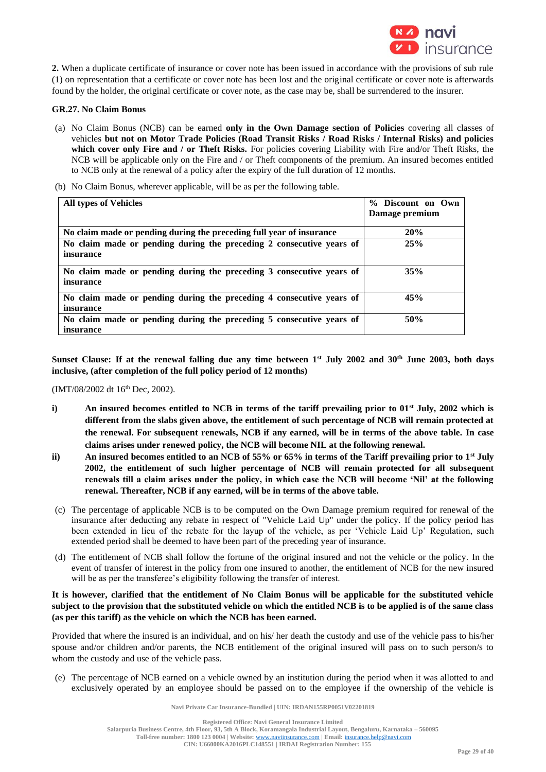**2.** When a duplicate certificate of insurance or cover note has been issued in accordance with the provisions of sub rule (1) on representation that a certificate or cover note has been lost and the original certificate or cover note is afterwards found by the holder, the original certificate or cover note, as the case may be, shall be surrendered to the insurer.

**GR.27. No Claim Bonus**

(a) No Claim Bonus (NCB) can be earned **only in the Own Damage section of Policies** covering all classes of vehicles **but not on Motor Trade Policies (Road Transit Risks / Road Risks / Internal Risks) and policies which cover only Fire and / or Theft Risks.** For policies covering Liability with Fire and/or Theft Risks, the NCB will be applicable only on the Fire and / or Theft components of the premium. An insured becomes entitled to NCB only at the renewal of a policy after the expiry of the full duration of 12 months.

(b) No Claim Bonus, wherever applicable, will be as per the following table.

| All types of Vehicles | % Discount on Own Damage premium |
|---|---|
| **No claim made or pending during the preceding full year of insurance** | **20%** |
| **No claim made or pending during the preceding 2 consecutive years of insurance** | **25%** |
| **No claim made or pending during the preceding 3 consecutive years of insurance** | **35%** |
| **No claim made or pending during the preceding 4 consecutive years of insurance** | **45%** |
| **No claim made or pending during the preceding 5 consecutive years of insurance** | **50%** |

**Sunset Clause: If at the renewal falling due any time between 1st July 2002 and 30th June 2003, both days inclusive, (after completion of the full policy period of 12 months)**

(IMT/08/2002 dt 16th Dec, 2002).

i) **An insured becomes entitled to NCB in terms of the tariff prevailing prior to 01st July, 2002 which is different from the slabs given above, the entitlement of such percentage of NCB will remain protected at the renewal. For subsequent renewals, NCB if any earned, will be in terms of the above table. In case claims arises under renewed policy, the NCB will become NIL at the following renewal.**

ii) **An insured becomes entitled to an NCB of 55% or 65% in terms of the Tariff prevailing prior to 1st July 2002, the entitlement of such higher percentage of NCB will remain protected for all subsequent renewals till a claim arises under the policy, in which case the NCB will become 'Nil' at the following renewal. Thereafter, NCB if any earned, will be in terms of the above table.**

(c) The percentage of applicable NCB is to be computed on the Own Damage premium required for renewal of the insurance after deducting any rebate in respect of "Vehicle Laid Up" under the policy. If the policy period has been extended in lieu of the rebate for the layup of the vehicle, as per 'Vehicle Laid Up' Regulation, such extended period shall be deemed to have been part of the preceding year of insurance.

(d) The entitlement of NCB shall follow the fortune of the original insured and not the vehicle or the policy. In the event of transfer of interest in the policy from one insured to another, the entitlement of NCB for the new insured will be as per the transferee's eligibility following the transfer of interest.

**It is however, clarified that the entitlement of No Claim Bonus will be applicable for the substituted vehicle subject to the provision that the substituted vehicle on which the entitled NCB is to be applied is of the same class (as per this tariff) as the vehicle on which the NCB has been earned.**

Provided that where the insured is an individual, and on his/ her death the custody and use of the vehicle pass to his/her spouse and/or children and/or parents, the NCB entitlement of the original insured will pass on to such person/s to whom the custody and use of the vehicle pass.

(e) The percentage of NCB earned on a vehicle owned by an institution during the period when it was allotted to and exclusively operated by an employee should be passed on to the employee if the ownership of the vehicle is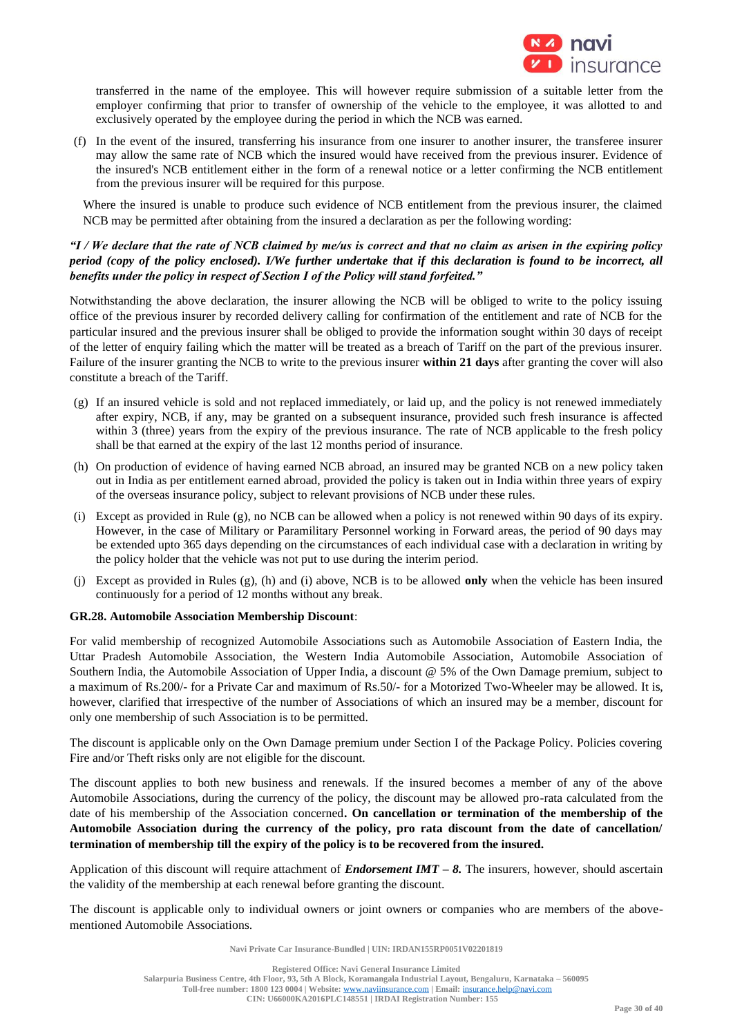transferred in the name of the employee. This will however require submission of a suitable letter from the employer confirming that prior to transfer of ownership of the vehicle to the employee, it was allotted to and exclusively operated by the employee during the period in which the NCB was earned.

(f) In the event of the insured, transferring his insurance from one insurer to another insurer, the transferee insurer may allow the same rate of NCB which the insured would have received from the previous insurer. Evidence of the insured's NCB entitlement either in the form of a renewal notice or a letter confirming the NCB entitlement from the previous insurer will be required for this purpose.

Where the insured is unable to produce such evidence of NCB entitlement from the previous insurer, the claimed NCB may be permitted after obtaining from the insured a declaration as per the following wording:

***"I / We declare that the rate of NCB claimed by me/us is correct and that no claim as arisen in the expiring policy period (copy of the policy enclosed). I/We further undertake that if this declaration is found to be incorrect, all benefits under the policy in respect of Section I of the Policy will stand forfeited."***

Notwithstanding the above declaration, the insurer allowing the NCB will be obliged to write to the policy issuing office of the previous insurer by recorded delivery calling for confirmation of the entitlement and rate of NCB for the particular insured and the previous insurer shall be obliged to provide the information sought within 30 days of receipt of the letter of enquiry failing which the matter will be treated as a breach of Tariff on the part of the previous insurer. Failure of the insurer granting the NCB to write to the previous insurer **within 21 days** after granting the cover will also constitute a breach of the Tariff.

(g) If an insured vehicle is sold and not replaced immediately, or laid up, and the policy is not renewed immediately after expiry, NCB, if any, may be granted on a subsequent insurance, provided such fresh insurance is affected within 3 (three) years from the expiry of the previous insurance. The rate of NCB applicable to the fresh policy shall be that earned at the expiry of the last 12 months period of insurance.

(h) On production of evidence of having earned NCB abroad, an insured may be granted NCB on a new policy taken out in India as per entitlement earned abroad, provided the policy is taken out in India within three years of expiry of the overseas insurance policy, subject to relevant provisions of NCB under these rules.

(i) Except as provided in Rule (g), no NCB can be allowed when a policy is not renewed within 90 days of its expiry. However, in the case of Military or Paramilitary Personnel working in Forward areas, the period of 90 days may be extended upto 365 days depending on the circumstances of each individual case with a declaration in writing by the policy holder that the vehicle was not put to use during the interim period.

(j) Except as provided in Rules (g), (h) and (i) above, NCB is to be allowed **only** when the vehicle has been insured continuously for a period of 12 months without any break.

**GR.28. Automobile Association Membership Discount**:

For valid membership of recognized Automobile Associations such as Automobile Association of Eastern India, the Uttar Pradesh Automobile Association, the Western India Automobile Association, Automobile Association of Southern India, the Automobile Association of Upper India, a discount @ 5% of the Own Damage premium, subject to a maximum of Rs.200/- for a Private Car and maximum of Rs.50/- for a Motorized Two-Wheeler may be allowed. It is, however, clarified that irrespective of the number of Associations of which an insured may be a member, discount for only one membership of such Association is to be permitted.

The discount is applicable only on the Own Damage premium under Section I of the Package Policy. Policies covering Fire and/or Theft risks only are not eligible for the discount.

The discount applies to both new business and renewals. If the insured becomes a member of any of the above Automobile Associations, during the currency of the policy, the discount may be allowed pro-rata calculated from the date of his membership of the Association concerned**. On cancellation or termination of the membership of the Automobile Association during the currency of the policy, pro rata discount from the date of cancellation/ termination of membership till the expiry of the policy is to be recovered from the insured.**

Application of this discount will require attachment of ***Endorsement IMT – 8.*** The insurers, however, should ascertain the validity of the membership at each renewal before granting the discount.

The discount is applicable only to individual owners or joint owners or companies who are members of the above-mentioned Automobile Associations.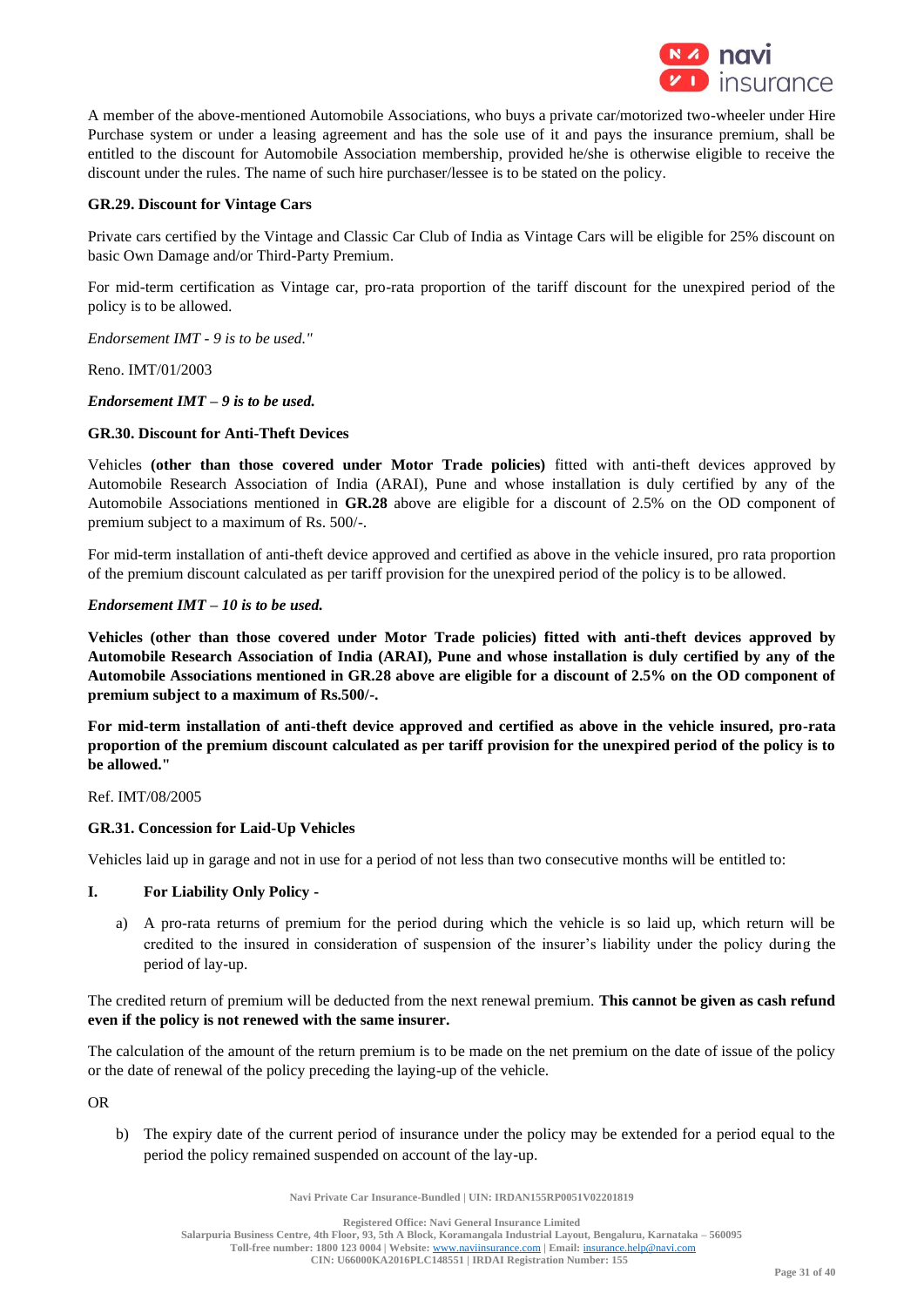A member of the above-mentioned Automobile Associations, who buys a private car/motorized two-wheeler under Hire Purchase system or under a leasing agreement and has the sole use of it and pays the insurance premium, shall be entitled to the discount for Automobile Association membership, provided he/she is otherwise eligible to receive the discount under the rules. The name of such hire purchaser/lessee is to be stated on the policy.

**GR.29. Discount for Vintage Cars**

Private cars certified by the Vintage and Classic Car Club of India as Vintage Cars will be eligible for 25% discount on basic Own Damage and/or Third-Party Premium.

For mid-term certification as Vintage car, pro-rata proportion of the tariff discount for the unexpired period of the policy is to be allowed.

*Endorsement IMT - 9 is to be used."*

Reno. IMT/01/2003

***Endorsement IMT – 9 is to be used.***

**GR.30. Discount for Anti-Theft Devices**

Vehicles **(other than those covered under Motor Trade policies)** fitted with anti-theft devices approved by Automobile Research Association of India (ARAI), Pune and whose installation is duly certified by any of the Automobile Associations mentioned in **GR.28** above are eligible for a discount of 2.5% on the OD component of premium subject to a maximum of Rs. 500/-.

For mid-term installation of anti-theft device approved and certified as above in the vehicle insured, pro rata proportion of the premium discount calculated as per tariff provision for the unexpired period of the policy is to be allowed.

***Endorsement IMT – 10 is to be used.***

**Vehicles (other than those covered under Motor Trade policies) fitted with anti-theft devices approved by Automobile Research Association of India (ARAI), Pune and whose installation is duly certified by any of the Automobile Associations mentioned in GR.28 above are eligible for a discount of 2.5% on the OD component of premium subject to a maximum of Rs.500/-.**

**For mid-term installation of anti-theft device approved and certified as above in the vehicle insured, pro-rata proportion of the premium discount calculated as per tariff provision for the unexpired period of the policy is to be allowed."**

Ref. IMT/08/2005

**GR.31. Concession for Laid-Up Vehicles**

Vehicles laid up in garage and not in use for a period of not less than two consecutive months will be entitled to:

**I. For Liability Only Policy -**

a) A pro-rata returns of premium for the period during which the vehicle is so laid up, which return will be credited to the insured in consideration of suspension of the insurer's liability under the policy during the period of lay-up.

The credited return of premium will be deducted from the next renewal premium. **This cannot be given as cash refund even if the policy is not renewed with the same insurer.**

The calculation of the amount of the return premium is to be made on the net premium on the date of issue of the policy or the date of renewal of the policy preceding the laying-up of the vehicle.

OR

b) The expiry date of the current period of insurance under the policy may be extended for a period equal to the period the policy remained suspended on account of the lay-up.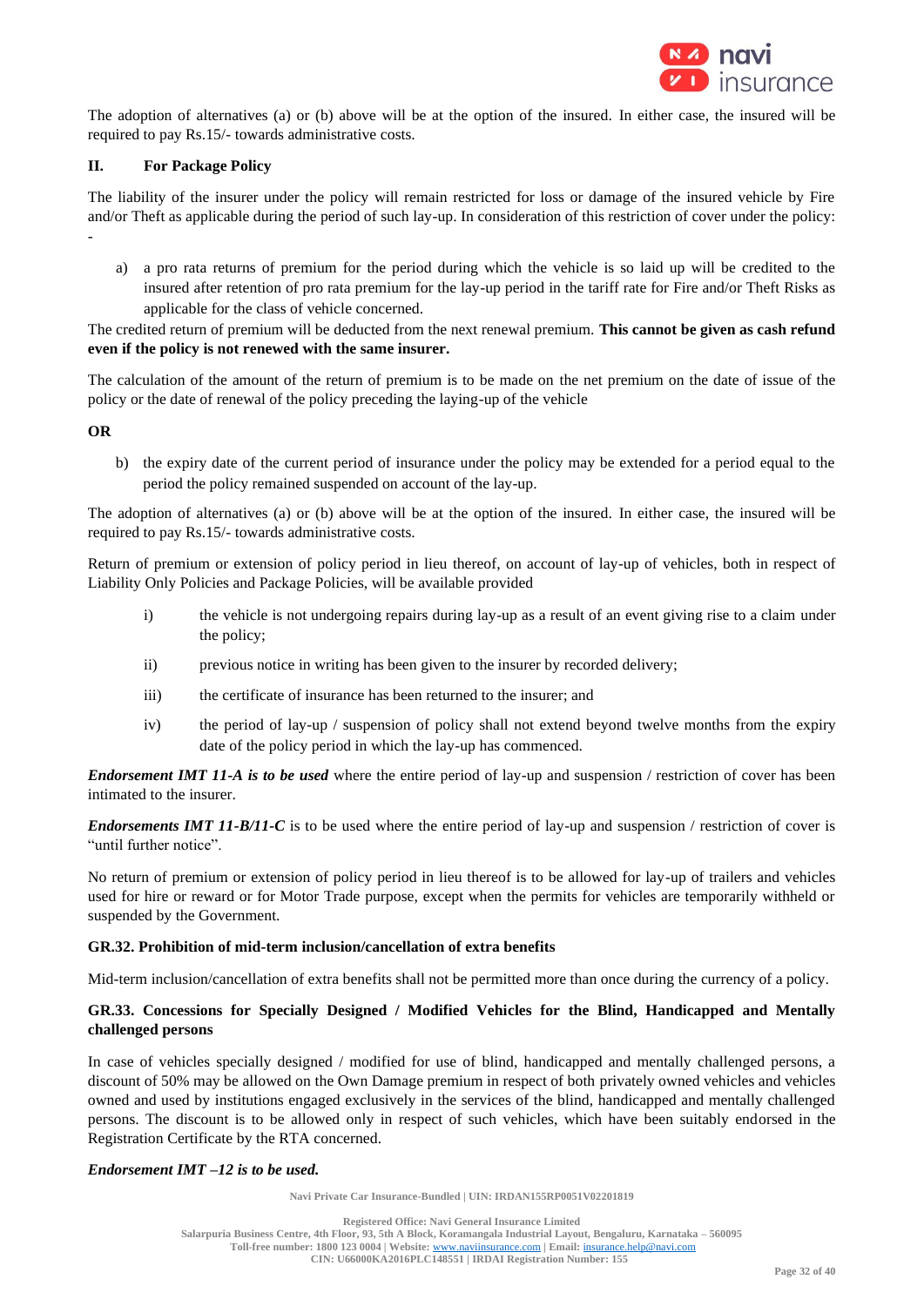The adoption of alternatives (a) or (b) above will be at the option of the insured. In either case, the insured will be required to pay Rs.15/- towards administrative costs.

### II. For Package Policy

The liability of the insurer under the policy will remain restricted for loss or damage of the insured vehicle by Fire and/or Theft as applicable during the period of such lay-up. In consideration of this restriction of cover under the policy: -

a) a pro rata returns of premium for the period during which the vehicle is so laid up will be credited to the insured after retention of pro rata premium for the lay-up period in the tariff rate for Fire and/or Theft Risks as applicable for the class of vehicle concerned.

The credited return of premium will be deducted from the next renewal premium. **This cannot be given as cash refund even if the policy is not renewed with the same insurer.**

The calculation of the amount of the return of premium is to be made on the net premium on the date of issue of the policy or the date of renewal of the policy preceding the laying-up of the vehicle

**OR**

b) the expiry date of the current period of insurance under the policy may be extended for a period equal to the period the policy remained suspended on account of the lay-up.

The adoption of alternatives (a) or (b) above will be at the option of the insured. In either case, the insured will be required to pay Rs.15/- towards administrative costs.

Return of premium or extension of policy period in lieu thereof, on account of lay-up of vehicles, both in respect of Liability Only Policies and Package Policies, will be available provided

i) the vehicle is not undergoing repairs during lay-up as a result of an event giving rise to a claim under the policy;

ii) previous notice in writing has been given to the insurer by recorded delivery;

iii) the certificate of insurance has been returned to the insurer; and

iv) the period of lay-up / suspension of policy shall not extend beyond twelve months from the expiry date of the policy period in which the lay-up has commenced.

***Endorsement IMT 11-A is to be used*** where the entire period of lay-up and suspension / restriction of cover has been intimated to the insurer.

***Endorsements IMT 11-B/11-C*** is to be used where the entire period of lay-up and suspension / restriction of cover is "until further notice".

No return of premium or extension of policy period in lieu thereof is to be allowed for lay-up of trailers and vehicles used for hire or reward or for Motor Trade purpose, except when the permits for vehicles are temporarily withheld or suspended by the Government.

### GR.32. Prohibition of mid-term inclusion/cancellation of extra benefits

Mid-term inclusion/cancellation of extra benefits shall not be permitted more than once during the currency of a policy.

### GR.33. Concessions for Specially Designed / Modified Vehicles for the Blind, Handicapped and Mentally challenged persons

In case of vehicles specially designed / modified for use of blind, handicapped and mentally challenged persons, a discount of 50% may be allowed on the Own Damage premium in respect of both privately owned vehicles and vehicles owned and used by institutions engaged exclusively in the services of the blind, handicapped and mentally challenged persons. The discount is to be allowed only in respect of such vehicles, which have been suitably endorsed in the Registration Certificate by the RTA concerned.

***Endorsement IMT –12 is to be used.***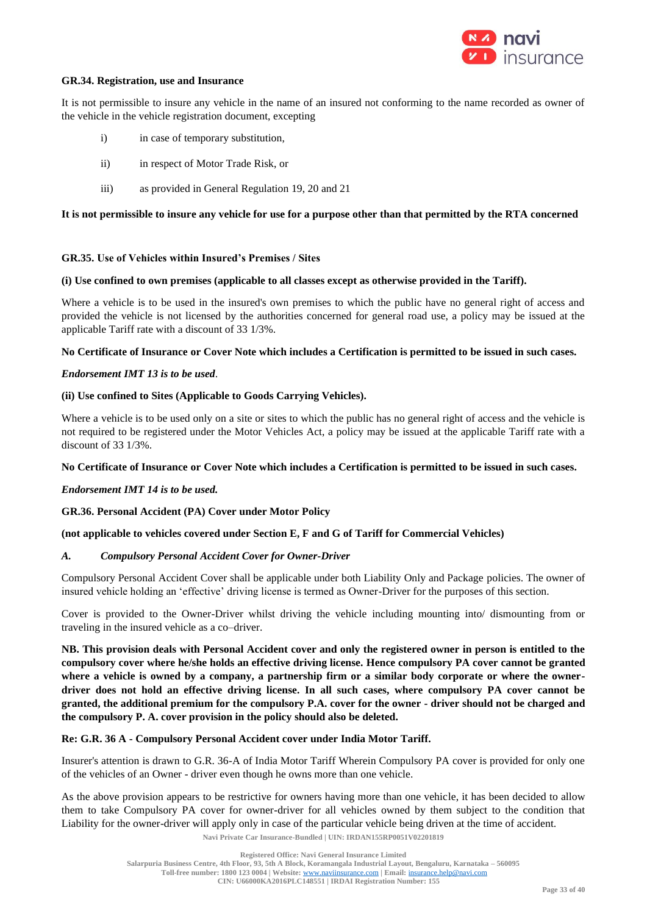**GR.34. Registration, use and Insurance**

It is not permissible to insure any vehicle in the name of an insured not conforming to the name recorded as owner of the vehicle in the vehicle registration document, excepting

i) in case of temporary substitution,

ii) in respect of Motor Trade Risk, or

iii) as provided in General Regulation 19, 20 and 21

**It is not permissible to insure any vehicle for use for a purpose other than that permitted by the RTA concerned**

**GR.35. Use of Vehicles within Insured's Premises / Sites**

**(i) Use confined to own premises (applicable to all classes except as otherwise provided in the Tariff).**

Where a vehicle is to be used in the insured's own premises to which the public have no general right of access and provided the vehicle is not licensed by the authorities concerned for general road use, a policy may be issued at the applicable Tariff rate with a discount of 33 1/3%.

**No Certificate of Insurance or Cover Note which includes a Certification is permitted to be issued in such cases.**

***Endorsement IMT 13 is to be used***.

**(ii) Use confined to Sites (Applicable to Goods Carrying Vehicles).**

Where a vehicle is to be used only on a site or sites to which the public has no general right of access and the vehicle is not required to be registered under the Motor Vehicles Act, a policy may be issued at the applicable Tariff rate with a discount of 33 1/3%.

**No Certificate of Insurance or Cover Note which includes a Certification is permitted to be issued in such cases.**

***Endorsement IMT 14 is to be used.***

**GR.36. Personal Accident (PA) Cover under Motor Policy**

**(not applicable to vehicles covered under Section E, F and G of Tariff for Commercial Vehicles)**

***A. Compulsory Personal Accident Cover for Owner-Driver***

Compulsory Personal Accident Cover shall be applicable under both Liability Only and Package policies. The owner of insured vehicle holding an 'effective' driving license is termed as Owner-Driver for the purposes of this section.

Cover is provided to the Owner-Driver whilst driving the vehicle including mounting into/ dismounting from or traveling in the insured vehicle as a co–driver.

**NB. This provision deals with Personal Accident cover and only the registered owner in person is entitled to the compulsory cover where he/she holds an effective driving license. Hence compulsory PA cover cannot be granted where a vehicle is owned by a company, a partnership firm or a similar body corporate or where the owner-driver does not hold an effective driving license. In all such cases, where compulsory PA cover cannot be granted, the additional premium for the compulsory P.A. cover for the owner - driver should not be charged and the compulsory P. A. cover provision in the policy should also be deleted.**

**Re: G.R. 36 A - Compulsory Personal Accident cover under India Motor Tariff.**

Insurer's attention is drawn to G.R. 36-A of India Motor Tariff Wherein Compulsory PA cover is provided for only one of the vehicles of an Owner - driver even though he owns more than one vehicle.

As the above provision appears to be restrictive for owners having more than one vehicle, it has been decided to allow them to take Compulsory PA cover for owner-driver for all vehicles owned by them subject to the condition that Liability for the owner-driver will apply only in case of the particular vehicle being driven at the time of accident.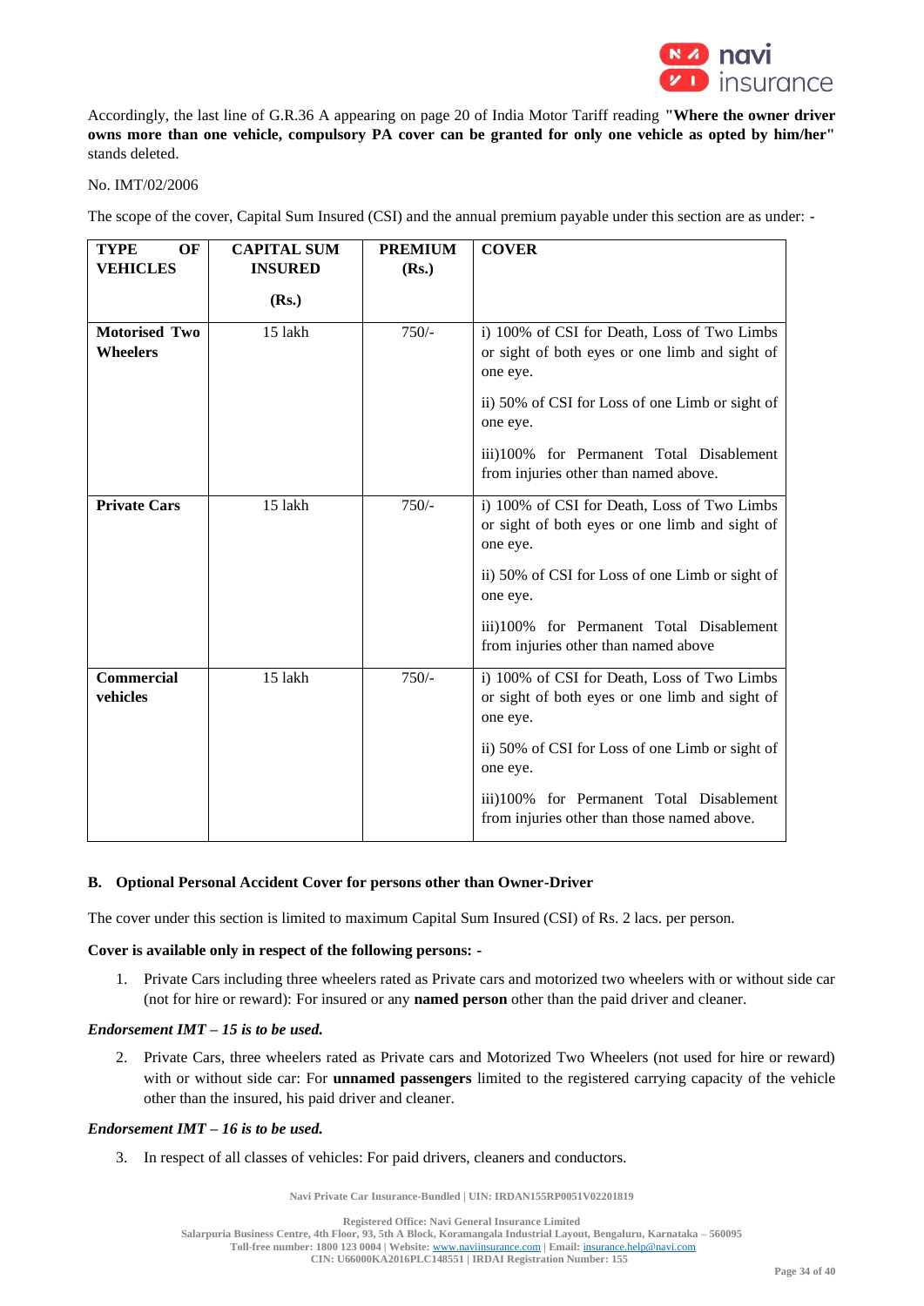Accordingly, the last line of G.R.36 A appearing on page 20 of India Motor Tariff reading **"Where the owner driver owns more than one vehicle, compulsory PA cover can be granted for only one vehicle as opted by him/her"** stands deleted.

No. IMT/02/2006

The scope of the cover, Capital Sum Insured (CSI) and the annual premium payable under this section are as under: -

| TYPE OF VEHICLES | CAPITAL SUM INSURED (Rs.) | PREMIUM (Rs.) | COVER |
|---|---|---|---|
| **Motorised Two Wheelers** | 15 lakh | 750/- | i) 100% of CSI for Death, Loss of Two Limbs or sight of both eyes or one limb and sight of one eye.<br><br>ii) 50% of CSI for Loss of one Limb or sight of one eye.<br><br>iii)100% for Permanent Total Disablement from injuries other than named above. |
| **Private Cars** | 15 lakh | 750/- | i) 100% of CSI for Death, Loss of Two Limbs or sight of both eyes or one limb and sight of one eye.<br><br>ii) 50% of CSI for Loss of one Limb or sight of one eye.<br><br>iii)100% for Permanent Total Disablement from injuries other than named above |
| **Commercial vehicles** | 15 lakh | 750/- | i) 100% of CSI for Death, Loss of Two Limbs or sight of both eyes or one limb and sight of one eye.<br><br>ii) 50% of CSI for Loss of one Limb or sight of one eye.<br><br>iii)100% for Permanent Total Disablement from injuries other than those named above. |

### B. Optional Personal Accident Cover for persons other than Owner-Driver

The cover under this section is limited to maximum Capital Sum Insured (CSI) of Rs. 2 lacs. per person.

**Cover is available only in respect of the following persons: -**

1. Private Cars including three wheelers rated as Private cars and motorized two wheelers with or without side car (not for hire or reward): For insured or any **named person** other than the paid driver and cleaner.

***Endorsement IMT – 15 is to be used.***

2. Private Cars, three wheelers rated as Private cars and Motorized Two Wheelers (not used for hire or reward) with or without side car: For **unnamed passengers** limited to the registered carrying capacity of the vehicle other than the insured, his paid driver and cleaner.

***Endorsement IMT – 16 is to be used.***

3. In respect of all classes of vehicles: For paid drivers, cleaners and conductors.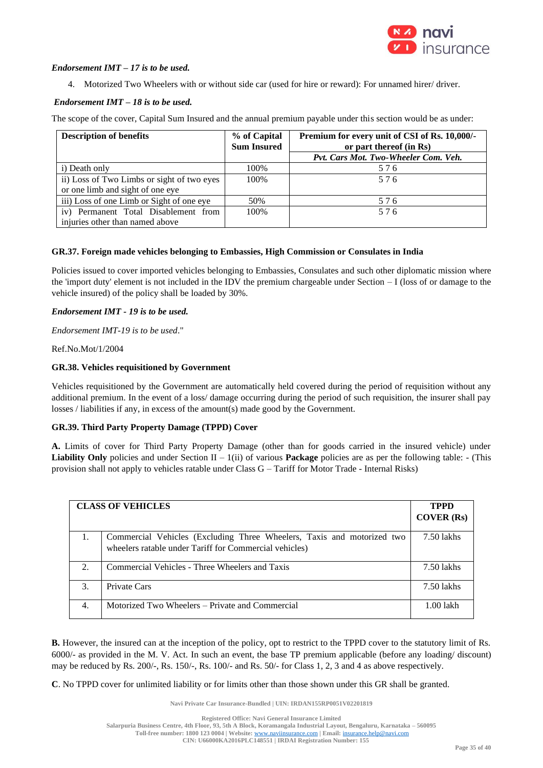***Endorsement IMT – 17 is to be used.***

4. Motorized Two Wheelers with or without side car (used for hire or reward): For unnamed hirer/ driver.

***Endorsement IMT – 18 is to be used.***

The scope of the cover, Capital Sum Insured and the annual premium payable under this section would be as under:

| **Description of benefits** | **% of Capital Sum Insured** | **Premium for every unit of CSI of Rs. 10,000/- or part thereof (in Rs)** |
|---|---|---|
| | | ***Pvt. Cars Mot. Two-Wheeler Com. Veh.*** |
| i) Death only | 100% | 5 7 6 |
| ii) Loss of Two Limbs or sight of two eyes or one limb and sight of one eye | 100% | 5 7 6 |
| iii) Loss of one Limb or Sight of one eye | 50% | 5 7 6 |
| iv) Permanent Total Disablement from injuries other than named above | 100% | 5 7 6 |

**GR.37. Foreign made vehicles belonging to Embassies, High Commission or Consulates in India**

Policies issued to cover imported vehicles belonging to Embassies, Consulates and such other diplomatic mission where the 'import duty' element is not included in the IDV the premium chargeable under Section – I (loss of or damage to the vehicle insured) of the policy shall be loaded by 30%.

***Endorsement IMT - 19 is to be used.***

*Endorsement IMT-19 is to be used*."

Ref.No.Mot/1/2004

**GR.38. Vehicles requisitioned by Government**

Vehicles requisitioned by the Government are automatically held covered during the period of requisition without any additional premium. In the event of a loss/ damage occurring during the period of such requisition, the insurer shall pay losses / liabilities if any, in excess of the amount(s) made good by the Government.

**GR.39. Third Party Property Damage (TPPD) Cover**

**A.** Limits of cover for Third Party Property Damage (other than for goods carried in the insured vehicle) under **Liability Only** policies and under Section II – 1(ii) of various **Package** policies are as per the following table: - (This provision shall not apply to vehicles ratable under Class G – Tariff for Motor Trade - Internal Risks)

| **CLASS OF VEHICLES** | | **TPPD COVER (Rs)** |
|---|---|---|
| 1. | Commercial Vehicles (Excluding Three Wheelers, Taxis and motorized two wheelers ratable under Tariff for Commercial vehicles) | 7.50 lakhs |
| 2. | Commercial Vehicles - Three Wheelers and Taxis | 7.50 lakhs |
| 3. | Private Cars | 7.50 lakhs |
| 4. | Motorized Two Wheelers – Private and Commercial | 1.00 lakh |

**B.** However, the insured can at the inception of the policy, opt to restrict to the TPPD cover to the statutory limit of Rs. 6000/- as provided in the M. V. Act. In such an event, the base TP premium applicable (before any loading/ discount) may be reduced by Rs. 200/-, Rs. 150/-, Rs. 100/- and Rs. 50/- for Class 1, 2, 3 and 4 as above respectively.

**C**. No TPPD cover for unlimited liability or for limits other than those shown under this GR shall be granted.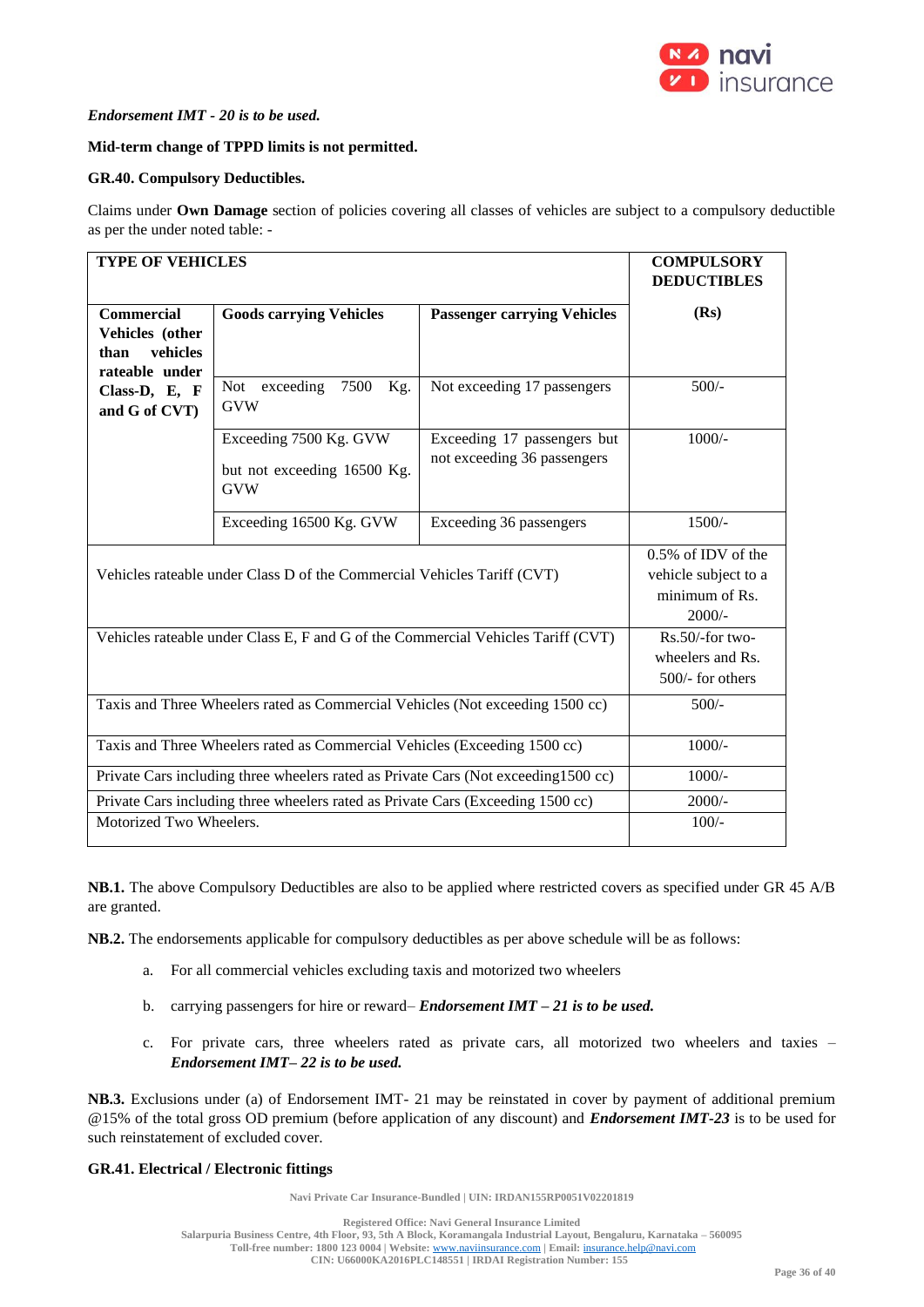***Endorsement IMT - 20 is to be used.***

**Mid-term change of TPPD limits is not permitted.**

**GR.40. Compulsory Deductibles.**

Claims under **Own Damage** section of policies covering all classes of vehicles are subject to a compulsory deductible as per the under noted table: -

| **TYPE OF VEHICLES** | | | **COMPULSORY DEDUCTIBLES** |
|---|---|---|---|
| **Commercial Vehicles (other than vehicles rateable under Class-D, E, F and G of CVT)** | **Goods carrying Vehicles** | **Passenger carrying Vehicles** | **(Rs)** |
| | Not exceeding 7500 Kg. GVW | Not exceeding 17 passengers | 500/- |
| | Exceeding 7500 Kg. GVW but not exceeding 16500 Kg. GVW | Exceeding 17 passengers but not exceeding 36 passengers | 1000/- |
| | Exceeding 16500 Kg. GVW | Exceeding 36 passengers | 1500/- |
| Vehicles rateable under Class D of the Commercial Vehicles Tariff (CVT) | | | 0.5% of IDV of the vehicle subject to a minimum of Rs. 2000/- |
| Vehicles rateable under Class E, F and G of the Commercial Vehicles Tariff (CVT) | | | Rs.50/-for two-wheelers and Rs. 500/- for others |
| Taxis and Three Wheelers rated as Commercial Vehicles (Not exceeding 1500 cc) | | | 500/- |
| Taxis and Three Wheelers rated as Commercial Vehicles (Exceeding 1500 cc) | | | 1000/- |
| Private Cars including three wheelers rated as Private Cars (Not exceeding1500 cc) | | | 1000/- |
| Private Cars including three wheelers rated as Private Cars (Exceeding 1500 cc) | | | 2000/- |
| Motorized Two Wheelers. | | | 100/- |

**NB.1.** The above Compulsory Deductibles are also to be applied where restricted covers as specified under GR 45 A/B are granted.

**NB.2.** The endorsements applicable for compulsory deductibles as per above schedule will be as follows:

a. For all commercial vehicles excluding taxis and motorized two wheelers

b. carrying passengers for hire or reward– ***Endorsement IMT – 21 is to be used.***

c. For private cars, three wheelers rated as private cars, all motorized two wheelers and taxies – ***Endorsement IMT– 22 is to be used.***

**NB.3.** Exclusions under (a) of Endorsement IMT- 21 may be reinstated in cover by payment of additional premium @15% of the total gross OD premium (before application of any discount) and ***Endorsement IMT-23*** is to be used for such reinstatement of excluded cover.

**GR.41. Electrical / Electronic fittings**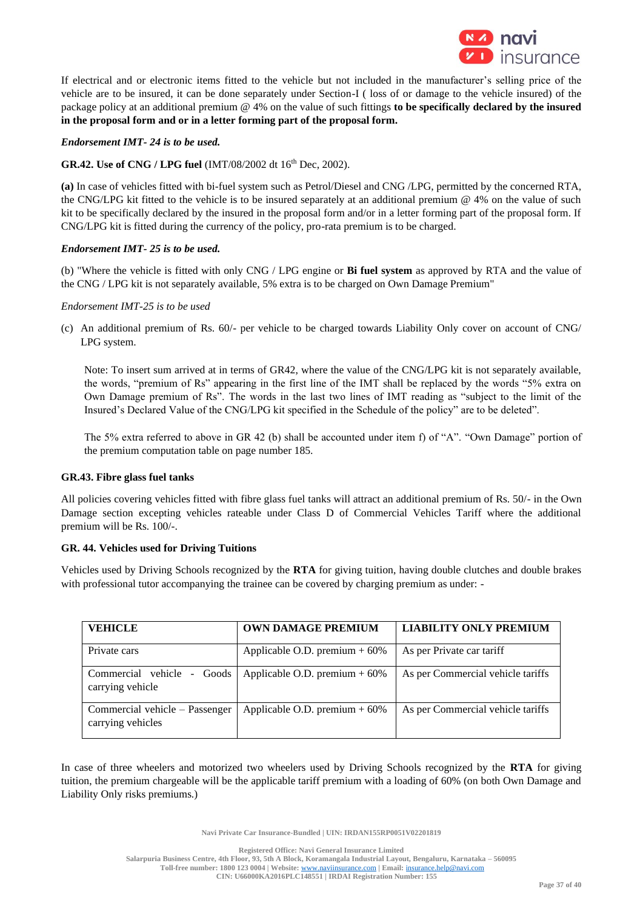If electrical and or electronic items fitted to the vehicle but not included in the manufacturer's selling price of the vehicle are to be insured, it can be done separately under Section-I ( loss of or damage to the vehicle insured) of the package policy at an additional premium @ 4% on the value of such fittings **to be specifically declared by the insured in the proposal form and or in a letter forming part of the proposal form.**

***Endorsement IMT- 24 is to be used.***

**GR.42. Use of CNG / LPG fuel** (IMT/08/2002 dt 16th Dec, 2002).

**(a)** In case of vehicles fitted with bi-fuel system such as Petrol/Diesel and CNG /LPG, permitted by the concerned RTA, the CNG/LPG kit fitted to the vehicle is to be insured separately at an additional premium @ 4% on the value of such kit to be specifically declared by the insured in the proposal form and/or in a letter forming part of the proposal form. If CNG/LPG kit is fitted during the currency of the policy, pro-rata premium is to be charged.

***Endorsement IMT- 25 is to be used.***

(b) "Where the vehicle is fitted with only CNG / LPG engine or **Bi fuel system** as approved by RTA and the value of the CNG / LPG kit is not separately available, 5% extra is to be charged on Own Damage Premium"

*Endorsement IMT-25 is to be used*

(c) An additional premium of Rs. 60/- per vehicle to be charged towards Liability Only cover on account of CNG/ LPG system.

Note: To insert sum arrived at in terms of GR42, where the value of the CNG/LPG kit is not separately available, the words, "premium of Rs" appearing in the first line of the IMT shall be replaced by the words "5% extra on Own Damage premium of Rs". The words in the last two lines of IMT reading as "subject to the limit of the Insured's Declared Value of the CNG/LPG kit specified in the Schedule of the policy" are to be deleted".

The 5% extra referred to above in GR 42 (b) shall be accounted under item f) of "A". "Own Damage" portion of the premium computation table on page number 185.

**GR.43. Fibre glass fuel tanks**

All policies covering vehicles fitted with fibre glass fuel tanks will attract an additional premium of Rs. 50/- in the Own Damage section excepting vehicles rateable under Class D of Commercial Vehicles Tariff where the additional premium will be Rs. 100/-.

**GR. 44. Vehicles used for Driving Tuitions**

Vehicles used by Driving Schools recognized by the **RTA** for giving tuition, having double clutches and double brakes with professional tutor accompanying the trainee can be covered by charging premium as under: -

| VEHICLE | OWN DAMAGE PREMIUM | LIABILITY ONLY PREMIUM |
|---|---|---|
| Private cars | Applicable O.D. premium + 60% | As per Private car tariff |
| Commercial vehicle - Goods carrying vehicle | Applicable O.D. premium + 60% | As per Commercial vehicle tariffs |
| Commercial vehicle – Passenger carrying vehicles | Applicable O.D. premium + 60% | As per Commercial vehicle tariffs |

In case of three wheelers and motorized two wheelers used by Driving Schools recognized by the **RTA** for giving tuition, the premium chargeable will be the applicable tariff premium with a loading of 60% (on both Own Damage and Liability Only risks premiums.)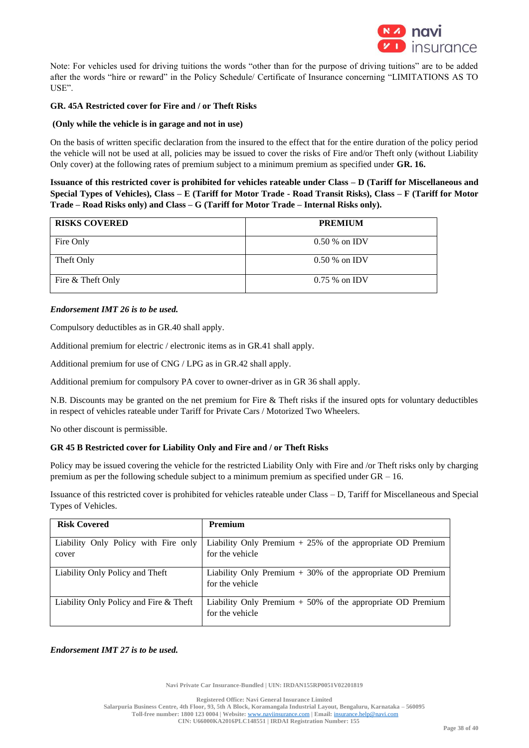Note: For vehicles used for driving tuitions the words "other than for the purpose of driving tuitions" are to be added after the words "hire or reward" in the Policy Schedule/ Certificate of Insurance concerning "LIMITATIONS AS TO USE".

**GR. 45A Restricted cover for Fire and / or Theft Risks**

**(Only while the vehicle is in garage and not in use)**

On the basis of written specific declaration from the insured to the effect that for the entire duration of the policy period the vehicle will not be used at all, policies may be issued to cover the risks of Fire and/or Theft only (without Liability Only cover) at the following rates of premium subject to a minimum premium as specified under **GR. 16.**

**Issuance of this restricted cover is prohibited for vehicles rateable under Class – D (Tariff for Miscellaneous and Special Types of Vehicles), Class – E (Tariff for Motor Trade - Road Transit Risks), Class – F (Tariff for Motor Trade – Road Risks only) and Class – G (Tariff for Motor Trade – Internal Risks only).**

| RISKS COVERED | PREMIUM |
|---|---|
| Fire Only | 0.50 % on IDV |
| Theft Only | 0.50 % on IDV |
| Fire & Theft Only | 0.75 % on IDV |

***Endorsement IMT 26 is to be used.***

Compulsory deductibles as in GR.40 shall apply.

Additional premium for electric / electronic items as in GR.41 shall apply.

Additional premium for use of CNG / LPG as in GR.42 shall apply.

Additional premium for compulsory PA cover to owner-driver as in GR 36 shall apply.

N.B. Discounts may be granted on the net premium for Fire & Theft risks if the insured opts for voluntary deductibles in respect of vehicles rateable under Tariff for Private Cars / Motorized Two Wheelers.

No other discount is permissible.

**GR 45 B Restricted cover for Liability Only and Fire and / or Theft Risks**

Policy may be issued covering the vehicle for the restricted Liability Only with Fire and /or Theft risks only by charging premium as per the following schedule subject to a minimum premium as specified under GR – 16.

Issuance of this restricted cover is prohibited for vehicles rateable under Class – D, Tariff for Miscellaneous and Special Types of Vehicles.

| Risk Covered | Premium |
|---|---|
| Liability Only Policy with Fire only cover | Liability Only Premium + 25% of the appropriate OD Premium for the vehicle |
| Liability Only Policy and Theft | Liability Only Premium + 30% of the appropriate OD Premium for the vehicle |
| Liability Only Policy and Fire & Theft | Liability Only Premium + 50% of the appropriate OD Premium for the vehicle |

***Endorsement IMT 27 is to be used.***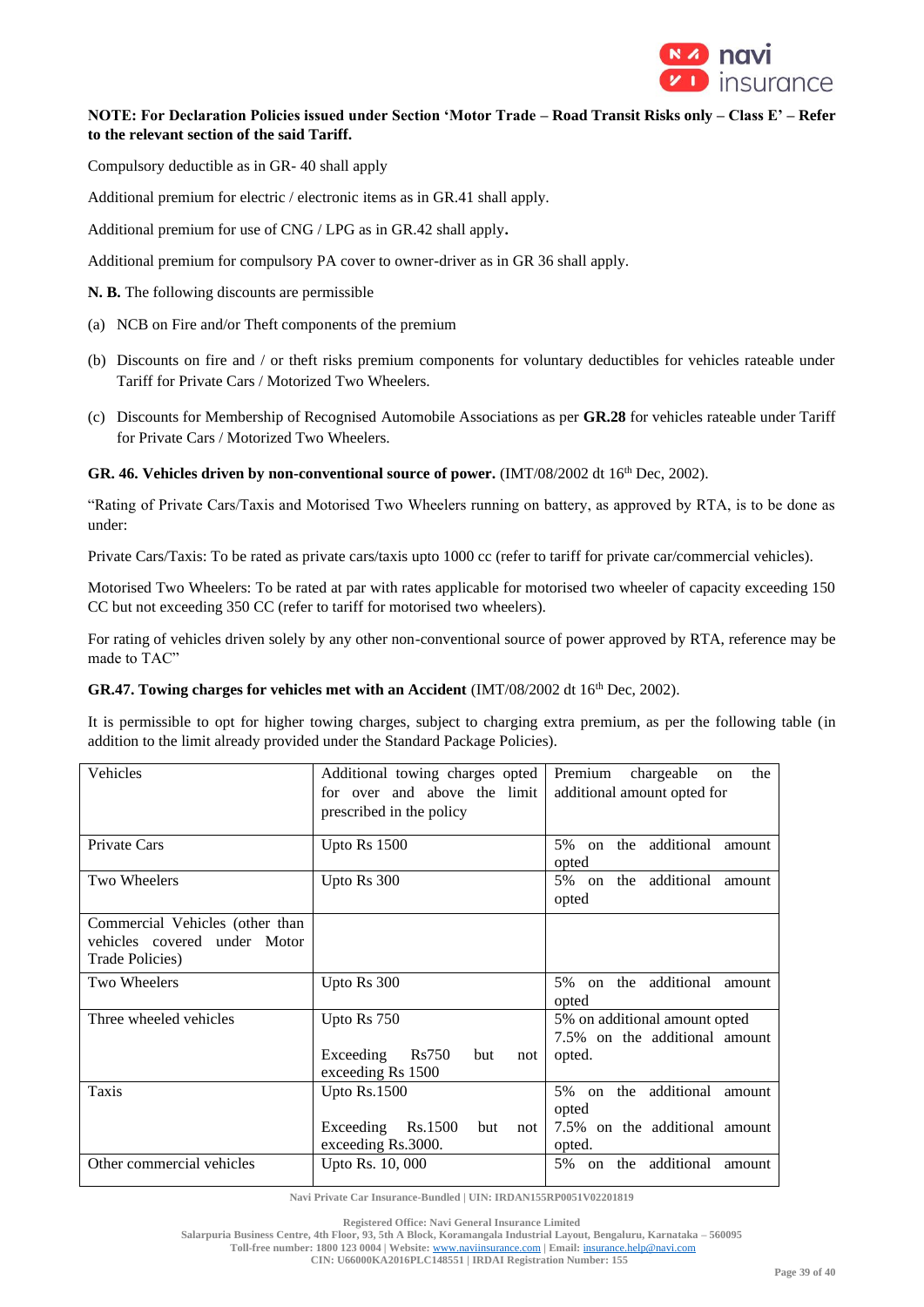**NOTE: For Declaration Policies issued under Section 'Motor Trade – Road Transit Risks only – Class E' – Refer to the relevant section of the said Tariff.**

Compulsory deductible as in GR- 40 shall apply

Additional premium for electric / electronic items as in GR.41 shall apply.

Additional premium for use of CNG / LPG as in GR.42 shall apply.

Additional premium for compulsory PA cover to owner-driver as in GR 36 shall apply.

**N. B.** The following discounts are permissible

(a) NCB on Fire and/or Theft components of the premium

(b) Discounts on fire and / or theft risks premium components for voluntary deductibles for vehicles rateable under Tariff for Private Cars / Motorized Two Wheelers.

(c) Discounts for Membership of Recognised Automobile Associations as per **GR.28** for vehicles rateable under Tariff for Private Cars / Motorized Two Wheelers.

**GR. 46. Vehicles driven by non-conventional source of power.** (IMT/08/2002 dt 16th Dec, 2002).

"Rating of Private Cars/Taxis and Motorised Two Wheelers running on battery, as approved by RTA, is to be done as under:

Private Cars/Taxis: To be rated as private cars/taxis upto 1000 cc (refer to tariff for private car/commercial vehicles).

Motorised Two Wheelers: To be rated at par with rates applicable for motorised two wheeler of capacity exceeding 150 CC but not exceeding 350 CC (refer to tariff for motorised two wheelers).

For rating of vehicles driven solely by any other non-conventional source of power approved by RTA, reference may be made to TAC"

**GR.47. Towing charges for vehicles met with an Accident** (IMT/08/2002 dt 16th Dec, 2002).

It is permissible to opt for higher towing charges, subject to charging extra premium, as per the following table (in addition to the limit already provided under the Standard Package Policies).

| Vehicles | Additional towing charges opted for over and above the limit prescribed in the policy | Premium chargeable on the additional amount opted for |
|---|---|---|
| Private Cars | Upto Rs 1500 | 5% on the additional amount opted |
| Two Wheelers | Upto Rs 300 | 5% on the additional amount opted |
| Commercial Vehicles (other than vehicles covered under Motor Trade Policies) | | |
| Two Wheelers | Upto Rs 300 | 5% on the additional amount opted |
| Three wheeled vehicles | Upto Rs 750<br><br>Exceeding Rs750 but not exceeding Rs 1500 | 5% on additional amount opted<br>7.5% on the additional amount opted. |
| Taxis | Upto Rs.1500<br><br>Exceeding Rs.1500 but not exceeding Rs.3000. | 5% on the additional amount opted<br>7.5% on the additional amount opted. |
| Other commercial vehicles | Upto Rs. 10, 000 | 5% on the additional amount |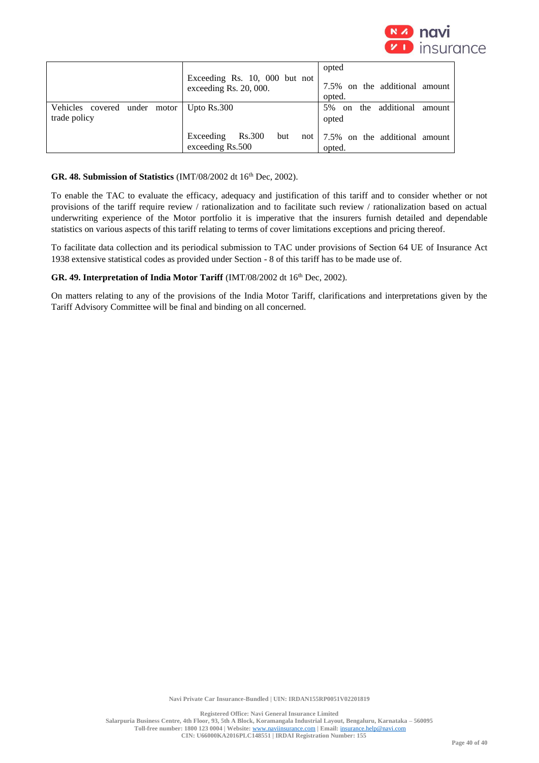| | | |
|---|---|---|
| | Exceeding Rs. 10, 000 but not exceeding Rs. 20, 000. | opted<br><br>7.5% on the additional amount opted. |
| Vehicles covered under motor trade policy | Upto Rs.300 | 5% on the additional amount opted |
| | Exceeding Rs.300 but not exceeding Rs.500 | 7.5% on the additional amount opted. |

**GR. 48. Submission of Statistics** (IMT/08/2002 dt 16th Dec, 2002).

To enable the TAC to evaluate the efficacy, adequacy and justification of this tariff and to consider whether or not provisions of the tariff require review / rationalization and to facilitate such review / rationalization based on actual underwriting experience of the Motor portfolio it is imperative that the insurers furnish detailed and dependable statistics on various aspects of this tariff relating to terms of cover limitations exceptions and pricing thereof.

To facilitate data collection and its periodical submission to TAC under provisions of Section 64 UE of Insurance Act 1938 extensive statistical codes as provided under Section - 8 of this tariff has to be made use of.

**GR. 49. Interpretation of India Motor Tariff** (IMT/08/2002 dt 16th Dec, 2002).

On matters relating to any of the provisions of the India Motor Tariff, clarifications and interpretations given by the Tariff Advisory Committee will be final and binding on all concerned.